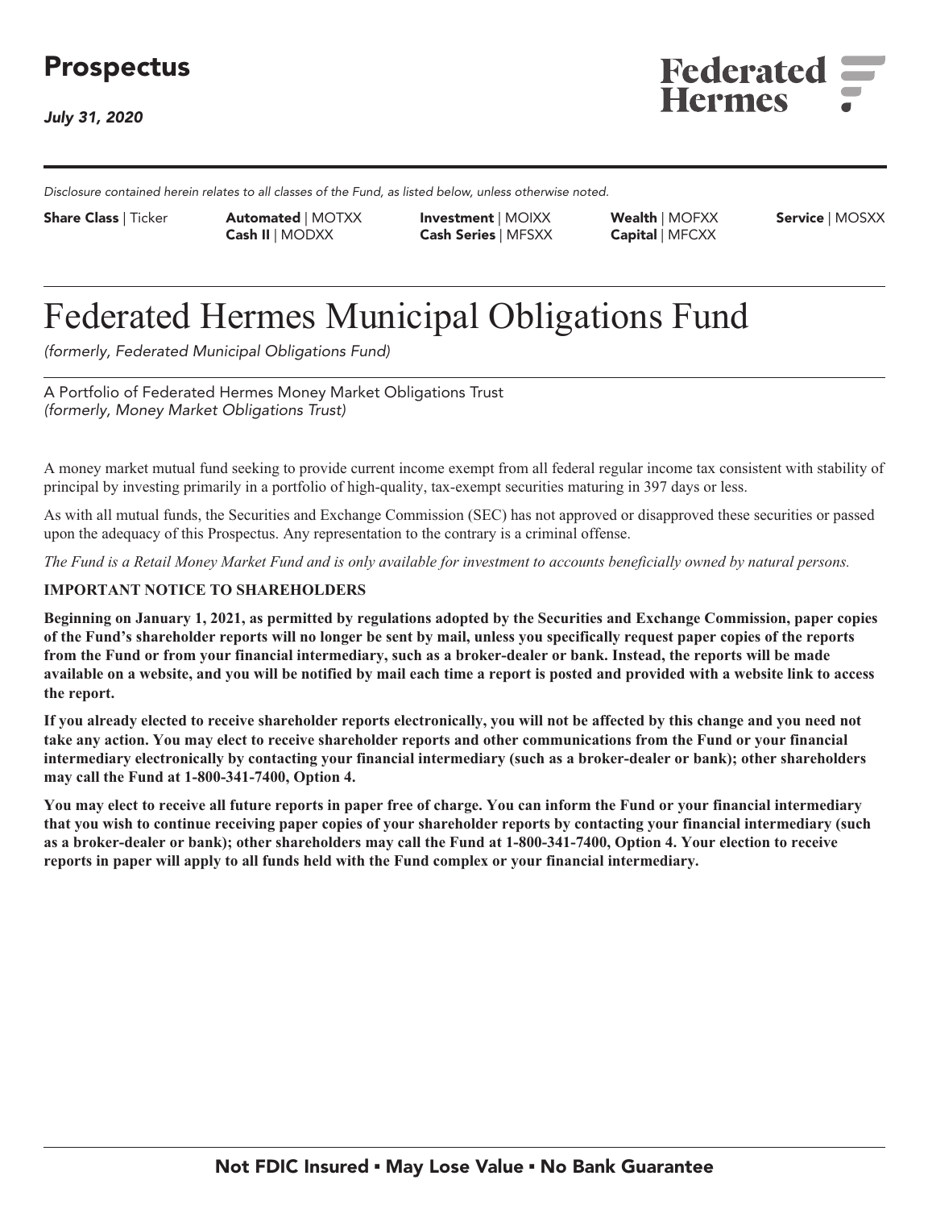# Prospectus

*July 31, 2020*

Federated Hermes

*Disclosure contained herein relates to all classes of the Fund, as listed below, unless otherwise noted.*

| Share Class \| Ticker | | | | |
|---|---|---|---|---|
| **Automated** \| MOTXX | **Investment** \| MOIXX | **Wealth** \| MOFXX | **Service** \| MOSXX | |
| **Cash II** \| MODXX | **Cash Series** \| MFSXX | **Capital** \| MFCXX | | |

# Federated Hermes Municipal Obligations Fund

*(formerly, Federated Municipal Obligations Fund)*

A Portfolio of Federated Hermes Money Market Obligations Trust
*(formerly, Money Market Obligations Trust)*

A money market mutual fund seeking to provide current income exempt from all federal regular income tax consistent with stability of principal by investing primarily in a portfolio of high-quality, tax-exempt securities maturing in 397 days or less.

As with all mutual funds, the Securities and Exchange Commission (SEC) has not approved or disapproved these securities or passed upon the adequacy of this Prospectus. Any representation to the contrary is a criminal offense.

*The Fund is a Retail Money Market Fund and is only available for investment to accounts beneficially owned by natural persons.*

**IMPORTANT NOTICE TO SHAREHOLDERS**

**Beginning on January 1, 2021, as permitted by regulations adopted by the Securities and Exchange Commission, paper copies of the Fund's shareholder reports will no longer be sent by mail, unless you specifically request paper copies of the reports from the Fund or from your financial intermediary, such as a broker-dealer or bank. Instead, the reports will be made available on a website, and you will be notified by mail each time a report is posted and provided with a website link to access the report.**

**If you already elected to receive shareholder reports electronically, you will not be affected by this change and you need not take any action. You may elect to receive shareholder reports and other communications from the Fund or your financial intermediary electronically by contacting your financial intermediary (such as a broker-dealer or bank); other shareholders may call the Fund at 1-800-341-7400, Option 4.**

**You may elect to receive all future reports in paper free of charge. You can inform the Fund or your financial intermediary that you wish to continue receiving paper copies of your shareholder reports by contacting your financial intermediary (such as a broker-dealer or bank); other shareholders may call the Fund at 1-800-341-7400, Option 4. Your election to receive reports in paper will apply to all funds held with the Fund complex or your financial intermediary.**

**Not FDIC Insured ▪ May Lose Value ▪ No Bank Guarantee**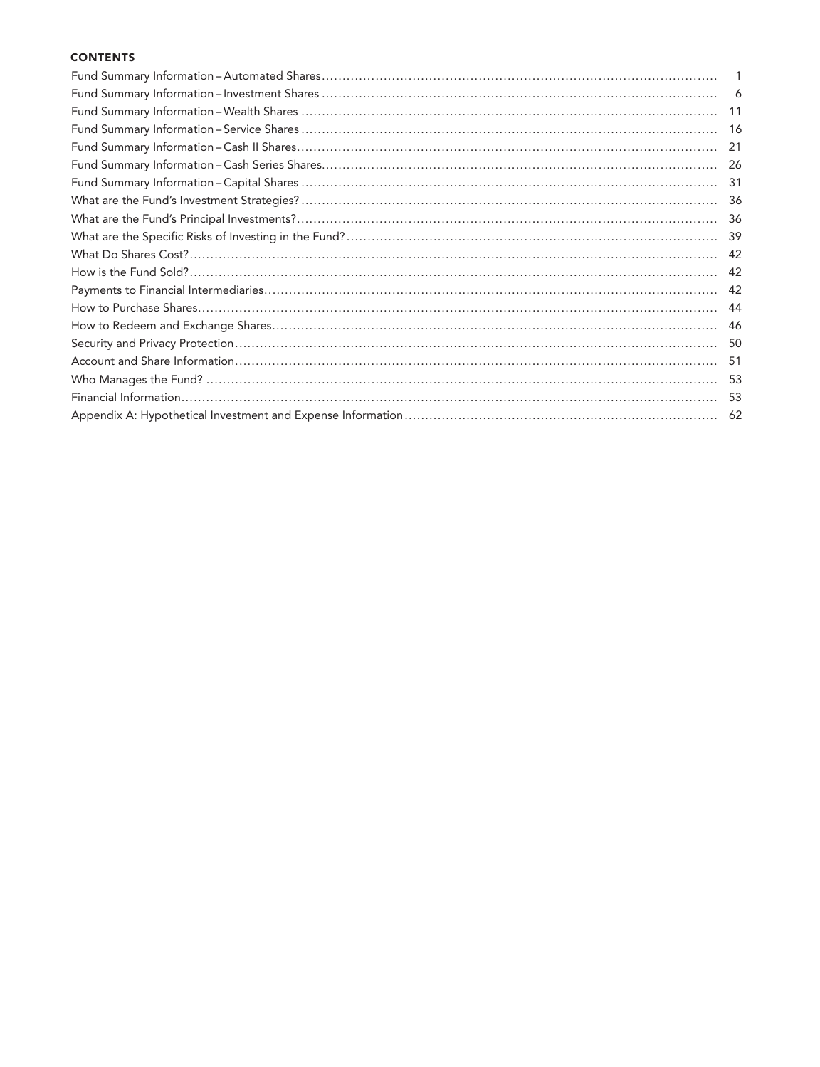## CONTENTS

| | |
|---|---|
| Fund Summary Information – Automated Shares | 1 |
| Fund Summary Information – Investment Shares | 6 |
| Fund Summary Information – Wealth Shares | 11 |
| Fund Summary Information – Service Shares | 16 |
| Fund Summary Information – Cash II Shares | 21 |
| Fund Summary Information – Cash Series Shares | 26 |
| Fund Summary Information – Capital Shares | 31 |
| What are the Fund's Investment Strategies? | 36 |
| What are the Fund's Principal Investments? | 36 |
| What are the Specific Risks of Investing in the Fund? | 39 |
| What Do Shares Cost? | 42 |
| How is the Fund Sold? | 42 |
| Payments to Financial Intermediaries | 42 |
| How to Purchase Shares | 44 |
| How to Redeem and Exchange Shares | 46 |
| Security and Privacy Protection | 50 |
| Account and Share Information | 51 |
| Who Manages the Fund? | 53 |
| Financial Information | 53 |
| Appendix A: Hypothetical Investment and Expense Information | 62 |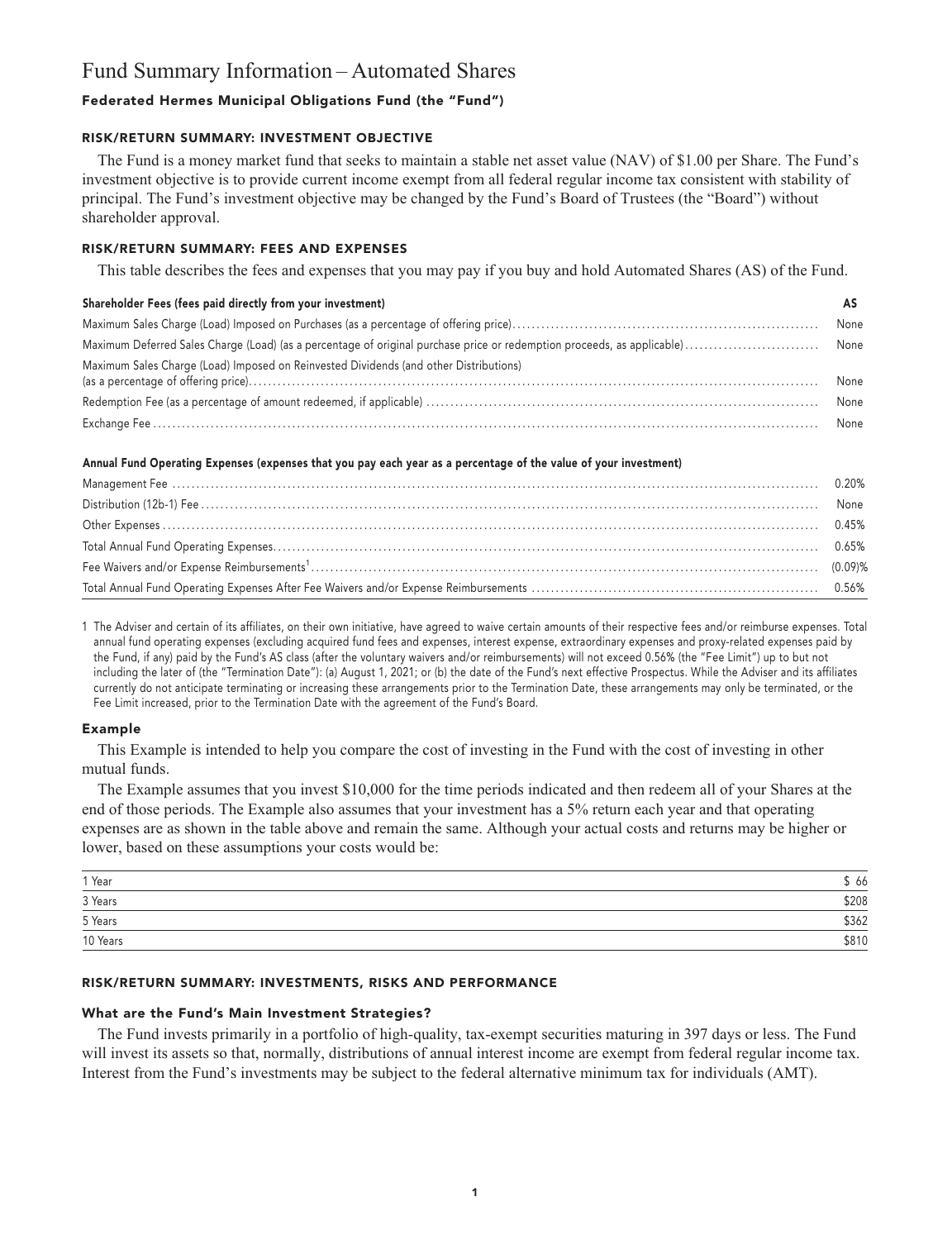# Fund Summary Information – Automated Shares

### Federated Hermes Municipal Obligations Fund (the "Fund")

#### RISK/RETURN SUMMARY: INVESTMENT OBJECTIVE

The Fund is a money market fund that seeks to maintain a stable net asset value (NAV) of $1.00 per Share. The Fund's investment objective is to provide current income exempt from all federal regular income tax consistent with stability of principal. The Fund's investment objective may be changed by the Fund's Board of Trustees (the "Board") without shareholder approval.

#### RISK/RETURN SUMMARY: FEES AND EXPENSES

This table describes the fees and expenses that you may pay if you buy and hold Automated Shares (AS) of the Fund.

| Shareholder Fees (fees paid directly from your investment) | AS |
|---|---|
| Maximum Sales Charge (Load) Imposed on Purchases (as a percentage of offering price) | None |
| Maximum Deferred Sales Charge (Load) (as a percentage of original purchase price or redemption proceeds, as applicable) | None |
| Maximum Sales Charge (Load) Imposed on Reinvested Dividends (and other Distributions) (as a percentage of offering price) | None |
| Redemption Fee (as a percentage of amount redeemed, if applicable) | None |
| Exchange Fee | None |

| Annual Fund Operating Expenses (expenses that you pay each year as a percentage of the value of your investment) | |
|---|---|
| Management Fee | 0.20% |
| Distribution (12b-1) Fee | None |
| Other Expenses | 0.45% |
| Total Annual Fund Operating Expenses | 0.65% |
| Fee Waivers and/or Expense Reimbursements[1] | (0.09)% |
| Total Annual Fund Operating Expenses After Fee Waivers and/or Expense Reimbursements | 0.56% |

1 The Adviser and certain of its affiliates, on their own initiative, have agreed to waive certain amounts of their respective fees and/or reimburse expenses. Total annual fund operating expenses (excluding acquired fund fees and expenses, interest expense, extraordinary expenses and proxy-related expenses paid by the Fund, if any) paid by the Fund's AS class (after the voluntary waivers and/or reimbursements) will not exceed 0.56% (the "Fee Limit") up to but not including the later of (the "Termination Date"): (a) August 1, 2021; or (b) the date of the Fund's next effective Prospectus. While the Adviser and its affiliates currently do not anticipate terminating or increasing these arrangements prior to the Termination Date, these arrangements may only be terminated, or the Fee Limit increased, prior to the Termination Date with the agreement of the Fund's Board.

### Example

This Example is intended to help you compare the cost of investing in the Fund with the cost of investing in other mutual funds.

The Example assumes that you invest $10,000 for the time periods indicated and then redeem all of your Shares at the end of those periods. The Example also assumes that your investment has a 5% return each year and that operating expenses are as shown in the table above and remain the same. Although your actual costs and returns may be higher or lower, based on these assumptions your costs would be:

| | |
|---|---|
| 1 Year | $ 66 |
| 3 Years | $208 |
| 5 Years | $362 |
| 10 Years | $810 |

#### RISK/RETURN SUMMARY: INVESTMENTS, RISKS AND PERFORMANCE

### What are the Fund's Main Investment Strategies?

The Fund invests primarily in a portfolio of high-quality, tax-exempt securities maturing in 397 days or less. The Fund will invest its assets so that, normally, distributions of annual interest income are exempt from federal regular income tax. Interest from the Fund's investments may be subject to the federal alternative minimum tax for individuals (AMT).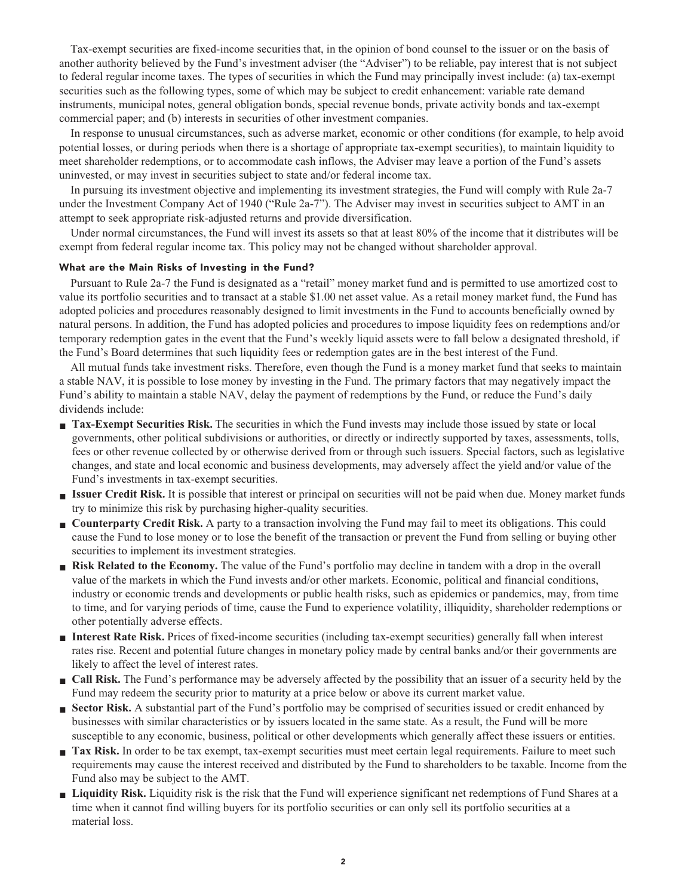Tax-exempt securities are fixed-income securities that, in the opinion of bond counsel to the issuer or on the basis of another authority believed by the Fund's investment adviser (the "Adviser") to be reliable, pay interest that is not subject to federal regular income taxes. The types of securities in which the Fund may principally invest include: (a) tax-exempt securities such as the following types, some of which may be subject to credit enhancement: variable rate demand instruments, municipal notes, general obligation bonds, special revenue bonds, private activity bonds and tax-exempt commercial paper; and (b) interests in securities of other investment companies.

In response to unusual circumstances, such as adverse market, economic or other conditions (for example, to help avoid potential losses, or during periods when there is a shortage of appropriate tax-exempt securities), to maintain liquidity to meet shareholder redemptions, or to accommodate cash inflows, the Adviser may leave a portion of the Fund's assets uninvested, or may invest in securities subject to state and/or federal income tax.

In pursuing its investment objective and implementing its investment strategies, the Fund will comply with Rule 2a-7 under the Investment Company Act of 1940 ("Rule 2a-7"). The Adviser may invest in securities subject to AMT in an attempt to seek appropriate risk-adjusted returns and provide diversification.

Under normal circumstances, the Fund will invest its assets so that at least 80% of the income that it distributes will be exempt from federal regular income tax. This policy may not be changed without shareholder approval.

### What are the Main Risks of Investing in the Fund?

Pursuant to Rule 2a-7 the Fund is designated as a "retail" money market fund and is permitted to use amortized cost to value its portfolio securities and to transact at a stable $1.00 net asset value. As a retail money market fund, the Fund has adopted policies and procedures reasonably designed to limit investments in the Fund to accounts beneficially owned by natural persons. In addition, the Fund has adopted policies and procedures to impose liquidity fees on redemptions and/or temporary redemption gates in the event that the Fund's weekly liquid assets were to fall below a designated threshold, if the Fund's Board determines that such liquidity fees or redemption gates are in the best interest of the Fund.

All mutual funds take investment risks. Therefore, even though the Fund is a money market fund that seeks to maintain a stable NAV, it is possible to lose money by investing in the Fund. The primary factors that may negatively impact the Fund's ability to maintain a stable NAV, delay the payment of redemptions by the Fund, or reduce the Fund's daily dividends include:

- **Tax-Exempt Securities Risk.** The securities in which the Fund invests may include those issued by state or local governments, other political subdivisions or authorities, or directly or indirectly supported by taxes, assessments, tolls, fees or other revenue collected by or otherwise derived from or through such issuers. Special factors, such as legislative changes, and state and local economic and business developments, may adversely affect the yield and/or value of the Fund's investments in tax-exempt securities.
- **Issuer Credit Risk.** It is possible that interest or principal on securities will not be paid when due. Money market funds try to minimize this risk by purchasing higher-quality securities.
- **Counterparty Credit Risk.** A party to a transaction involving the Fund may fail to meet its obligations. This could cause the Fund to lose money or to lose the benefit of the transaction or prevent the Fund from selling or buying other securities to implement its investment strategies.
- **Risk Related to the Economy.** The value of the Fund's portfolio may decline in tandem with a drop in the overall value of the markets in which the Fund invests and/or other markets. Economic, political and financial conditions, industry or economic trends and developments or public health risks, such as epidemics or pandemics, may, from time to time, and for varying periods of time, cause the Fund to experience volatility, illiquidity, shareholder redemptions or other potentially adverse effects.
- **Interest Rate Risk.** Prices of fixed-income securities (including tax-exempt securities) generally fall when interest rates rise. Recent and potential future changes in monetary policy made by central banks and/or their governments are likely to affect the level of interest rates.
- **Call Risk.** The Fund's performance may be adversely affected by the possibility that an issuer of a security held by the Fund may redeem the security prior to maturity at a price below or above its current market value.
- **Sector Risk.** A substantial part of the Fund's portfolio may be comprised of securities issued or credit enhanced by businesses with similar characteristics or by issuers located in the same state. As a result, the Fund will be more susceptible to any economic, business, political or other developments which generally affect these issuers or entities.
- **Tax Risk.** In order to be tax exempt, tax-exempt securities must meet certain legal requirements. Failure to meet such requirements may cause the interest received and distributed by the Fund to shareholders to be taxable. Income from the Fund also may be subject to the AMT.
- **Liquidity Risk.** Liquidity risk is the risk that the Fund will experience significant net redemptions of Fund Shares at a time when it cannot find willing buyers for its portfolio securities or can only sell its portfolio securities at a material loss.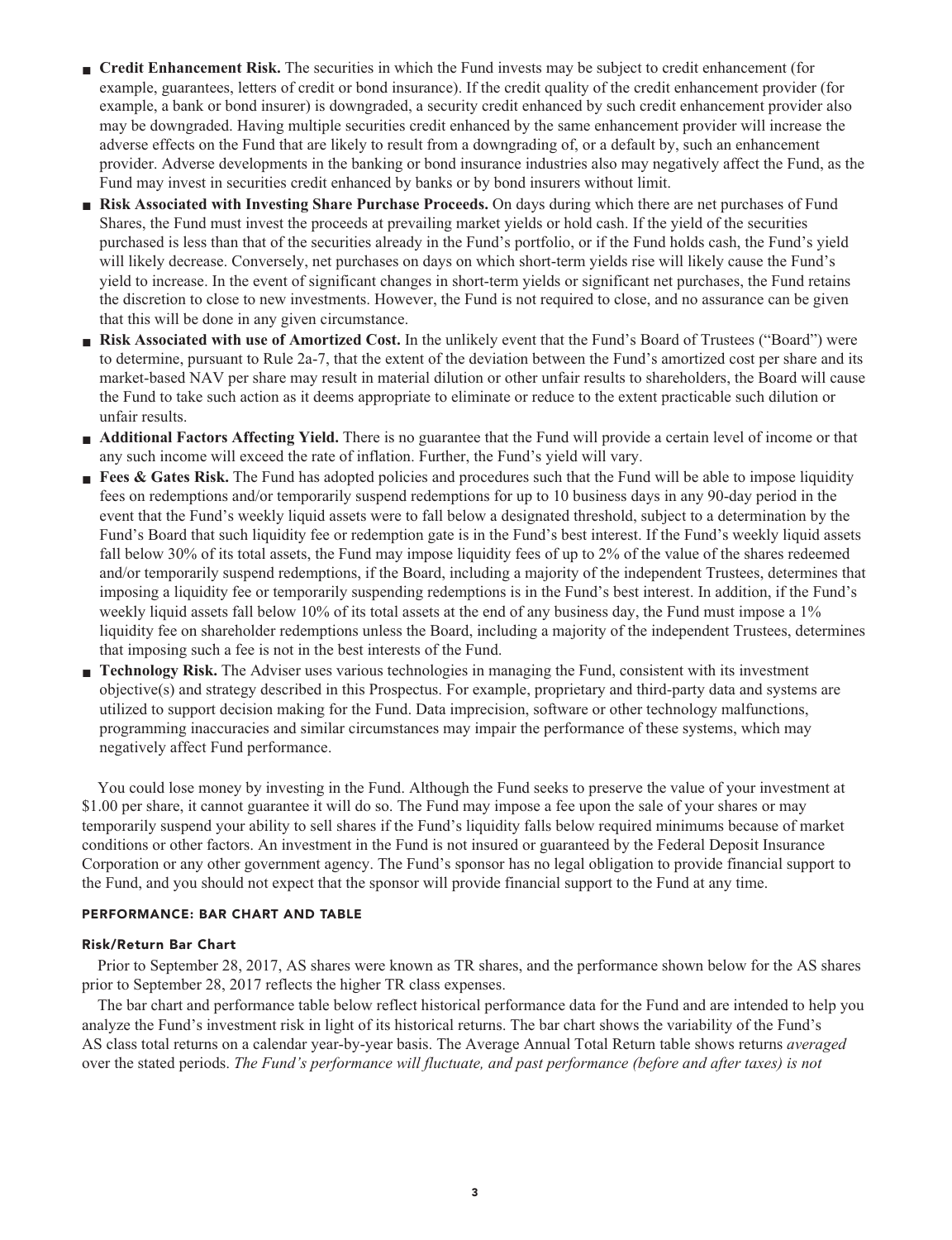- **Credit Enhancement Risk.** The securities in which the Fund invests may be subject to credit enhancement (for example, guarantees, letters of credit or bond insurance). If the credit quality of the credit enhancement provider (for example, a bank or bond insurer) is downgraded, a security credit enhanced by such credit enhancement provider also may be downgraded. Having multiple securities credit enhanced by the same enhancement provider will increase the adverse effects on the Fund that are likely to result from a downgrading of, or a default by, such an enhancement provider. Adverse developments in the banking or bond insurance industries also may negatively affect the Fund, as the Fund may invest in securities credit enhanced by banks or by bond insurers without limit.
- **Risk Associated with Investing Share Purchase Proceeds.** On days during which there are net purchases of Fund Shares, the Fund must invest the proceeds at prevailing market yields or hold cash. If the yield of the securities purchased is less than that of the securities already in the Fund's portfolio, or if the Fund holds cash, the Fund's yield will likely decrease. Conversely, net purchases on days on which short-term yields rise will likely cause the Fund's yield to increase. In the event of significant changes in short-term yields or significant net purchases, the Fund retains the discretion to close to new investments. However, the Fund is not required to close, and no assurance can be given that this will be done in any given circumstance.
- **Risk Associated with use of Amortized Cost.** In the unlikely event that the Fund's Board of Trustees ("Board") were to determine, pursuant to Rule 2a-7, that the extent of the deviation between the Fund's amortized cost per share and its market-based NAV per share may result in material dilution or other unfair results to shareholders, the Board will cause the Fund to take such action as it deems appropriate to eliminate or reduce to the extent practicable such dilution or unfair results.
- **Additional Factors Affecting Yield.** There is no guarantee that the Fund will provide a certain level of income or that any such income will exceed the rate of inflation. Further, the Fund's yield will vary.
- **Fees & Gates Risk.** The Fund has adopted policies and procedures such that the Fund will be able to impose liquidity fees on redemptions and/or temporarily suspend redemptions for up to 10 business days in any 90-day period in the event that the Fund's weekly liquid assets were to fall below a designated threshold, subject to a determination by the Fund's Board that such liquidity fee or redemption gate is in the Fund's best interest. If the Fund's weekly liquid assets fall below 30% of its total assets, the Fund may impose liquidity fees of up to 2% of the value of the shares redeemed and/or temporarily suspend redemptions, if the Board, including a majority of the independent Trustees, determines that imposing a liquidity fee or temporarily suspending redemptions is in the Fund's best interest. In addition, if the Fund's weekly liquid assets fall below 10% of its total assets at the end of any business day, the Fund must impose a 1% liquidity fee on shareholder redemptions unless the Board, including a majority of the independent Trustees, determines that imposing such a fee is not in the best interests of the Fund.
- **Technology Risk.** The Adviser uses various technologies in managing the Fund, consistent with its investment objective(s) and strategy described in this Prospectus. For example, proprietary and third-party data and systems are utilized to support decision making for the Fund. Data imprecision, software or other technology malfunctions, programming inaccuracies and similar circumstances may impair the performance of these systems, which may negatively affect Fund performance.

You could lose money by investing in the Fund. Although the Fund seeks to preserve the value of your investment at $1.00 per share, it cannot guarantee it will do so. The Fund may impose a fee upon the sale of your shares or may temporarily suspend your ability to sell shares if the Fund's liquidity falls below required minimums because of market conditions or other factors. An investment in the Fund is not insured or guaranteed by the Federal Deposit Insurance Corporation or any other government agency. The Fund's sponsor has no legal obligation to provide financial support to the Fund, and you should not expect that the sponsor will provide financial support to the Fund at any time.

## PERFORMANCE: BAR CHART AND TABLE

### Risk/Return Bar Chart

Prior to September 28, 2017, AS shares were known as TR shares, and the performance shown below for the AS shares prior to September 28, 2017 reflects the higher TR class expenses.

The bar chart and performance table below reflect historical performance data for the Fund and are intended to help you analyze the Fund's investment risk in light of its historical returns. The bar chart shows the variability of the Fund's AS class total returns on a calendar year-by-year basis. The Average Annual Total Return table shows returns *averaged* over the stated periods. *The Fund's performance will fluctuate, and past performance (before and after taxes) is not*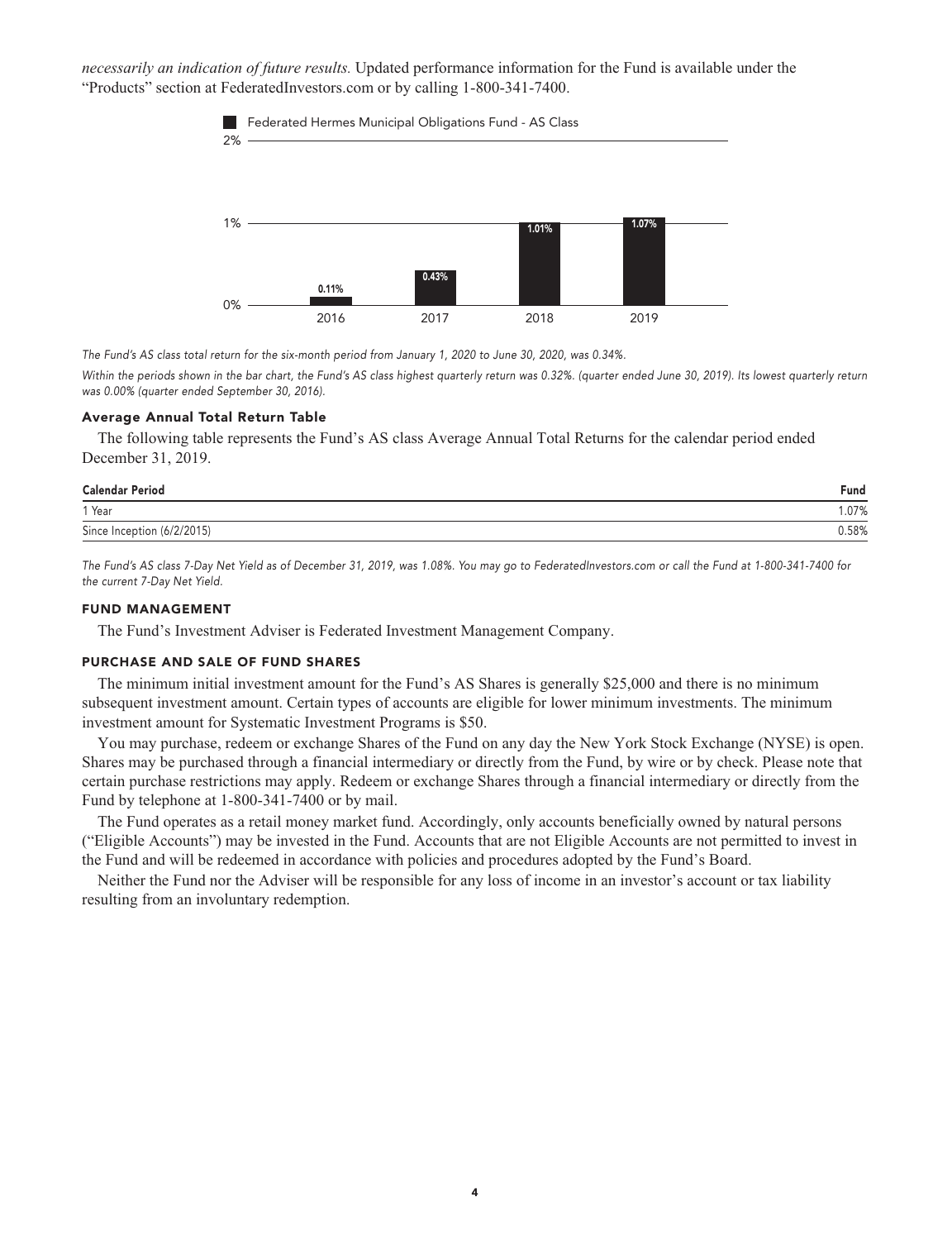*necessarily an indication of future results.* Updated performance information for the Fund is available under the "Products" section at FederatedInvestors.com or by calling 1-800-341-7400.

Federated Hermes Municipal Obligations Fund - AS Class

| Year | Return |
|---|---|
| 2016 | 0.11% |
| 2017 | 0.43% |
| 2018 | 1.01% |
| 2019 | 1.07% |

*The Fund's AS class total return for the six-month period from January 1, 2020 to June 30, 2020, was 0.34%.*

*Within the periods shown in the bar chart, the Fund's AS class highest quarterly return was 0.32%. (quarter ended June 30, 2019). Its lowest quarterly return was 0.00% (quarter ended September 30, 2016).*

### Average Annual Total Return Table

The following table represents the Fund's AS class Average Annual Total Returns for the calendar period ended December 31, 2019.

| Calendar Period | Fund |
|---|---|
| 1 Year | 1.07% |
| Since Inception (6/2/2015) | 0.58% |

*The Fund's AS class 7-Day Net Yield as of December 31, 2019, was 1.08%. You may go to FederatedInvestors.com or call the Fund at 1-800-341-7400 for the current 7-Day Net Yield.*

## FUND MANAGEMENT

The Fund's Investment Adviser is Federated Investment Management Company.

## PURCHASE AND SALE OF FUND SHARES

The minimum initial investment amount for the Fund's AS Shares is generally $25,000 and there is no minimum subsequent investment amount. Certain types of accounts are eligible for lower minimum investments. The minimum investment amount for Systematic Investment Programs is $50.

You may purchase, redeem or exchange Shares of the Fund on any day the New York Stock Exchange (NYSE) is open. Shares may be purchased through a financial intermediary or directly from the Fund, by wire or by check. Please note that certain purchase restrictions may apply. Redeem or exchange Shares through a financial intermediary or directly from the Fund by telephone at 1-800-341-7400 or by mail.

The Fund operates as a retail money market fund. Accordingly, only accounts beneficially owned by natural persons ("Eligible Accounts") may be invested in the Fund. Accounts that are not Eligible Accounts are not permitted to invest in the Fund and will be redeemed in accordance with policies and procedures adopted by the Fund's Board.

Neither the Fund nor the Adviser will be responsible for any loss of income in an investor's account or tax liability resulting from an involuntary redemption.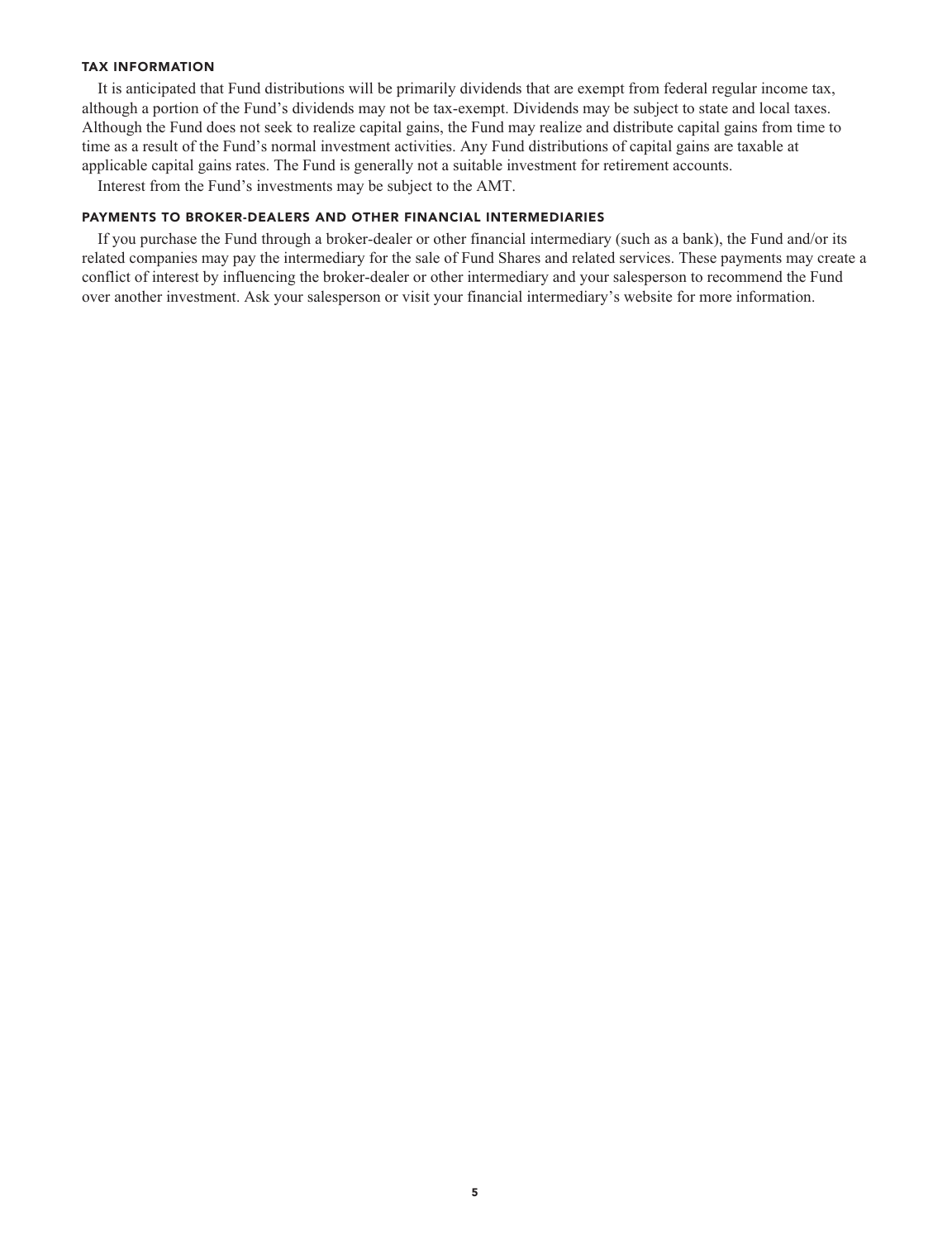## TAX INFORMATION

It is anticipated that Fund distributions will be primarily dividends that are exempt from federal regular income tax, although a portion of the Fund's dividends may not be tax-exempt. Dividends may be subject to state and local taxes. Although the Fund does not seek to realize capital gains, the Fund may realize and distribute capital gains from time to time as a result of the Fund's normal investment activities. Any Fund distributions of capital gains are taxable at applicable capital gains rates. The Fund is generally not a suitable investment for retirement accounts.

Interest from the Fund's investments may be subject to the AMT.

## PAYMENTS TO BROKER-DEALERS AND OTHER FINANCIAL INTERMEDIARIES

If you purchase the Fund through a broker-dealer or other financial intermediary (such as a bank), the Fund and/or its related companies may pay the intermediary for the sale of Fund Shares and related services. These payments may create a conflict of interest by influencing the broker-dealer or other intermediary and your salesperson to recommend the Fund over another investment. Ask your salesperson or visit your financial intermediary's website for more information.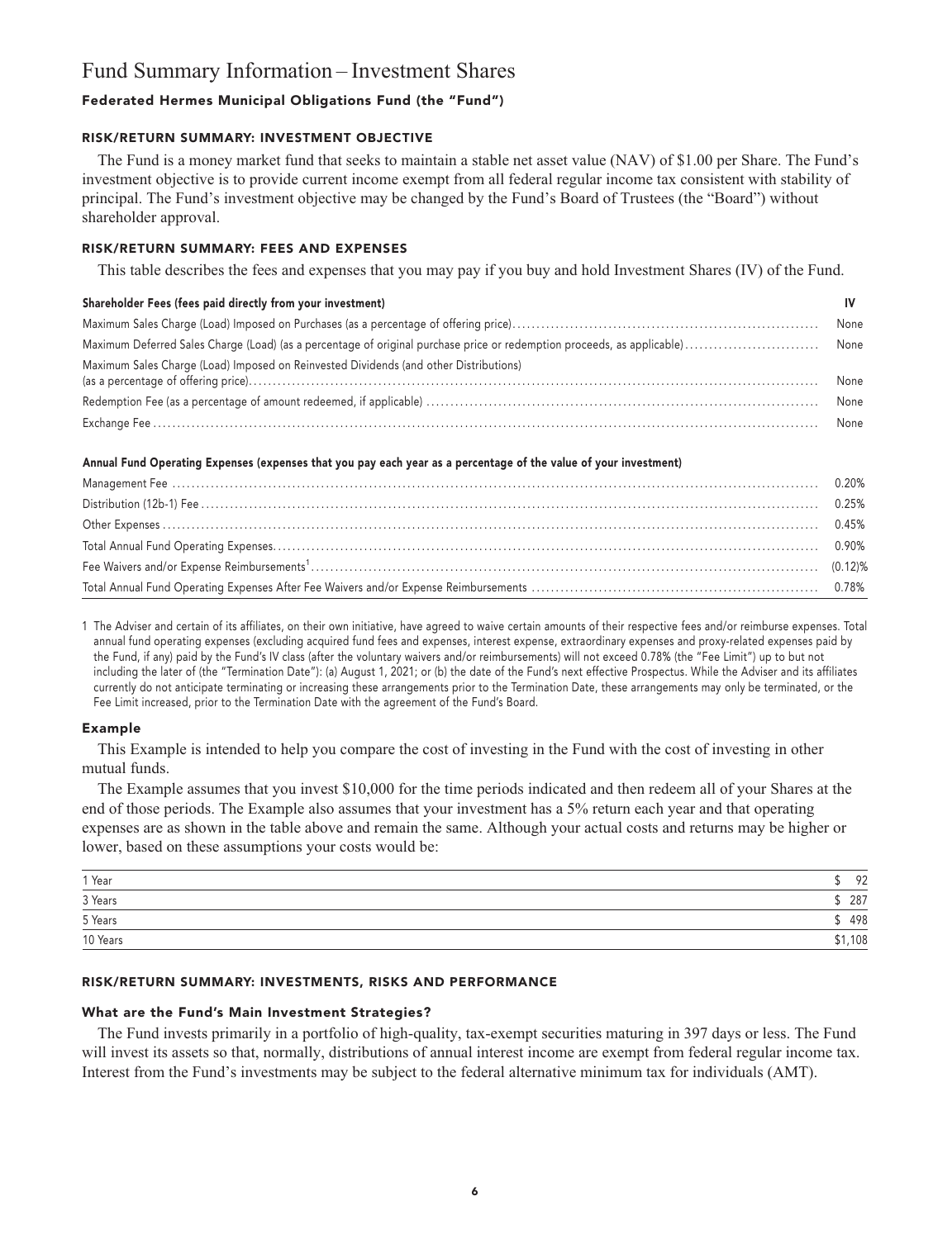# Fund Summary Information – Investment Shares

### Federated Hermes Municipal Obligations Fund (the "Fund")

#### RISK/RETURN SUMMARY: INVESTMENT OBJECTIVE

The Fund is a money market fund that seeks to maintain a stable net asset value (NAV) of $1.00 per Share. The Fund's investment objective is to provide current income exempt from all federal regular income tax consistent with stability of principal. The Fund's investment objective may be changed by the Fund's Board of Trustees (the "Board") without shareholder approval.

#### RISK/RETURN SUMMARY: FEES AND EXPENSES

This table describes the fees and expenses that you may pay if you buy and hold Investment Shares (IV) of the Fund.

| Shareholder Fees (fees paid directly from your investment) | IV |
|---|---|
| Maximum Sales Charge (Load) Imposed on Purchases (as a percentage of offering price) | None |
| Maximum Deferred Sales Charge (Load) (as a percentage of original purchase price or redemption proceeds, as applicable) | None |
| Maximum Sales Charge (Load) Imposed on Reinvested Dividends (and other Distributions) (as a percentage of offering price) | None |
| Redemption Fee (as a percentage of amount redeemed, if applicable) | None |
| Exchange Fee | None |

| Annual Fund Operating Expenses (expenses that you pay each year as a percentage of the value of your investment) | |
|---|---|
| Management Fee | 0.20% |
| Distribution (12b-1) Fee | 0.25% |
| Other Expenses | 0.45% |
| Total Annual Fund Operating Expenses | 0.90% |
| Fee Waivers and/or Expense Reimbursements[1] | (0.12)% |
| Total Annual Fund Operating Expenses After Fee Waivers and/or Expense Reimbursements | 0.78% |

1 The Adviser and certain of its affiliates, on their own initiative, have agreed to waive certain amounts of their respective fees and/or reimburse expenses. Total annual fund operating expenses (excluding acquired fund fees and expenses, interest expense, extraordinary expenses and proxy-related expenses paid by the Fund, if any) paid by the Fund's IV class (after the voluntary waivers and/or reimbursements) will not exceed 0.78% (the "Fee Limit") up to but not including the later of (the "Termination Date"): (a) August 1, 2021; or (b) the date of the Fund's next effective Prospectus. While the Adviser and its affiliates currently do not anticipate terminating or increasing these arrangements prior to the Termination Date, these arrangements may only be terminated, or the Fee Limit increased, prior to the Termination Date with the agreement of the Fund's Board.

### Example

This Example is intended to help you compare the cost of investing in the Fund with the cost of investing in other mutual funds.

The Example assumes that you invest $10,000 for the time periods indicated and then redeem all of your Shares at the end of those periods. The Example also assumes that your investment has a 5% return each year and that operating expenses are as shown in the table above and remain the same. Although your actual costs and returns may be higher or lower, based on these assumptions your costs would be:

| | |
|---|---|
| 1 Year | $ 92 |
| 3 Years | $ 287 |
| 5 Years | $ 498 |
| 10 Years | $1,108 |

#### RISK/RETURN SUMMARY: INVESTMENTS, RISKS AND PERFORMANCE

### What are the Fund's Main Investment Strategies?

The Fund invests primarily in a portfolio of high-quality, tax-exempt securities maturing in 397 days or less. The Fund will invest its assets so that, normally, distributions of annual interest income are exempt from federal regular income tax. Interest from the Fund's investments may be subject to the federal alternative minimum tax for individuals (AMT).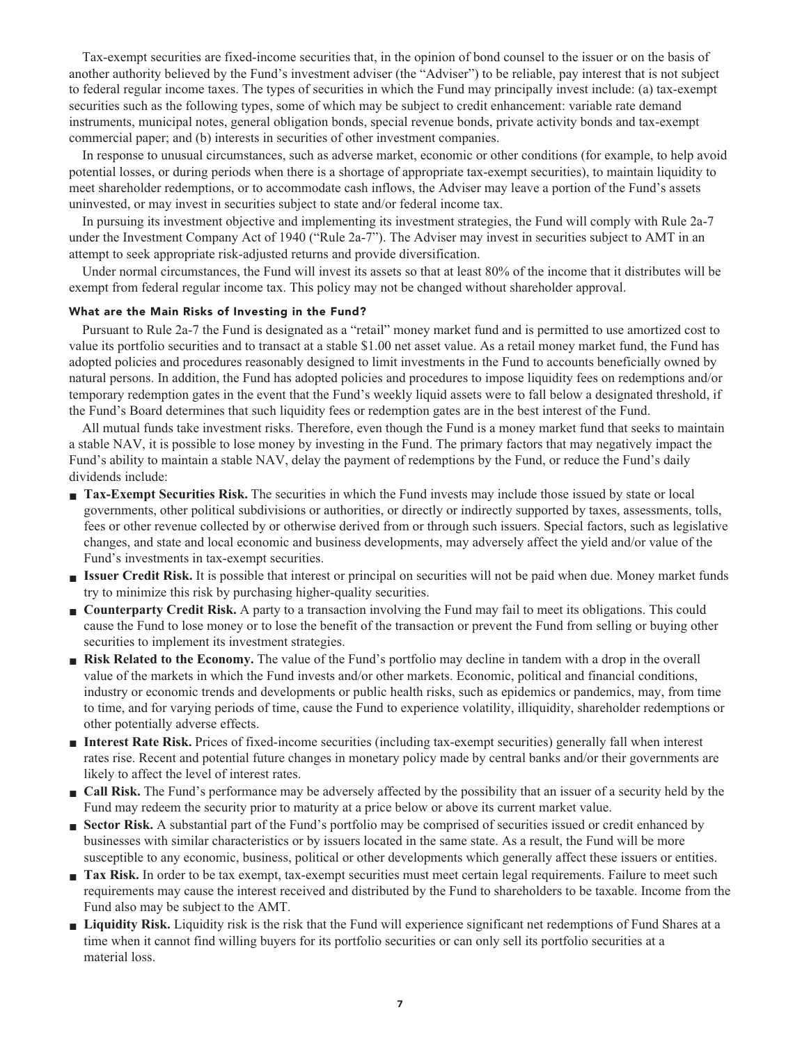Tax-exempt securities are fixed-income securities that, in the opinion of bond counsel to the issuer or on the basis of another authority believed by the Fund's investment adviser (the "Adviser") to be reliable, pay interest that is not subject to federal regular income taxes. The types of securities in which the Fund may principally invest include: (a) tax-exempt securities such as the following types, some of which may be subject to credit enhancement: variable rate demand instruments, municipal notes, general obligation bonds, special revenue bonds, private activity bonds and tax-exempt commercial paper; and (b) interests in securities of other investment companies.

In response to unusual circumstances, such as adverse market, economic or other conditions (for example, to help avoid potential losses, or during periods when there is a shortage of appropriate tax-exempt securities), to maintain liquidity to meet shareholder redemptions, or to accommodate cash inflows, the Adviser may leave a portion of the Fund's assets uninvested, or may invest in securities subject to state and/or federal income tax.

In pursuing its investment objective and implementing its investment strategies, the Fund will comply with Rule 2a-7 under the Investment Company Act of 1940 ("Rule 2a-7"). The Adviser may invest in securities subject to AMT in an attempt to seek appropriate risk-adjusted returns and provide diversification.

Under normal circumstances, the Fund will invest its assets so that at least 80% of the income that it distributes will be exempt from federal regular income tax. This policy may not be changed without shareholder approval.

#### What are the Main Risks of Investing in the Fund?

Pursuant to Rule 2a-7 the Fund is designated as a "retail" money market fund and is permitted to use amortized cost to value its portfolio securities and to transact at a stable $1.00 net asset value. As a retail money market fund, the Fund has adopted policies and procedures reasonably designed to limit investments in the Fund to accounts beneficially owned by natural persons. In addition, the Fund has adopted policies and procedures to impose liquidity fees on redemptions and/or temporary redemption gates in the event that the Fund's weekly liquid assets were to fall below a designated threshold, if the Fund's Board determines that such liquidity fees or redemption gates are in the best interest of the Fund.

All mutual funds take investment risks. Therefore, even though the Fund is a money market fund that seeks to maintain a stable NAV, it is possible to lose money by investing in the Fund. The primary factors that may negatively impact the Fund's ability to maintain a stable NAV, delay the payment of redemptions by the Fund, or reduce the Fund's daily dividends include:

- **Tax-Exempt Securities Risk.** The securities in which the Fund invests may include those issued by state or local governments, other political subdivisions or authorities, or directly or indirectly supported by taxes, assessments, tolls, fees or other revenue collected by or otherwise derived from or through such issuers. Special factors, such as legislative changes, and state and local economic and business developments, may adversely affect the yield and/or value of the Fund's investments in tax-exempt securities.
- **Issuer Credit Risk.** It is possible that interest or principal on securities will not be paid when due. Money market funds try to minimize this risk by purchasing higher-quality securities.
- **Counterparty Credit Risk.** A party to a transaction involving the Fund may fail to meet its obligations. This could cause the Fund to lose money or to lose the benefit of the transaction or prevent the Fund from selling or buying other securities to implement its investment strategies.
- **Risk Related to the Economy.** The value of the Fund's portfolio may decline in tandem with a drop in the overall value of the markets in which the Fund invests and/or other markets. Economic, political and financial conditions, industry or economic trends and developments or public health risks, such as epidemics or pandemics, may, from time to time, and for varying periods of time, cause the Fund to experience volatility, illiquidity, shareholder redemptions or other potentially adverse effects.
- **Interest Rate Risk.** Prices of fixed-income securities (including tax-exempt securities) generally fall when interest rates rise. Recent and potential future changes in monetary policy made by central banks and/or their governments are likely to affect the level of interest rates.
- **Call Risk.** The Fund's performance may be adversely affected by the possibility that an issuer of a security held by the Fund may redeem the security prior to maturity at a price below or above its current market value.
- **Sector Risk.** A substantial part of the Fund's portfolio may be comprised of securities issued or credit enhanced by businesses with similar characteristics or by issuers located in the same state. As a result, the Fund will be more susceptible to any economic, business, political or other developments which generally affect these issuers or entities.
- **Tax Risk.** In order to be tax exempt, tax-exempt securities must meet certain legal requirements. Failure to meet such requirements may cause the interest received and distributed by the Fund to shareholders to be taxable. Income from the Fund also may be subject to the AMT.
- **Liquidity Risk.** Liquidity risk is the risk that the Fund will experience significant net redemptions of Fund Shares at a time when it cannot find willing buyers for its portfolio securities or can only sell its portfolio securities at a material loss.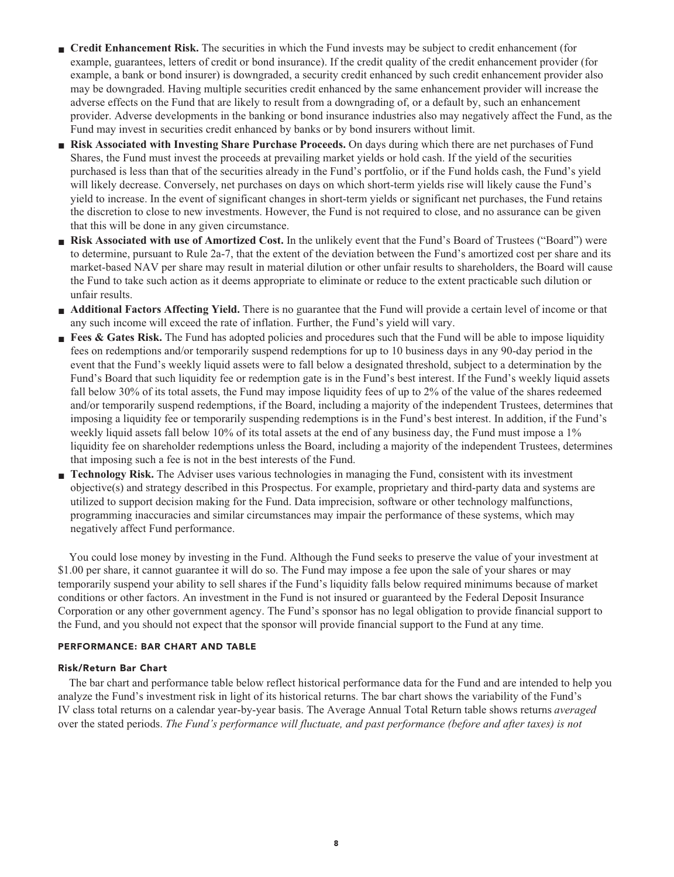- **Credit Enhancement Risk.** The securities in which the Fund invests may be subject to credit enhancement (for example, guarantees, letters of credit or bond insurance). If the credit quality of the credit enhancement provider (for example, a bank or bond insurer) is downgraded, a security credit enhanced by such credit enhancement provider also may be downgraded. Having multiple securities credit enhanced by the same enhancement provider will increase the adverse effects on the Fund that are likely to result from a downgrading of, or a default by, such an enhancement provider. Adverse developments in the banking or bond insurance industries also may negatively affect the Fund, as the Fund may invest in securities credit enhanced by banks or by bond insurers without limit.
- **Risk Associated with Investing Share Purchase Proceeds.** On days during which there are net purchases of Fund Shares, the Fund must invest the proceeds at prevailing market yields or hold cash. If the yield of the securities purchased is less than that of the securities already in the Fund's portfolio, or if the Fund holds cash, the Fund's yield will likely decrease. Conversely, net purchases on days on which short-term yields rise will likely cause the Fund's yield to increase. In the event of significant changes in short-term yields or significant net purchases, the Fund retains the discretion to close to new investments. However, the Fund is not required to close, and no assurance can be given that this will be done in any given circumstance.
- **Risk Associated with use of Amortized Cost.** In the unlikely event that the Fund's Board of Trustees ("Board") were to determine, pursuant to Rule 2a-7, that the extent of the deviation between the Fund's amortized cost per share and its market-based NAV per share may result in material dilution or other unfair results to shareholders, the Board will cause the Fund to take such action as it deems appropriate to eliminate or reduce to the extent practicable such dilution or unfair results.
- **Additional Factors Affecting Yield.** There is no guarantee that the Fund will provide a certain level of income or that any such income will exceed the rate of inflation. Further, the Fund's yield will vary.
- **Fees & Gates Risk.** The Fund has adopted policies and procedures such that the Fund will be able to impose liquidity fees on redemptions and/or temporarily suspend redemptions for up to 10 business days in any 90-day period in the event that the Fund's weekly liquid assets were to fall below a designated threshold, subject to a determination by the Fund's Board that such liquidity fee or redemption gate is in the Fund's best interest. If the Fund's weekly liquid assets fall below 30% of its total assets, the Fund may impose liquidity fees of up to 2% of the value of the shares redeemed and/or temporarily suspend redemptions, if the Board, including a majority of the independent Trustees, determines that imposing a liquidity fee or temporarily suspending redemptions is in the Fund's best interest. In addition, if the Fund's weekly liquid assets fall below 10% of its total assets at the end of any business day, the Fund must impose a 1% liquidity fee on shareholder redemptions unless the Board, including a majority of the independent Trustees, determines that imposing such a fee is not in the best interests of the Fund.
- **Technology Risk.** The Adviser uses various technologies in managing the Fund, consistent with its investment objective(s) and strategy described in this Prospectus. For example, proprietary and third-party data and systems are utilized to support decision making for the Fund. Data imprecision, software or other technology malfunctions, programming inaccuracies and similar circumstances may impair the performance of these systems, which may negatively affect Fund performance.

You could lose money by investing in the Fund. Although the Fund seeks to preserve the value of your investment at $1.00 per share, it cannot guarantee it will do so. The Fund may impose a fee upon the sale of your shares or may temporarily suspend your ability to sell shares if the Fund's liquidity falls below required minimums because of market conditions or other factors. An investment in the Fund is not insured or guaranteed by the Federal Deposit Insurance Corporation or any other government agency. The Fund's sponsor has no legal obligation to provide financial support to the Fund, and you should not expect that the sponsor will provide financial support to the Fund at any time.

## PERFORMANCE: BAR CHART AND TABLE

### Risk/Return Bar Chart

The bar chart and performance table below reflect historical performance data for the Fund and are intended to help you analyze the Fund's investment risk in light of its historical returns. The bar chart shows the variability of the Fund's IV class total returns on a calendar year-by-year basis. The Average Annual Total Return table shows returns *averaged* over the stated periods. *The Fund's performance will fluctuate, and past performance (before and after taxes) is not*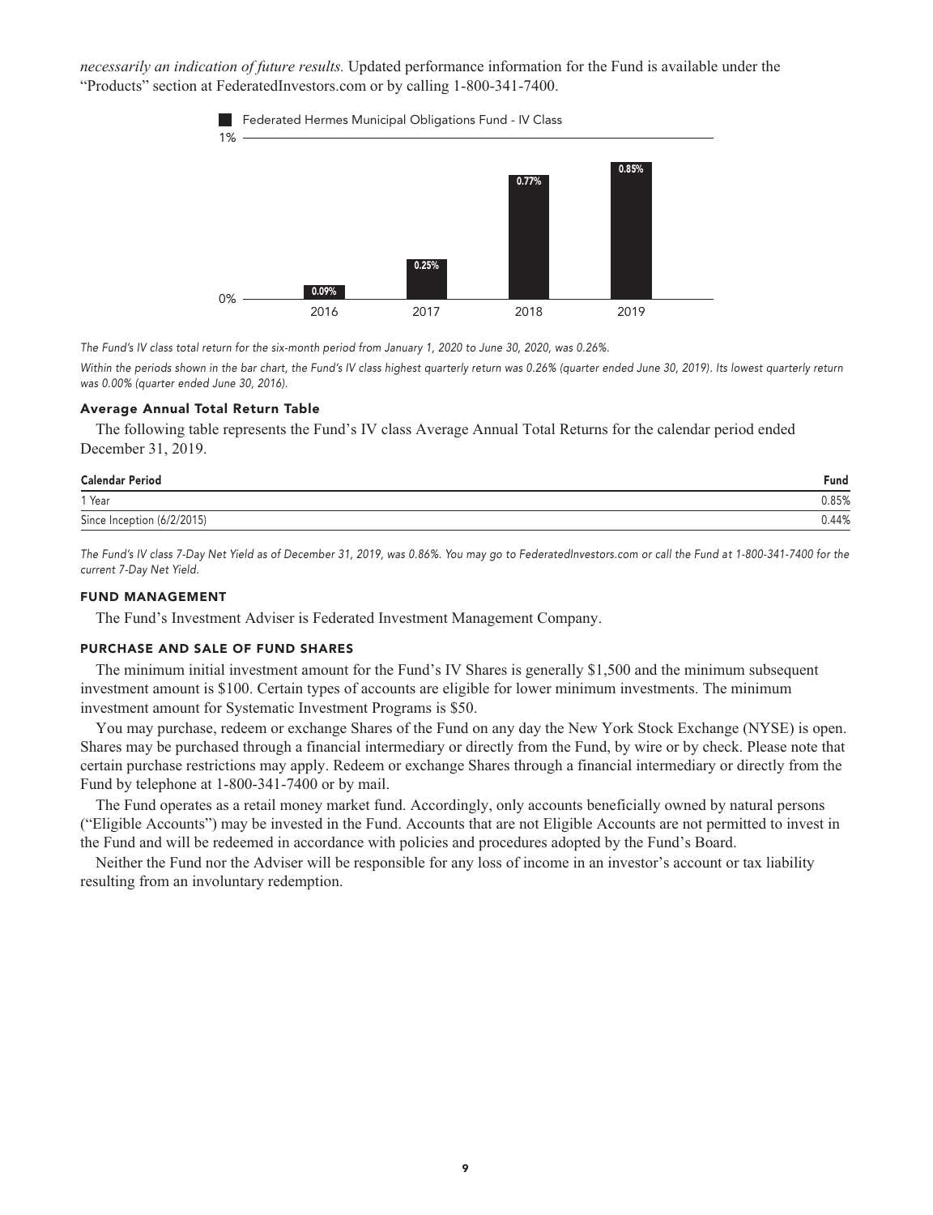*necessarily an indication of future results.* Updated performance information for the Fund is available under the "Products" section at FederatedInvestors.com or by calling 1-800-341-7400.

Federated Hermes Municipal Obligations Fund - IV Class

| Year | Total Return |
|---|---|
| 2016 | 0.09% |
| 2017 | 0.25% |
| 2018 | 0.77% |
| 2019 | 0.85% |

*The Fund's IV class total return for the six-month period from January 1, 2020 to June 30, 2020, was 0.26%.*

*Within the periods shown in the bar chart, the Fund's IV class highest quarterly return was 0.26% (quarter ended June 30, 2019). Its lowest quarterly return was 0.00% (quarter ended June 30, 2016).*

### Average Annual Total Return Table

The following table represents the Fund's IV class Average Annual Total Returns for the calendar period ended December 31, 2019.

| Calendar Period | Fund |
|---|---|
| 1 Year | 0.85% |
| Since Inception (6/2/2015) | 0.44% |

*The Fund's IV class 7-Day Net Yield as of December 31, 2019, was 0.86%. You may go to FederatedInvestors.com or call the Fund at 1-800-341-7400 for the current 7-Day Net Yield.*

## FUND MANAGEMENT

The Fund's Investment Adviser is Federated Investment Management Company.

## PURCHASE AND SALE OF FUND SHARES

The minimum initial investment amount for the Fund's IV Shares is generally $1,500 and the minimum subsequent investment amount is $100. Certain types of accounts are eligible for lower minimum investments. The minimum investment amount for Systematic Investment Programs is $50.

You may purchase, redeem or exchange Shares of the Fund on any day the New York Stock Exchange (NYSE) is open. Shares may be purchased through a financial intermediary or directly from the Fund, by wire or by check. Please note that certain purchase restrictions may apply. Redeem or exchange Shares through a financial intermediary or directly from the Fund by telephone at 1-800-341-7400 or by mail.

The Fund operates as a retail money market fund. Accordingly, only accounts beneficially owned by natural persons ("Eligible Accounts") may be invested in the Fund. Accounts that are not Eligible Accounts are not permitted to invest in the Fund and will be redeemed in accordance with policies and procedures adopted by the Fund's Board.

Neither the Fund nor the Adviser will be responsible for any loss of income in an investor's account or tax liability resulting from an involuntary redemption.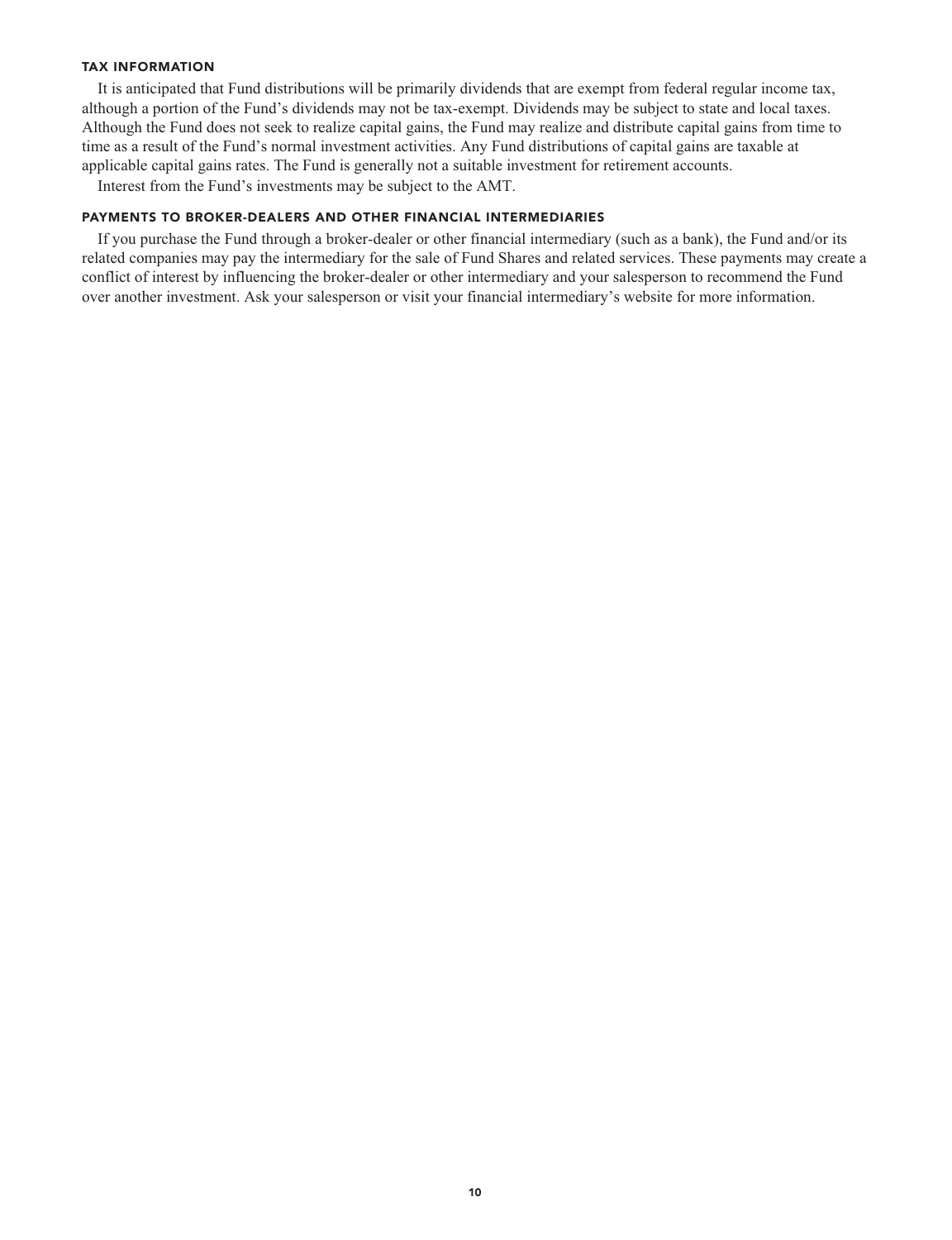### TAX INFORMATION

It is anticipated that Fund distributions will be primarily dividends that are exempt from federal regular income tax, although a portion of the Fund's dividends may not be tax-exempt. Dividends may be subject to state and local taxes. Although the Fund does not seek to realize capital gains, the Fund may realize and distribute capital gains from time to time as a result of the Fund's normal investment activities. Any Fund distributions of capital gains are taxable at applicable capital gains rates. The Fund is generally not a suitable investment for retirement accounts.

Interest from the Fund's investments may be subject to the AMT.

### PAYMENTS TO BROKER-DEALERS AND OTHER FINANCIAL INTERMEDIARIES

If you purchase the Fund through a broker-dealer or other financial intermediary (such as a bank), the Fund and/or its related companies may pay the intermediary for the sale of Fund Shares and related services. These payments may create a conflict of interest by influencing the broker-dealer or other intermediary and your salesperson to recommend the Fund over another investment. Ask your salesperson or visit your financial intermediary's website for more information.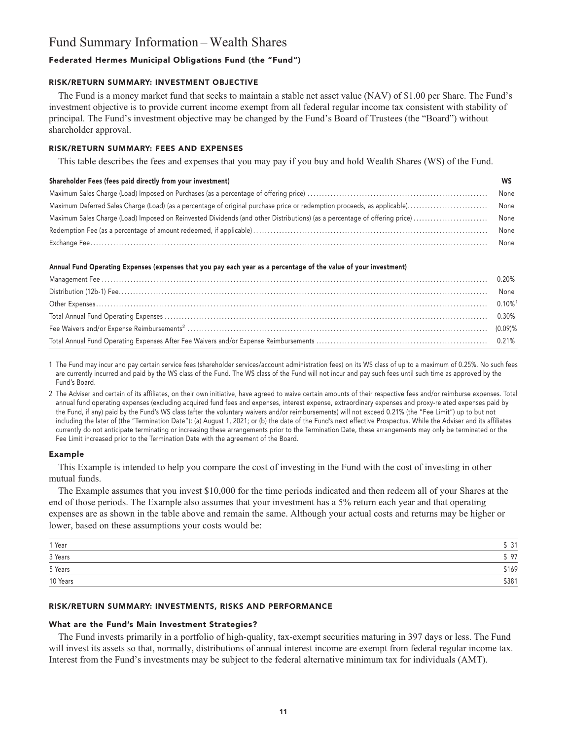# Fund Summary Information – Wealth Shares

### Federated Hermes Municipal Obligations Fund (the "Fund")

#### RISK/RETURN SUMMARY: INVESTMENT OBJECTIVE

The Fund is a money market fund that seeks to maintain a stable net asset value (NAV) of $1.00 per Share. The Fund's investment objective is to provide current income exempt from all federal regular income tax consistent with stability of principal. The Fund's investment objective may be changed by the Fund's Board of Trustees (the "Board") without shareholder approval.

#### RISK/RETURN SUMMARY: FEES AND EXPENSES

This table describes the fees and expenses that you may pay if you buy and hold Wealth Shares (WS) of the Fund.

| Shareholder Fees (fees paid directly from your investment) | WS |
|---|---|
| Maximum Sales Charge (Load) Imposed on Purchases (as a percentage of offering price) | None |
| Maximum Deferred Sales Charge (Load) (as a percentage of original purchase price or redemption proceeds, as applicable) | None |
| Maximum Sales Charge (Load) Imposed on Reinvested Dividends (and other Distributions) (as a percentage of offering price) | None |
| Redemption Fee (as a percentage of amount redeemed, if applicable) | None |
| Exchange Fee | None |

| Annual Fund Operating Expenses (expenses that you pay each year as a percentage of the value of your investment) | |
|---|---|
| Management Fee | 0.20% |
| Distribution (12b-1) Fee | None |
| Other Expenses | 0.10%[1] |
| Total Annual Fund Operating Expenses | 0.30% |
| Fee Waivers and/or Expense Reimbursements[2] | (0.09)% |
| Total Annual Fund Operating Expenses After Fee Waivers and/or Expense Reimbursements | 0.21% |

1 The Fund may incur and pay certain service fees (shareholder services/account administration fees) on its WS class of up to a maximum of 0.25%. No such fees are currently incurred and paid by the WS class of the Fund. The WS class of the Fund will not incur and pay such fees until such time as approved by the Fund's Board.

2 The Adviser and certain of its affiliates, on their own initiative, have agreed to waive certain amounts of their respective fees and/or reimburse expenses. Total annual fund operating expenses (excluding acquired fund fees and expenses, interest expense, extraordinary expenses and proxy-related expenses paid by the Fund, if any) paid by the Fund's WS class (after the voluntary waivers and/or reimbursements) will not exceed 0.21% (the "Fee Limit") up to but not including the later of (the "Termination Date"): (a) August 1, 2021; or (b) the date of the Fund's next effective Prospectus. While the Adviser and its affiliates currently do not anticipate terminating or increasing these arrangements prior to the Termination Date, these arrangements may only be terminated or the Fee Limit increased prior to the Termination Date with the agreement of the Board.

### Example

This Example is intended to help you compare the cost of investing in the Fund with the cost of investing in other mutual funds.

The Example assumes that you invest $10,000 for the time periods indicated and then redeem all of your Shares at the end of those periods. The Example also assumes that your investment has a 5% return each year and that operating expenses are as shown in the table above and remain the same. Although your actual costs and returns may be higher or lower, based on these assumptions your costs would be:

| | |
|---|---|
| 1 Year | $ 31 |
| 3 Years | $ 97 |
| 5 Years | $169 |
| 10 Years | $381 |

#### RISK/RETURN SUMMARY: INVESTMENTS, RISKS AND PERFORMANCE

### What are the Fund's Main Investment Strategies?

The Fund invests primarily in a portfolio of high-quality, tax-exempt securities maturing in 397 days or less. The Fund will invest its assets so that, normally, distributions of annual interest income are exempt from federal regular income tax. Interest from the Fund's investments may be subject to the federal alternative minimum tax for individuals (AMT).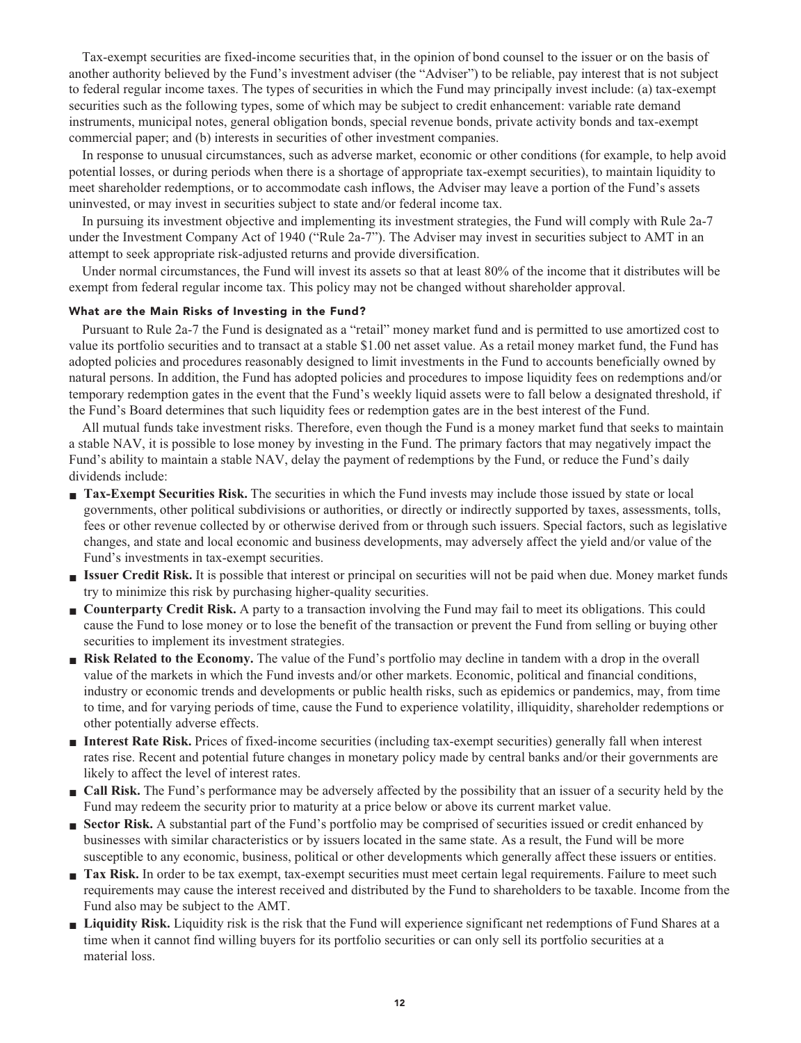Tax-exempt securities are fixed-income securities that, in the opinion of bond counsel to the issuer or on the basis of another authority believed by the Fund's investment adviser (the "Adviser") to be reliable, pay interest that is not subject to federal regular income taxes. The types of securities in which the Fund may principally invest include: (a) tax-exempt securities such as the following types, some of which may be subject to credit enhancement: variable rate demand instruments, municipal notes, general obligation bonds, special revenue bonds, private activity bonds and tax-exempt commercial paper; and (b) interests in securities of other investment companies.

In response to unusual circumstances, such as adverse market, economic or other conditions (for example, to help avoid potential losses, or during periods when there is a shortage of appropriate tax-exempt securities), to maintain liquidity to meet shareholder redemptions, or to accommodate cash inflows, the Adviser may leave a portion of the Fund's assets uninvested, or may invest in securities subject to state and/or federal income tax.

In pursuing its investment objective and implementing its investment strategies, the Fund will comply with Rule 2a-7 under the Investment Company Act of 1940 ("Rule 2a-7"). The Adviser may invest in securities subject to AMT in an attempt to seek appropriate risk-adjusted returns and provide diversification.

Under normal circumstances, the Fund will invest its assets so that at least 80% of the income that it distributes will be exempt from federal regular income tax. This policy may not be changed without shareholder approval.

### What are the Main Risks of Investing in the Fund?

Pursuant to Rule 2a-7 the Fund is designated as a "retail" money market fund and is permitted to use amortized cost to value its portfolio securities and to transact at a stable $1.00 net asset value. As a retail money market fund, the Fund has adopted policies and procedures reasonably designed to limit investments in the Fund to accounts beneficially owned by natural persons. In addition, the Fund has adopted policies and procedures to impose liquidity fees on redemptions and/or temporary redemption gates in the event that the Fund's weekly liquid assets were to fall below a designated threshold, if the Fund's Board determines that such liquidity fees or redemption gates are in the best interest of the Fund.

All mutual funds take investment risks. Therefore, even though the Fund is a money market fund that seeks to maintain a stable NAV, it is possible to lose money by investing in the Fund. The primary factors that may negatively impact the Fund's ability to maintain a stable NAV, delay the payment of redemptions by the Fund, or reduce the Fund's daily dividends include:

- **Tax-Exempt Securities Risk.** The securities in which the Fund invests may include those issued by state or local governments, other political subdivisions or authorities, or directly or indirectly supported by taxes, assessments, tolls, fees or other revenue collected by or otherwise derived from or through such issuers. Special factors, such as legislative changes, and state and local economic and business developments, may adversely affect the yield and/or value of the Fund's investments in tax-exempt securities.
- **Issuer Credit Risk.** It is possible that interest or principal on securities will not be paid when due. Money market funds try to minimize this risk by purchasing higher-quality securities.
- **Counterparty Credit Risk.** A party to a transaction involving the Fund may fail to meet its obligations. This could cause the Fund to lose money or to lose the benefit of the transaction or prevent the Fund from selling or buying other securities to implement its investment strategies.
- **Risk Related to the Economy.** The value of the Fund's portfolio may decline in tandem with a drop in the overall value of the markets in which the Fund invests and/or other markets. Economic, political and financial conditions, industry or economic trends and developments or public health risks, such as epidemics or pandemics, may, from time to time, and for varying periods of time, cause the Fund to experience volatility, illiquidity, shareholder redemptions or other potentially adverse effects.
- **Interest Rate Risk.** Prices of fixed-income securities (including tax-exempt securities) generally fall when interest rates rise. Recent and potential future changes in monetary policy made by central banks and/or their governments are likely to affect the level of interest rates.
- **Call Risk.** The Fund's performance may be adversely affected by the possibility that an issuer of a security held by the Fund may redeem the security prior to maturity at a price below or above its current market value.
- **Sector Risk.** A substantial part of the Fund's portfolio may be comprised of securities issued or credit enhanced by businesses with similar characteristics or by issuers located in the same state. As a result, the Fund will be more susceptible to any economic, business, political or other developments which generally affect these issuers or entities.
- **Tax Risk.** In order to be tax exempt, tax-exempt securities must meet certain legal requirements. Failure to meet such requirements may cause the interest received and distributed by the Fund to shareholders to be taxable. Income from the Fund also may be subject to the AMT.
- **Liquidity Risk.** Liquidity risk is the risk that the Fund will experience significant net redemptions of Fund Shares at a time when it cannot find willing buyers for its portfolio securities or can only sell its portfolio securities at a material loss.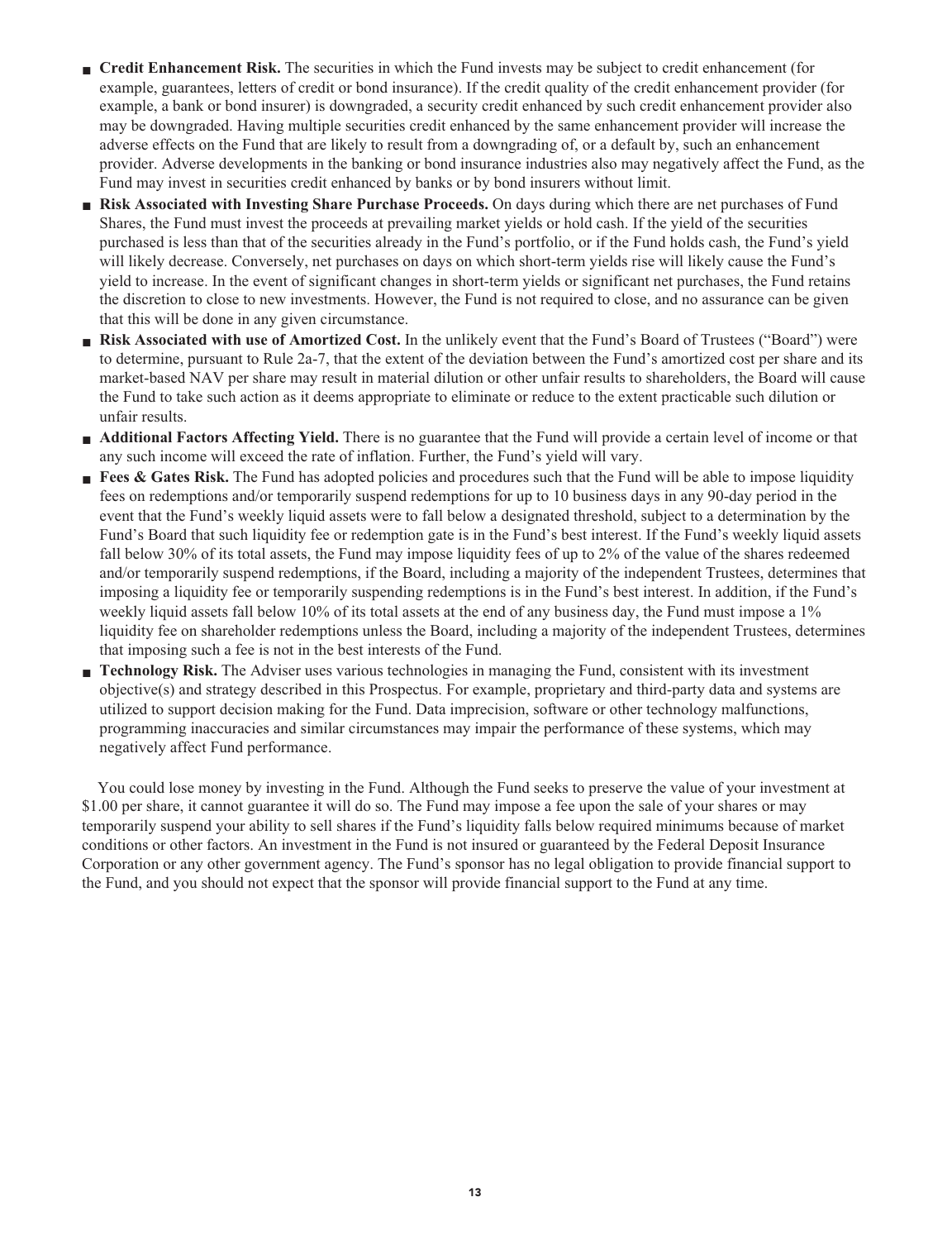- **Credit Enhancement Risk.** The securities in which the Fund invests may be subject to credit enhancement (for example, guarantees, letters of credit or bond insurance). If the credit quality of the credit enhancement provider (for example, a bank or bond insurer) is downgraded, a security credit enhanced by such credit enhancement provider also may be downgraded. Having multiple securities credit enhanced by the same enhancement provider will increase the adverse effects on the Fund that are likely to result from a downgrading of, or a default by, such an enhancement provider. Adverse developments in the banking or bond insurance industries also may negatively affect the Fund, as the Fund may invest in securities credit enhanced by banks or by bond insurers without limit.
- **Risk Associated with Investing Share Purchase Proceeds.** On days during which there are net purchases of Fund Shares, the Fund must invest the proceeds at prevailing market yields or hold cash. If the yield of the securities purchased is less than that of the securities already in the Fund's portfolio, or if the Fund holds cash, the Fund's yield will likely decrease. Conversely, net purchases on days on which short-term yields rise will likely cause the Fund's yield to increase. In the event of significant changes in short-term yields or significant net purchases, the Fund retains the discretion to close to new investments. However, the Fund is not required to close, and no assurance can be given that this will be done in any given circumstance.
- **Risk Associated with use of Amortized Cost.** In the unlikely event that the Fund's Board of Trustees ("Board") were to determine, pursuant to Rule 2a-7, that the extent of the deviation between the Fund's amortized cost per share and its market-based NAV per share may result in material dilution or other unfair results to shareholders, the Board will cause the Fund to take such action as it deems appropriate to eliminate or reduce to the extent practicable such dilution or unfair results.
- **Additional Factors Affecting Yield.** There is no guarantee that the Fund will provide a certain level of income or that any such income will exceed the rate of inflation. Further, the Fund's yield will vary.
- **Fees & Gates Risk.** The Fund has adopted policies and procedures such that the Fund will be able to impose liquidity fees on redemptions and/or temporarily suspend redemptions for up to 10 business days in any 90-day period in the event that the Fund's weekly liquid assets were to fall below a designated threshold, subject to a determination by the Fund's Board that such liquidity fee or redemption gate is in the Fund's best interest. If the Fund's weekly liquid assets fall below 30% of its total assets, the Fund may impose liquidity fees of up to 2% of the value of the shares redeemed and/or temporarily suspend redemptions, if the Board, including a majority of the independent Trustees, determines that imposing a liquidity fee or temporarily suspending redemptions is in the Fund's best interest. In addition, if the Fund's weekly liquid assets fall below 10% of its total assets at the end of any business day, the Fund must impose a 1% liquidity fee on shareholder redemptions unless the Board, including a majority of the independent Trustees, determines that imposing such a fee is not in the best interests of the Fund.
- **Technology Risk.** The Adviser uses various technologies in managing the Fund, consistent with its investment objective(s) and strategy described in this Prospectus. For example, proprietary and third-party data and systems are utilized to support decision making for the Fund. Data imprecision, software or other technology malfunctions, programming inaccuracies and similar circumstances may impair the performance of these systems, which may negatively affect Fund performance.

You could lose money by investing in the Fund. Although the Fund seeks to preserve the value of your investment at $1.00 per share, it cannot guarantee it will do so. The Fund may impose a fee upon the sale of your shares or may temporarily suspend your ability to sell shares if the Fund's liquidity falls below required minimums because of market conditions or other factors. An investment in the Fund is not insured or guaranteed by the Federal Deposit Insurance Corporation or any other government agency. The Fund's sponsor has no legal obligation to provide financial support to the Fund, and you should not expect that the sponsor will provide financial support to the Fund at any time.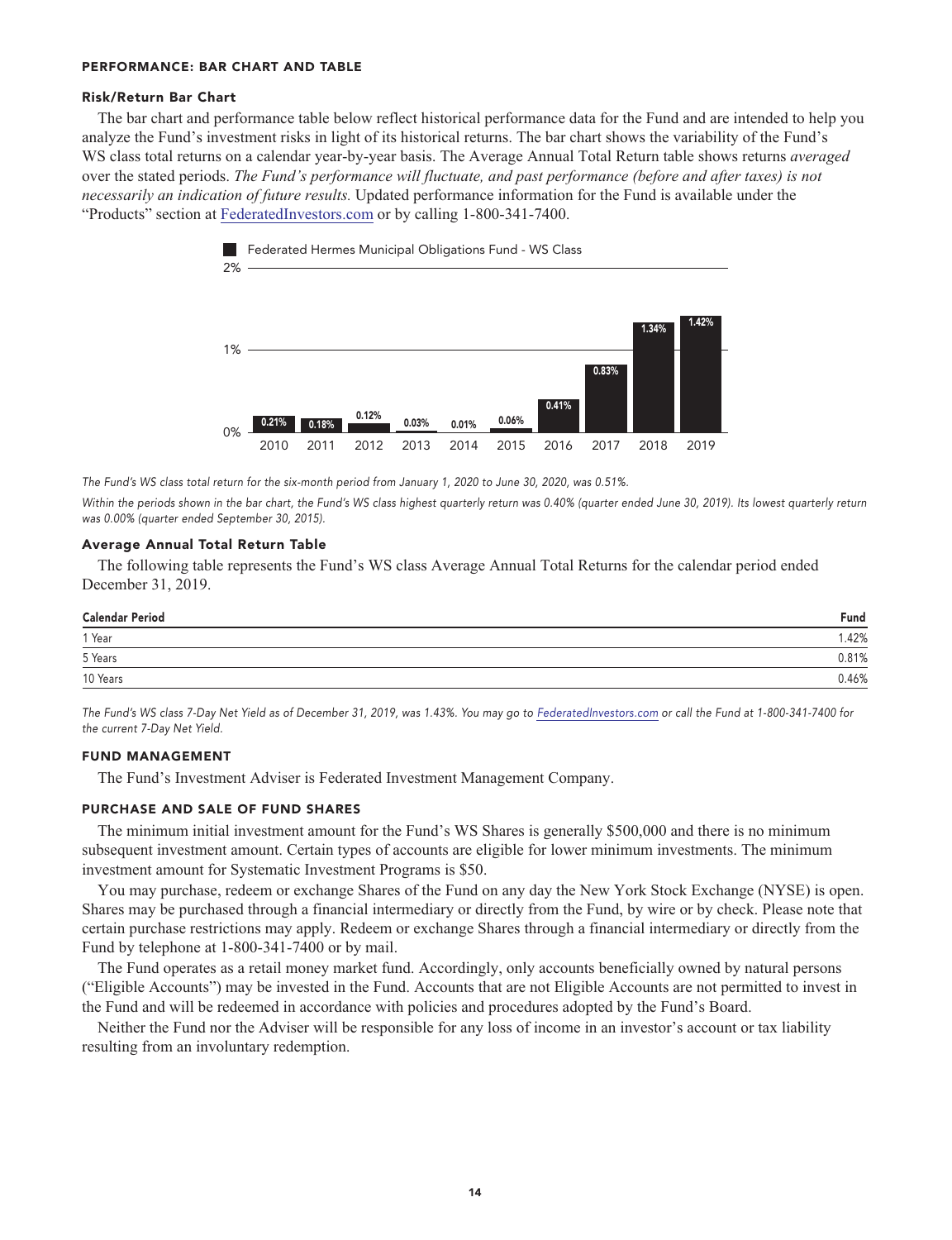## PERFORMANCE: BAR CHART AND TABLE

### Risk/Return Bar Chart

The bar chart and performance table below reflect historical performance data for the Fund and are intended to help you analyze the Fund's investment risks in light of its historical returns. The bar chart shows the variability of the Fund's WS class total returns on a calendar year-by-year basis. The Average Annual Total Return table shows returns *averaged* over the stated periods. *The Fund's performance will fluctuate, and past performance (before and after taxes) is not necessarily an indication of future results.* Updated performance information for the Fund is available under the "Products" section at FederatedInvestors.com or by calling 1-800-341-7400.

Federated Hermes Municipal Obligations Fund - WS Class

| Year | Total Return |
|---|---|
| 2010 | 0.21% |
| 2011 | 0.18% |
| 2012 | 0.12% |
| 2013 | 0.03% |
| 2014 | 0.01% |
| 2015 | 0.06% |
| 2016 | 0.41% |
| 2017 | 0.83% |
| 2018 | 1.34% |
| 2019 | 1.42% |

*The Fund's WS class total return for the six-month period from January 1, 2020 to June 30, 2020, was 0.51%.*

*Within the periods shown in the bar chart, the Fund's WS class highest quarterly return was 0.40% (quarter ended June 30, 2019). Its lowest quarterly return was 0.00% (quarter ended September 30, 2015).*

### Average Annual Total Return Table

The following table represents the Fund's WS class Average Annual Total Returns for the calendar period ended December 31, 2019.

| Calendar Period | Fund |
|---|---|
| 1 Year | 1.42% |
| 5 Years | 0.81% |
| 10 Years | 0.46% |

*The Fund's WS class 7-Day Net Yield as of December 31, 2019, was 1.43%. You may go to FederatedInvestors.com or call the Fund at 1-800-341-7400 for the current 7-Day Net Yield.*

## FUND MANAGEMENT

The Fund's Investment Adviser is Federated Investment Management Company.

## PURCHASE AND SALE OF FUND SHARES

The minimum initial investment amount for the Fund's WS Shares is generally $500,000 and there is no minimum subsequent investment amount. Certain types of accounts are eligible for lower minimum investments. The minimum investment amount for Systematic Investment Programs is $50.

You may purchase, redeem or exchange Shares of the Fund on any day the New York Stock Exchange (NYSE) is open. Shares may be purchased through a financial intermediary or directly from the Fund, by wire or by check. Please note that certain purchase restrictions may apply. Redeem or exchange Shares through a financial intermediary or directly from the Fund by telephone at 1-800-341-7400 or by mail.

The Fund operates as a retail money market fund. Accordingly, only accounts beneficially owned by natural persons ("Eligible Accounts") may be invested in the Fund. Accounts that are not Eligible Accounts are not permitted to invest in the Fund and will be redeemed in accordance with policies and procedures adopted by the Fund's Board.

Neither the Fund nor the Adviser will be responsible for any loss of income in an investor's account or tax liability resulting from an involuntary redemption.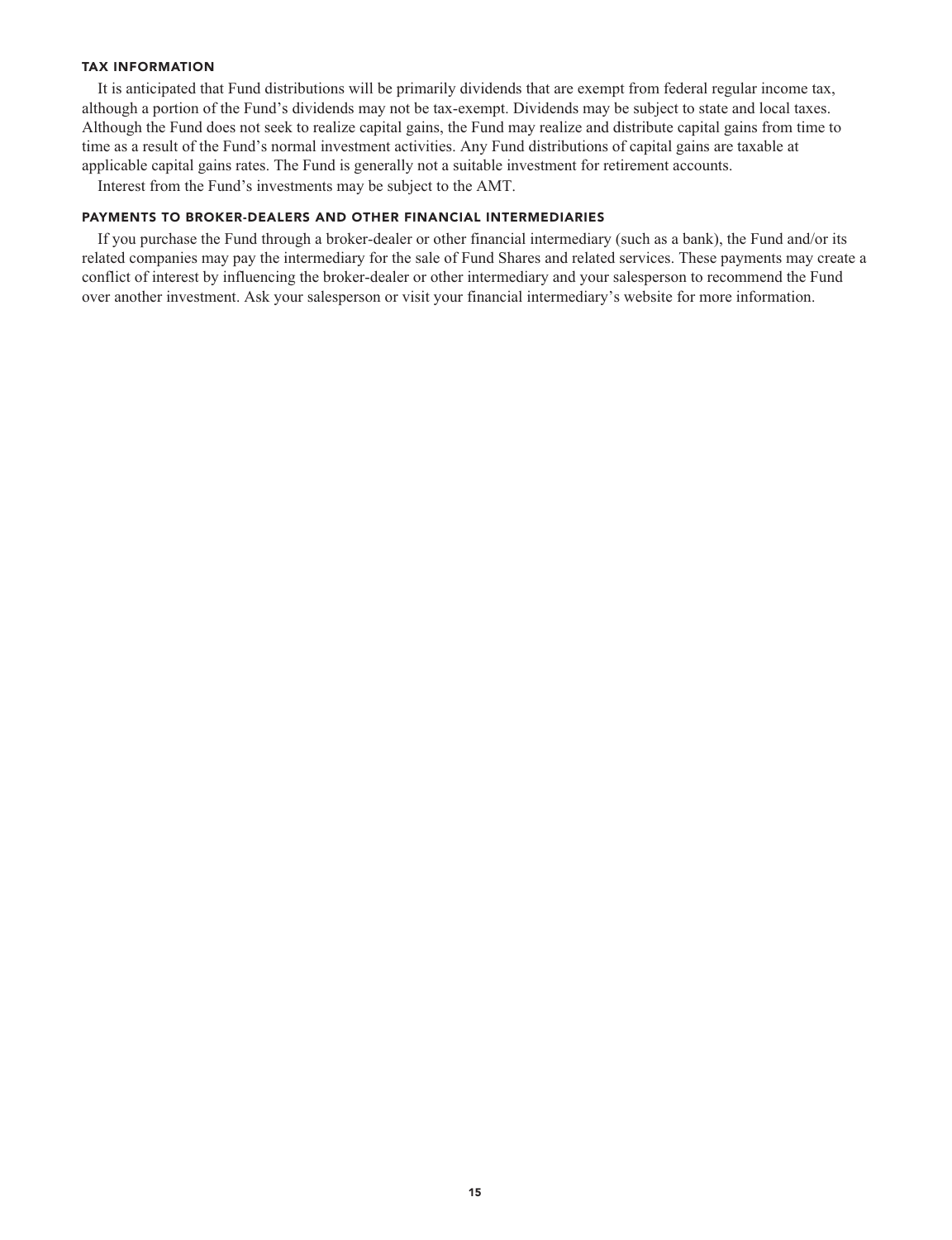### TAX INFORMATION

It is anticipated that Fund distributions will be primarily dividends that are exempt from federal regular income tax, although a portion of the Fund's dividends may not be tax-exempt. Dividends may be subject to state and local taxes. Although the Fund does not seek to realize capital gains, the Fund may realize and distribute capital gains from time to time as a result of the Fund's normal investment activities. Any Fund distributions of capital gains are taxable at applicable capital gains rates. The Fund is generally not a suitable investment for retirement accounts.

Interest from the Fund's investments may be subject to the AMT.

### PAYMENTS TO BROKER-DEALERS AND OTHER FINANCIAL INTERMEDIARIES

If you purchase the Fund through a broker-dealer or other financial intermediary (such as a bank), the Fund and/or its related companies may pay the intermediary for the sale of Fund Shares and related services. These payments may create a conflict of interest by influencing the broker-dealer or other intermediary and your salesperson to recommend the Fund over another investment. Ask your salesperson or visit your financial intermediary's website for more information.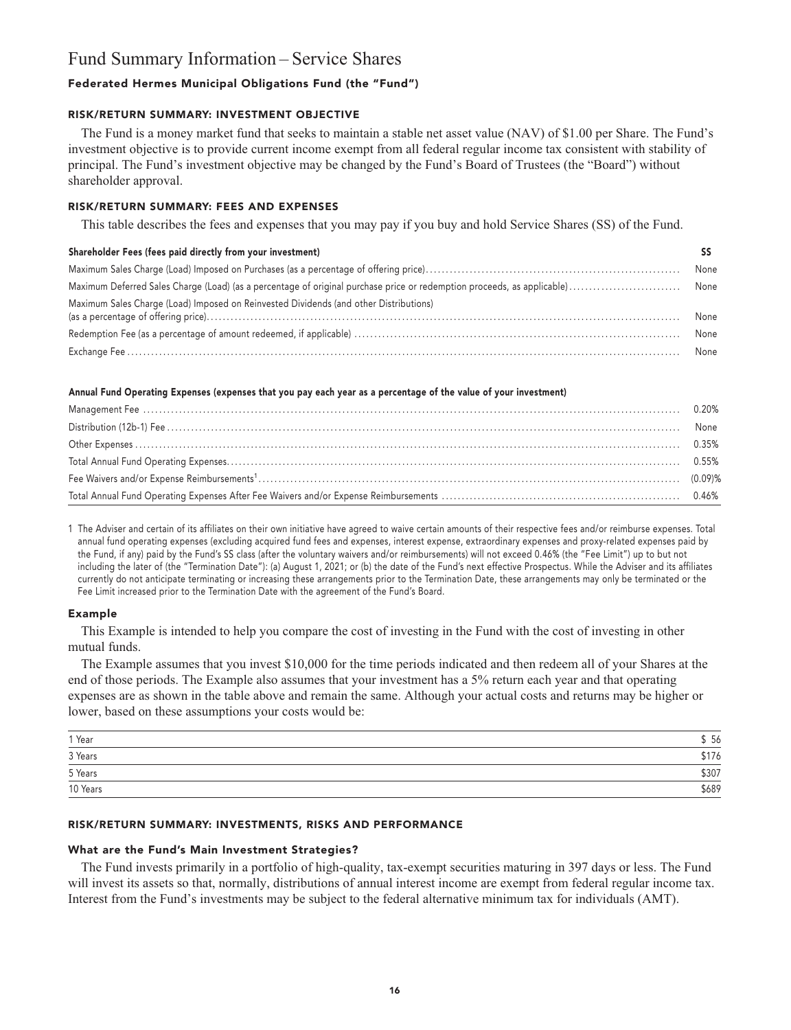# Fund Summary Information – Service Shares

### Federated Hermes Municipal Obligations Fund (the "Fund")

#### RISK/RETURN SUMMARY: INVESTMENT OBJECTIVE

The Fund is a money market fund that seeks to maintain a stable net asset value (NAV) of $1.00 per Share. The Fund's investment objective is to provide current income exempt from all federal regular income tax consistent with stability of principal. The Fund's investment objective may be changed by the Fund's Board of Trustees (the "Board") without shareholder approval.

#### RISK/RETURN SUMMARY: FEES AND EXPENSES

This table describes the fees and expenses that you may pay if you buy and hold Service Shares (SS) of the Fund.

| Shareholder Fees (fees paid directly from your investment) | SS |
|---|---|
| Maximum Sales Charge (Load) Imposed on Purchases (as a percentage of offering price) | None |
| Maximum Deferred Sales Charge (Load) (as a percentage of original purchase price or redemption proceeds, as applicable) | None |
| Maximum Sales Charge (Load) Imposed on Reinvested Dividends (and other Distributions) (as a percentage of offering price) | None |
| Redemption Fee (as a percentage of amount redeemed, if applicable) | None |
| Exchange Fee | None |

| Annual Fund Operating Expenses (expenses that you pay each year as a percentage of the value of your investment) | |
|---|---|
| Management Fee | 0.20% |
| Distribution (12b-1) Fee | None |
| Other Expenses | 0.35% |
| Total Annual Fund Operating Expenses | 0.55% |
| Fee Waivers and/or Expense Reimbursements[1] | (0.09)% |
| Total Annual Fund Operating Expenses After Fee Waivers and/or Expense Reimbursements | 0.46% |

1 The Adviser and certain of its affiliates on their own initiative have agreed to waive certain amounts of their respective fees and/or reimburse expenses. Total annual fund operating expenses (excluding acquired fund fees and expenses, interest expense, extraordinary expenses and proxy-related expenses paid by the Fund, if any) paid by the Fund's SS class (after the voluntary waivers and/or reimbursements) will not exceed 0.46% (the "Fee Limit") up to but not including the later of (the "Termination Date"): (a) August 1, 2021; or (b) the date of the Fund's next effective Prospectus. While the Adviser and its affiliates currently do not anticipate terminating or increasing these arrangements prior to the Termination Date, these arrangements may only be terminated or the Fee Limit increased prior to the Termination Date with the agreement of the Fund's Board.

### Example

This Example is intended to help you compare the cost of investing in the Fund with the cost of investing in other mutual funds.

The Example assumes that you invest $10,000 for the time periods indicated and then redeem all of your Shares at the end of those periods. The Example also assumes that your investment has a 5% return each year and that operating expenses are as shown in the table above and remain the same. Although your actual costs and returns may be higher or lower, based on these assumptions your costs would be:

| | |
|---|---|
| 1 Year | $ 56 |
| 3 Years | $176 |
| 5 Years | $307 |
| 10 Years | $689 |

#### RISK/RETURN SUMMARY: INVESTMENTS, RISKS AND PERFORMANCE

### What are the Fund's Main Investment Strategies?

The Fund invests primarily in a portfolio of high-quality, tax-exempt securities maturing in 397 days or less. The Fund will invest its assets so that, normally, distributions of annual interest income are exempt from federal regular income tax. Interest from the Fund's investments may be subject to the federal alternative minimum tax for individuals (AMT).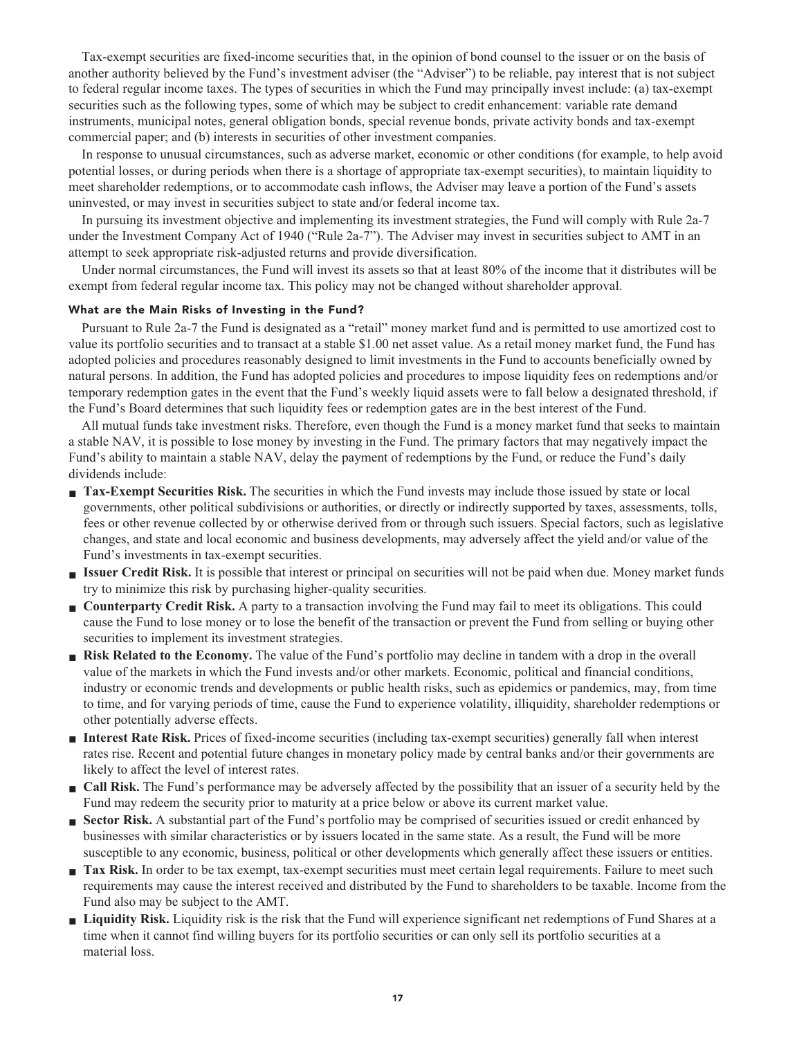Tax-exempt securities are fixed-income securities that, in the opinion of bond counsel to the issuer or on the basis of another authority believed by the Fund's investment adviser (the "Adviser") to be reliable, pay interest that is not subject to federal regular income taxes. The types of securities in which the Fund may principally invest include: (a) tax-exempt securities such as the following types, some of which may be subject to credit enhancement: variable rate demand instruments, municipal notes, general obligation bonds, special revenue bonds, private activity bonds and tax-exempt commercial paper; and (b) interests in securities of other investment companies.

In response to unusual circumstances, such as adverse market, economic or other conditions (for example, to help avoid potential losses, or during periods when there is a shortage of appropriate tax-exempt securities), to maintain liquidity to meet shareholder redemptions, or to accommodate cash inflows, the Adviser may leave a portion of the Fund's assets uninvested, or may invest in securities subject to state and/or federal income tax.

In pursuing its investment objective and implementing its investment strategies, the Fund will comply with Rule 2a-7 under the Investment Company Act of 1940 ("Rule 2a-7"). The Adviser may invest in securities subject to AMT in an attempt to seek appropriate risk-adjusted returns and provide diversification.

Under normal circumstances, the Fund will invest its assets so that at least 80% of the income that it distributes will be exempt from federal regular income tax. This policy may not be changed without shareholder approval.

### What are the Main Risks of Investing in the Fund?

Pursuant to Rule 2a-7 the Fund is designated as a "retail" money market fund and is permitted to use amortized cost to value its portfolio securities and to transact at a stable $1.00 net asset value. As a retail money market fund, the Fund has adopted policies and procedures reasonably designed to limit investments in the Fund to accounts beneficially owned by natural persons. In addition, the Fund has adopted policies and procedures to impose liquidity fees on redemptions and/or temporary redemption gates in the event that the Fund's weekly liquid assets were to fall below a designated threshold, if the Fund's Board determines that such liquidity fees or redemption gates are in the best interest of the Fund.

All mutual funds take investment risks. Therefore, even though the Fund is a money market fund that seeks to maintain a stable NAV, it is possible to lose money by investing in the Fund. The primary factors that may negatively impact the Fund's ability to maintain a stable NAV, delay the payment of redemptions by the Fund, or reduce the Fund's daily dividends include:

- **Tax-Exempt Securities Risk.** The securities in which the Fund invests may include those issued by state or local governments, other political subdivisions or authorities, or directly or indirectly supported by taxes, assessments, tolls, fees or other revenue collected by or otherwise derived from or through such issuers. Special factors, such as legislative changes, and state and local economic and business developments, may adversely affect the yield and/or value of the Fund's investments in tax-exempt securities.
- **Issuer Credit Risk.** It is possible that interest or principal on securities will not be paid when due. Money market funds try to minimize this risk by purchasing higher-quality securities.
- **Counterparty Credit Risk.** A party to a transaction involving the Fund may fail to meet its obligations. This could cause the Fund to lose money or to lose the benefit of the transaction or prevent the Fund from selling or buying other securities to implement its investment strategies.
- **Risk Related to the Economy.** The value of the Fund's portfolio may decline in tandem with a drop in the overall value of the markets in which the Fund invests and/or other markets. Economic, political and financial conditions, industry or economic trends and developments or public health risks, such as epidemics or pandemics, may, from time to time, and for varying periods of time, cause the Fund to experience volatility, illiquidity, shareholder redemptions or other potentially adverse effects.
- **Interest Rate Risk.** Prices of fixed-income securities (including tax-exempt securities) generally fall when interest rates rise. Recent and potential future changes in monetary policy made by central banks and/or their governments are likely to affect the level of interest rates.
- **Call Risk.** The Fund's performance may be adversely affected by the possibility that an issuer of a security held by the Fund may redeem the security prior to maturity at a price below or above its current market value.
- **Sector Risk.** A substantial part of the Fund's portfolio may be comprised of securities issued or credit enhanced by businesses with similar characteristics or by issuers located in the same state. As a result, the Fund will be more susceptible to any economic, business, political or other developments which generally affect these issuers or entities.
- **Tax Risk.** In order to be tax exempt, tax-exempt securities must meet certain legal requirements. Failure to meet such requirements may cause the interest received and distributed by the Fund to shareholders to be taxable. Income from the Fund also may be subject to the AMT.
- **Liquidity Risk.** Liquidity risk is the risk that the Fund will experience significant net redemptions of Fund Shares at a time when it cannot find willing buyers for its portfolio securities or can only sell its portfolio securities at a material loss.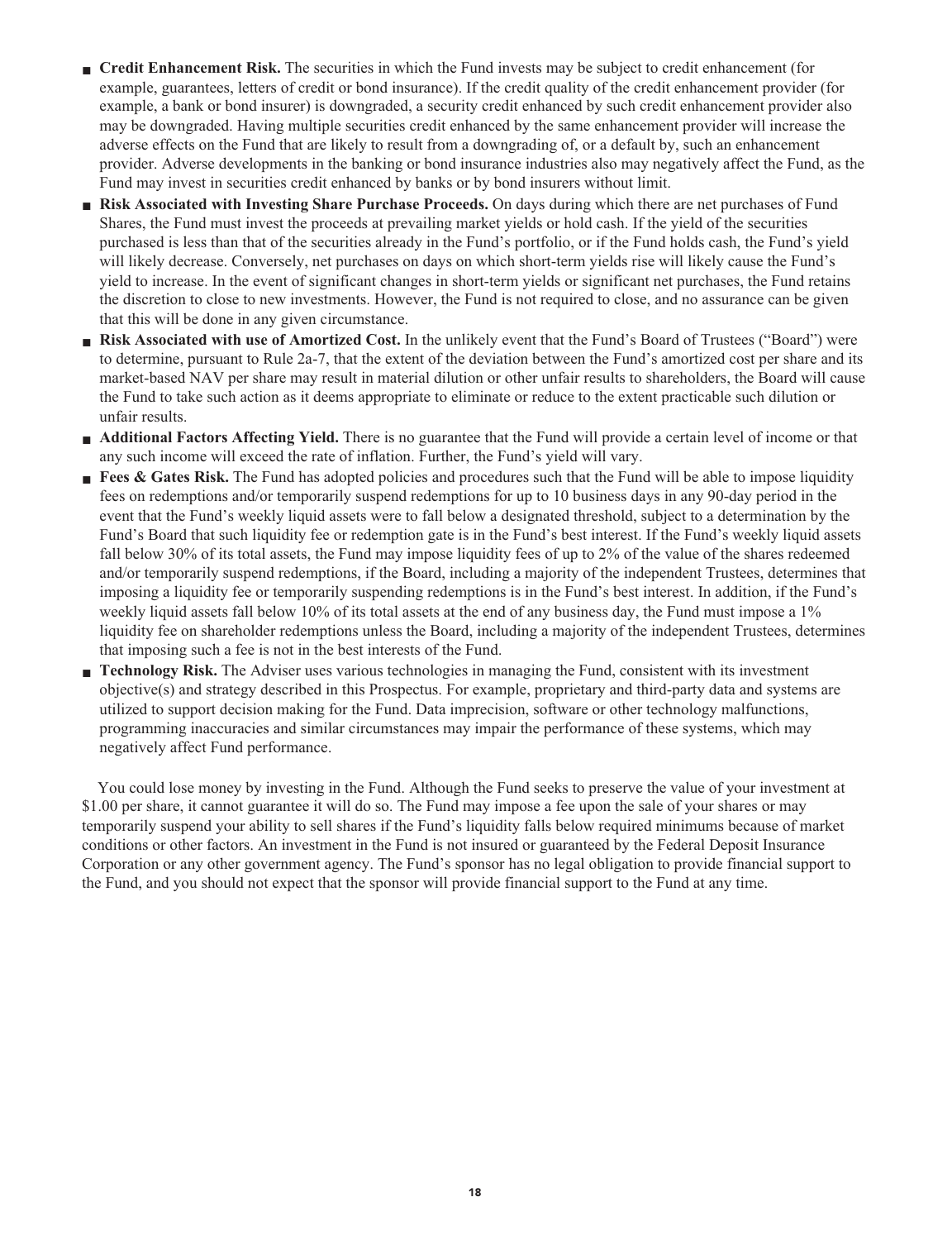- **Credit Enhancement Risk.** The securities in which the Fund invests may be subject to credit enhancement (for example, guarantees, letters of credit or bond insurance). If the credit quality of the credit enhancement provider (for example, a bank or bond insurer) is downgraded, a security credit enhanced by such credit enhancement provider also may be downgraded. Having multiple securities credit enhanced by the same enhancement provider will increase the adverse effects on the Fund that are likely to result from a downgrading of, or a default by, such an enhancement provider. Adverse developments in the banking or bond insurance industries also may negatively affect the Fund, as the Fund may invest in securities credit enhanced by banks or by bond insurers without limit.
- **Risk Associated with Investing Share Purchase Proceeds.** On days during which there are net purchases of Fund Shares, the Fund must invest the proceeds at prevailing market yields or hold cash. If the yield of the securities purchased is less than that of the securities already in the Fund's portfolio, or if the Fund holds cash, the Fund's yield will likely decrease. Conversely, net purchases on days on which short-term yields rise will likely cause the Fund's yield to increase. In the event of significant changes in short-term yields or significant net purchases, the Fund retains the discretion to close to new investments. However, the Fund is not required to close, and no assurance can be given that this will be done in any given circumstance.
- **Risk Associated with use of Amortized Cost.** In the unlikely event that the Fund's Board of Trustees ("Board") were to determine, pursuant to Rule 2a-7, that the extent of the deviation between the Fund's amortized cost per share and its market-based NAV per share may result in material dilution or other unfair results to shareholders, the Board will cause the Fund to take such action as it deems appropriate to eliminate or reduce to the extent practicable such dilution or unfair results.
- **Additional Factors Affecting Yield.** There is no guarantee that the Fund will provide a certain level of income or that any such income will exceed the rate of inflation. Further, the Fund's yield will vary.
- **Fees & Gates Risk.** The Fund has adopted policies and procedures such that the Fund will be able to impose liquidity fees on redemptions and/or temporarily suspend redemptions for up to 10 business days in any 90-day period in the event that the Fund's weekly liquid assets were to fall below a designated threshold, subject to a determination by the Fund's Board that such liquidity fee or redemption gate is in the Fund's best interest. If the Fund's weekly liquid assets fall below 30% of its total assets, the Fund may impose liquidity fees of up to 2% of the value of the shares redeemed and/or temporarily suspend redemptions, if the Board, including a majority of the independent Trustees, determines that imposing a liquidity fee or temporarily suspending redemptions is in the Fund's best interest. In addition, if the Fund's weekly liquid assets fall below 10% of its total assets at the end of any business day, the Fund must impose a 1% liquidity fee on shareholder redemptions unless the Board, including a majority of the independent Trustees, determines that imposing such a fee is not in the best interests of the Fund.
- **Technology Risk.** The Adviser uses various technologies in managing the Fund, consistent with its investment objective(s) and strategy described in this Prospectus. For example, proprietary and third-party data and systems are utilized to support decision making for the Fund. Data imprecision, software or other technology malfunctions, programming inaccuracies and similar circumstances may impair the performance of these systems, which may negatively affect Fund performance.

You could lose money by investing in the Fund. Although the Fund seeks to preserve the value of your investment at $1.00 per share, it cannot guarantee it will do so. The Fund may impose a fee upon the sale of your shares or may temporarily suspend your ability to sell shares if the Fund's liquidity falls below required minimums because of market conditions or other factors. An investment in the Fund is not insured or guaranteed by the Federal Deposit Insurance Corporation or any other government agency. The Fund's sponsor has no legal obligation to provide financial support to the Fund, and you should not expect that the sponsor will provide financial support to the Fund at any time.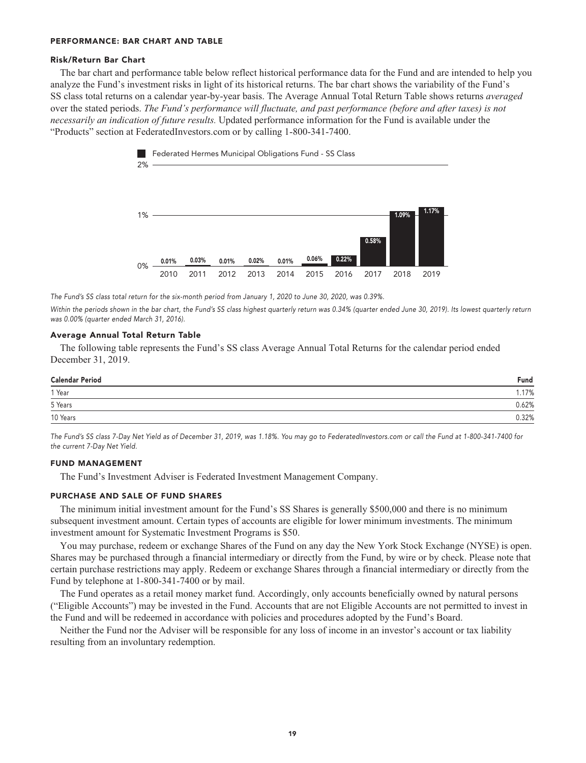## PERFORMANCE: BAR CHART AND TABLE

### Risk/Return Bar Chart

The bar chart and performance table below reflect historical performance data for the Fund and are intended to help you analyze the Fund's investment risks in light of its historical returns. The bar chart shows the variability of the Fund's SS class total returns on a calendar year-by-year basis. The Average Annual Total Return Table shows returns *averaged* over the stated periods. *The Fund's performance will fluctuate, and past performance (before and after taxes) is not necessarily an indication of future results.* Updated performance information for the Fund is available under the "Products" section at FederatedInvestors.com or by calling 1-800-341-7400.

Federated Hermes Municipal Obligations Fund - SS Class

| Year | Total Return |
|---|---|
| 2010 | 0.01% |
| 2011 | 0.03% |
| 2012 | 0.01% |
| 2013 | 0.02% |
| 2014 | 0.01% |
| 2015 | 0.06% |
| 2016 | 0.22% |
| 2017 | 0.58% |
| 2018 | 1.09% |
| 2019 | 1.17% |

*The Fund's SS class total return for the six-month period from January 1, 2020 to June 30, 2020, was 0.39%.*

*Within the periods shown in the bar chart, the Fund's SS class highest quarterly return was 0.34% (quarter ended June 30, 2019). Its lowest quarterly return was 0.00% (quarter ended March 31, 2016).*

### Average Annual Total Return Table

The following table represents the Fund's SS class Average Annual Total Returns for the calendar period ended December 31, 2019.

| Calendar Period | Fund |
|---|---|
| 1 Year | 1.17% |
| 5 Years | 0.62% |
| 10 Years | 0.32% |

*The Fund's SS class 7-Day Net Yield as of December 31, 2019, was 1.18%. You may go to FederatedInvestors.com or call the Fund at 1-800-341-7400 for the current 7-Day Net Yield.*

## FUND MANAGEMENT

The Fund's Investment Adviser is Federated Investment Management Company.

## PURCHASE AND SALE OF FUND SHARES

The minimum initial investment amount for the Fund's SS Shares is generally $500,000 and there is no minimum subsequent investment amount. Certain types of accounts are eligible for lower minimum investments. The minimum investment amount for Systematic Investment Programs is $50.

You may purchase, redeem or exchange Shares of the Fund on any day the New York Stock Exchange (NYSE) is open. Shares may be purchased through a financial intermediary or directly from the Fund, by wire or by check. Please note that certain purchase restrictions may apply. Redeem or exchange Shares through a financial intermediary or directly from the Fund by telephone at 1-800-341-7400 or by mail.

The Fund operates as a retail money market fund. Accordingly, only accounts beneficially owned by natural persons ("Eligible Accounts") may be invested in the Fund. Accounts that are not Eligible Accounts are not permitted to invest in the Fund and will be redeemed in accordance with policies and procedures adopted by the Fund's Board.

Neither the Fund nor the Adviser will be responsible for any loss of income in an investor's account or tax liability resulting from an involuntary redemption.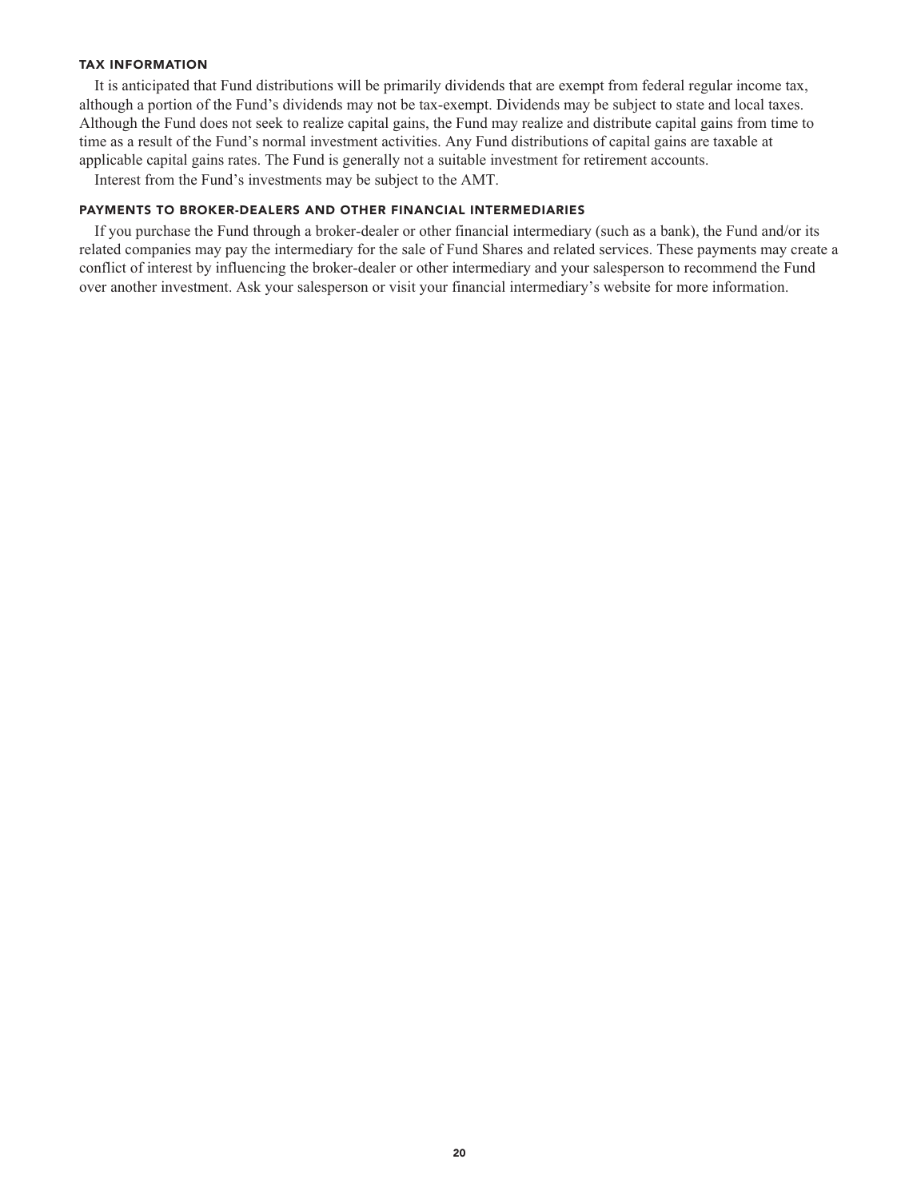### TAX INFORMATION

It is anticipated that Fund distributions will be primarily dividends that are exempt from federal regular income tax, although a portion of the Fund's dividends may not be tax-exempt. Dividends may be subject to state and local taxes. Although the Fund does not seek to realize capital gains, the Fund may realize and distribute capital gains from time to time as a result of the Fund's normal investment activities. Any Fund distributions of capital gains are taxable at applicable capital gains rates. The Fund is generally not a suitable investment for retirement accounts.

Interest from the Fund's investments may be subject to the AMT.

### PAYMENTS TO BROKER-DEALERS AND OTHER FINANCIAL INTERMEDIARIES

If you purchase the Fund through a broker-dealer or other financial intermediary (such as a bank), the Fund and/or its related companies may pay the intermediary for the sale of Fund Shares and related services. These payments may create a conflict of interest by influencing the broker-dealer or other intermediary and your salesperson to recommend the Fund over another investment. Ask your salesperson or visit your financial intermediary's website for more information.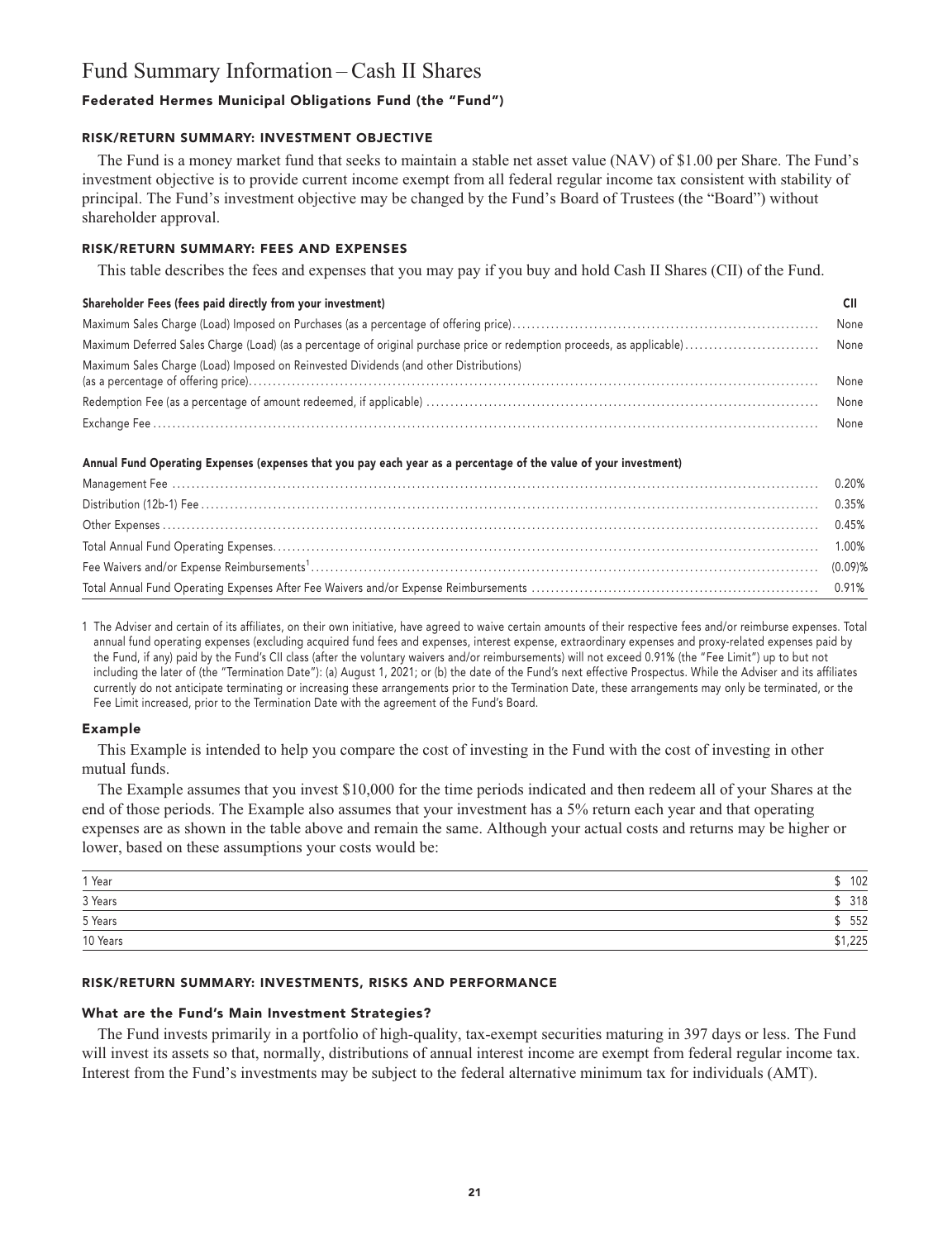# Fund Summary Information – Cash II Shares

### Federated Hermes Municipal Obligations Fund (the "Fund")

#### RISK/RETURN SUMMARY: INVESTMENT OBJECTIVE

The Fund is a money market fund that seeks to maintain a stable net asset value (NAV) of $1.00 per Share. The Fund's investment objective is to provide current income exempt from all federal regular income tax consistent with stability of principal. The Fund's investment objective may be changed by the Fund's Board of Trustees (the "Board") without shareholder approval.

#### RISK/RETURN SUMMARY: FEES AND EXPENSES

This table describes the fees and expenses that you may pay if you buy and hold Cash II Shares (CII) of the Fund.

| Shareholder Fees (fees paid directly from your investment) | CII |
|---|---|
| Maximum Sales Charge (Load) Imposed on Purchases (as a percentage of offering price) | None |
| Maximum Deferred Sales Charge (Load) (as a percentage of original purchase price or redemption proceeds, as applicable) | None |
| Maximum Sales Charge (Load) Imposed on Reinvested Dividends (and other Distributions) (as a percentage of offering price) | None |
| Redemption Fee (as a percentage of amount redeemed, if applicable) | None |
| Exchange Fee | None |

| Annual Fund Operating Expenses (expenses that you pay each year as a percentage of the value of your investment) | |
|---|---|
| Management Fee | 0.20% |
| Distribution (12b-1) Fee | 0.35% |
| Other Expenses | 0.45% |
| Total Annual Fund Operating Expenses | 1.00% |
| Fee Waivers and/or Expense Reimbursements[1] | (0.09)% |
| Total Annual Fund Operating Expenses After Fee Waivers and/or Expense Reimbursements | 0.91% |

1 The Adviser and certain of its affiliates, on their own initiative, have agreed to waive certain amounts of their respective fees and/or reimburse expenses. Total annual fund operating expenses (excluding acquired fund fees and expenses, interest expense, extraordinary expenses and proxy-related expenses paid by the Fund, if any) paid by the Fund's CII class (after the voluntary waivers and/or reimbursements) will not exceed 0.91% (the "Fee Limit") up to but not including the later of (the "Termination Date"): (a) August 1, 2021; or (b) the date of the Fund's next effective Prospectus. While the Adviser and its affiliates currently do not anticipate terminating or increasing these arrangements prior to the Termination Date, these arrangements may only be terminated, or the Fee Limit increased, prior to the Termination Date with the agreement of the Fund's Board.

### Example

This Example is intended to help you compare the cost of investing in the Fund with the cost of investing in other mutual funds.

The Example assumes that you invest $10,000 for the time periods indicated and then redeem all of your Shares at the end of those periods. The Example also assumes that your investment has a 5% return each year and that operating expenses are as shown in the table above and remain the same. Although your actual costs and returns may be higher or lower, based on these assumptions your costs would be:

| Period | Cost |
|---|---|
| 1 Year | $ 102 |
| 3 Years | $ 318 |
| 5 Years | $ 552 |
| 10 Years | $1,225 |

#### RISK/RETURN SUMMARY: INVESTMENTS, RISKS AND PERFORMANCE

### What are the Fund's Main Investment Strategies?

The Fund invests primarily in a portfolio of high-quality, tax-exempt securities maturing in 397 days or less. The Fund will invest its assets so that, normally, distributions of annual interest income are exempt from federal regular income tax. Interest from the Fund's investments may be subject to the federal alternative minimum tax for individuals (AMT).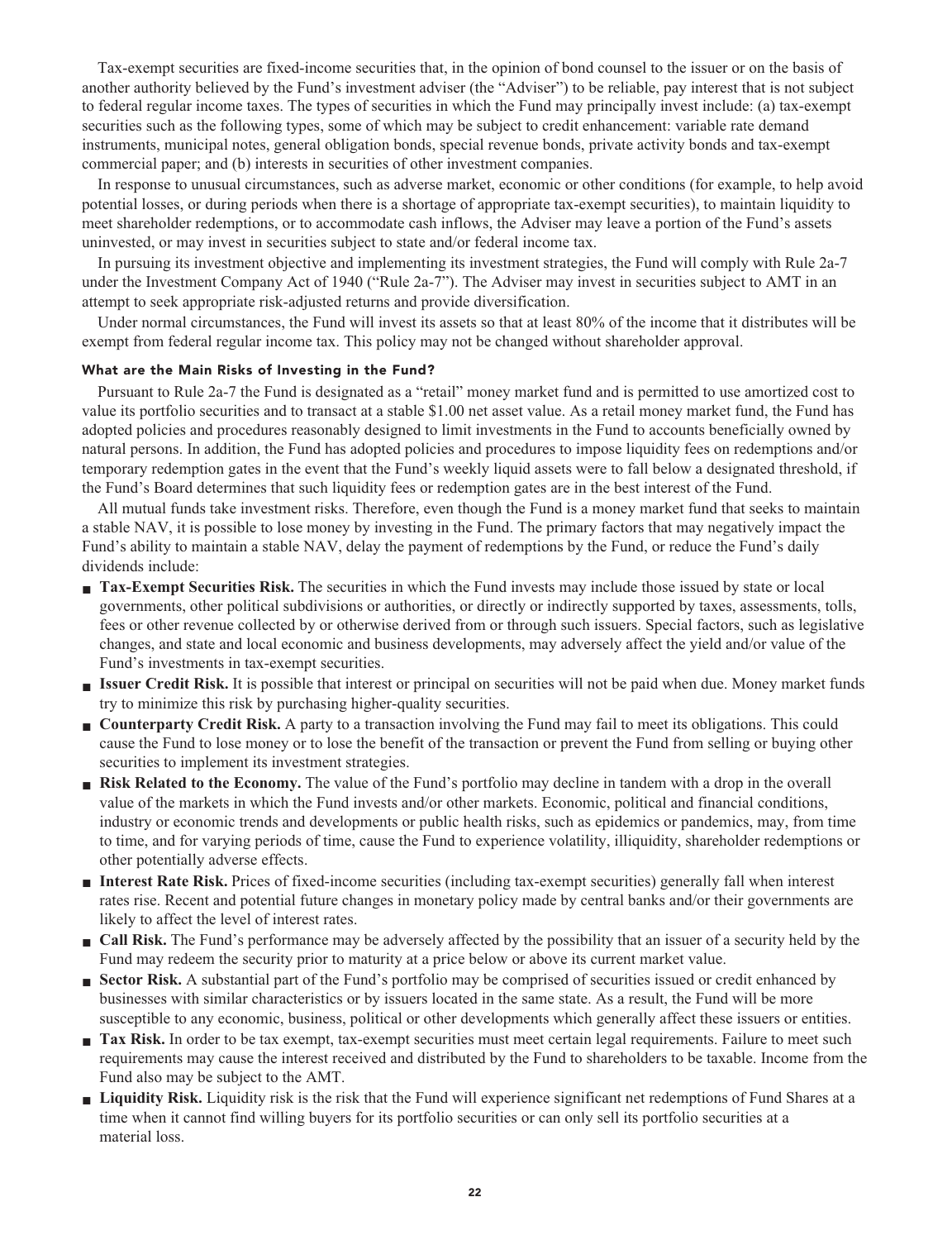Tax-exempt securities are fixed-income securities that, in the opinion of bond counsel to the issuer or on the basis of another authority believed by the Fund's investment adviser (the "Adviser") to be reliable, pay interest that is not subject to federal regular income taxes. The types of securities in which the Fund may principally invest include: (a) tax-exempt securities such as the following types, some of which may be subject to credit enhancement: variable rate demand instruments, municipal notes, general obligation bonds, special revenue bonds, private activity bonds and tax-exempt commercial paper; and (b) interests in securities of other investment companies.

In response to unusual circumstances, such as adverse market, economic or other conditions (for example, to help avoid potential losses, or during periods when there is a shortage of appropriate tax-exempt securities), to maintain liquidity to meet shareholder redemptions, or to accommodate cash inflows, the Adviser may leave a portion of the Fund's assets uninvested, or may invest in securities subject to state and/or federal income tax.

In pursuing its investment objective and implementing its investment strategies, the Fund will comply with Rule 2a-7 under the Investment Company Act of 1940 ("Rule 2a-7"). The Adviser may invest in securities subject to AMT in an attempt to seek appropriate risk-adjusted returns and provide diversification.

Under normal circumstances, the Fund will invest its assets so that at least 80% of the income that it distributes will be exempt from federal regular income tax. This policy may not be changed without shareholder approval.

### What are the Main Risks of Investing in the Fund?

Pursuant to Rule 2a-7 the Fund is designated as a "retail" money market fund and is permitted to use amortized cost to value its portfolio securities and to transact at a stable $1.00 net asset value. As a retail money market fund, the Fund has adopted policies and procedures reasonably designed to limit investments in the Fund to accounts beneficially owned by natural persons. In addition, the Fund has adopted policies and procedures to impose liquidity fees on redemptions and/or temporary redemption gates in the event that the Fund's weekly liquid assets were to fall below a designated threshold, if the Fund's Board determines that such liquidity fees or redemption gates are in the best interest of the Fund.

All mutual funds take investment risks. Therefore, even though the Fund is a money market fund that seeks to maintain a stable NAV, it is possible to lose money by investing in the Fund. The primary factors that may negatively impact the Fund's ability to maintain a stable NAV, delay the payment of redemptions by the Fund, or reduce the Fund's daily dividends include:

- **Tax-Exempt Securities Risk.** The securities in which the Fund invests may include those issued by state or local governments, other political subdivisions or authorities, or directly or indirectly supported by taxes, assessments, tolls, fees or other revenue collected by or otherwise derived from or through such issuers. Special factors, such as legislative changes, and state and local economic and business developments, may adversely affect the yield and/or value of the Fund's investments in tax-exempt securities.
- **Issuer Credit Risk.** It is possible that interest or principal on securities will not be paid when due. Money market funds try to minimize this risk by purchasing higher-quality securities.
- **Counterparty Credit Risk.** A party to a transaction involving the Fund may fail to meet its obligations. This could cause the Fund to lose money or to lose the benefit of the transaction or prevent the Fund from selling or buying other securities to implement its investment strategies.
- **Risk Related to the Economy.** The value of the Fund's portfolio may decline in tandem with a drop in the overall value of the markets in which the Fund invests and/or other markets. Economic, political and financial conditions, industry or economic trends and developments or public health risks, such as epidemics or pandemics, may, from time to time, and for varying periods of time, cause the Fund to experience volatility, illiquidity, shareholder redemptions or other potentially adverse effects.
- **Interest Rate Risk.** Prices of fixed-income securities (including tax-exempt securities) generally fall when interest rates rise. Recent and potential future changes in monetary policy made by central banks and/or their governments are likely to affect the level of interest rates.
- **Call Risk.** The Fund's performance may be adversely affected by the possibility that an issuer of a security held by the Fund may redeem the security prior to maturity at a price below or above its current market value.
- **Sector Risk.** A substantial part of the Fund's portfolio may be comprised of securities issued or credit enhanced by businesses with similar characteristics or by issuers located in the same state. As a result, the Fund will be more susceptible to any economic, business, political or other developments which generally affect these issuers or entities.
- **Tax Risk.** In order to be tax exempt, tax-exempt securities must meet certain legal requirements. Failure to meet such requirements may cause the interest received and distributed by the Fund to shareholders to be taxable. Income from the Fund also may be subject to the AMT.
- **Liquidity Risk.** Liquidity risk is the risk that the Fund will experience significant net redemptions of Fund Shares at a time when it cannot find willing buyers for its portfolio securities or can only sell its portfolio securities at a material loss.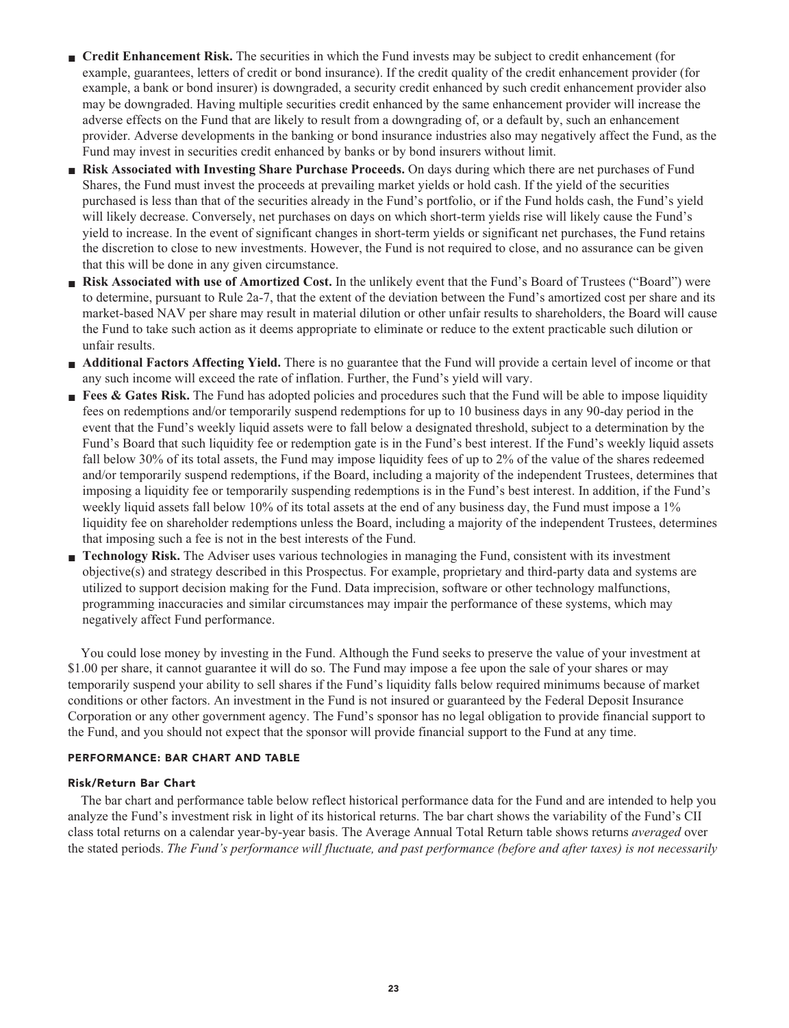- **Credit Enhancement Risk.** The securities in which the Fund invests may be subject to credit enhancement (for example, guarantees, letters of credit or bond insurance). If the credit quality of the credit enhancement provider (for example, a bank or bond insurer) is downgraded, a security credit enhanced by such credit enhancement provider also may be downgraded. Having multiple securities credit enhanced by the same enhancement provider will increase the adverse effects on the Fund that are likely to result from a downgrading of, or a default by, such an enhancement provider. Adverse developments in the banking or bond insurance industries also may negatively affect the Fund, as the Fund may invest in securities credit enhanced by banks or by bond insurers without limit.
- **Risk Associated with Investing Share Purchase Proceeds.** On days during which there are net purchases of Fund Shares, the Fund must invest the proceeds at prevailing market yields or hold cash. If the yield of the securities purchased is less than that of the securities already in the Fund's portfolio, or if the Fund holds cash, the Fund's yield will likely decrease. Conversely, net purchases on days on which short-term yields rise will likely cause the Fund's yield to increase. In the event of significant changes in short-term yields or significant net purchases, the Fund retains the discretion to close to new investments. However, the Fund is not required to close, and no assurance can be given that this will be done in any given circumstance.
- **Risk Associated with use of Amortized Cost.** In the unlikely event that the Fund's Board of Trustees ("Board") were to determine, pursuant to Rule 2a-7, that the extent of the deviation between the Fund's amortized cost per share and its market-based NAV per share may result in material dilution or other unfair results to shareholders, the Board will cause the Fund to take such action as it deems appropriate to eliminate or reduce to the extent practicable such dilution or unfair results.
- **Additional Factors Affecting Yield.** There is no guarantee that the Fund will provide a certain level of income or that any such income will exceed the rate of inflation. Further, the Fund's yield will vary.
- **Fees & Gates Risk.** The Fund has adopted policies and procedures such that the Fund will be able to impose liquidity fees on redemptions and/or temporarily suspend redemptions for up to 10 business days in any 90-day period in the event that the Fund's weekly liquid assets were to fall below a designated threshold, subject to a determination by the Fund's Board that such liquidity fee or redemption gate is in the Fund's best interest. If the Fund's weekly liquid assets fall below 30% of its total assets, the Fund may impose liquidity fees of up to 2% of the value of the shares redeemed and/or temporarily suspend redemptions, if the Board, including a majority of the independent Trustees, determines that imposing a liquidity fee or temporarily suspending redemptions is in the Fund's best interest. In addition, if the Fund's weekly liquid assets fall below 10% of its total assets at the end of any business day, the Fund must impose a 1% liquidity fee on shareholder redemptions unless the Board, including a majority of the independent Trustees, determines that imposing such a fee is not in the best interests of the Fund.
- **Technology Risk.** The Adviser uses various technologies in managing the Fund, consistent with its investment objective(s) and strategy described in this Prospectus. For example, proprietary and third-party data and systems are utilized to support decision making for the Fund. Data imprecision, software or other technology malfunctions, programming inaccuracies and similar circumstances may impair the performance of these systems, which may negatively affect Fund performance.

You could lose money by investing in the Fund. Although the Fund seeks to preserve the value of your investment at $1.00 per share, it cannot guarantee it will do so. The Fund may impose a fee upon the sale of your shares or may temporarily suspend your ability to sell shares if the Fund's liquidity falls below required minimums because of market conditions or other factors. An investment in the Fund is not insured or guaranteed by the Federal Deposit Insurance Corporation or any other government agency. The Fund's sponsor has no legal obligation to provide financial support to the Fund, and you should not expect that the sponsor will provide financial support to the Fund at any time.

## PERFORMANCE: BAR CHART AND TABLE

### Risk/Return Bar Chart

The bar chart and performance table below reflect historical performance data for the Fund and are intended to help you analyze the Fund's investment risk in light of its historical returns. The bar chart shows the variability of the Fund's CII class total returns on a calendar year-by-year basis. The Average Annual Total Return table shows returns *averaged* over the stated periods. *The Fund's performance will fluctuate, and past performance (before and after taxes) is not necessarily*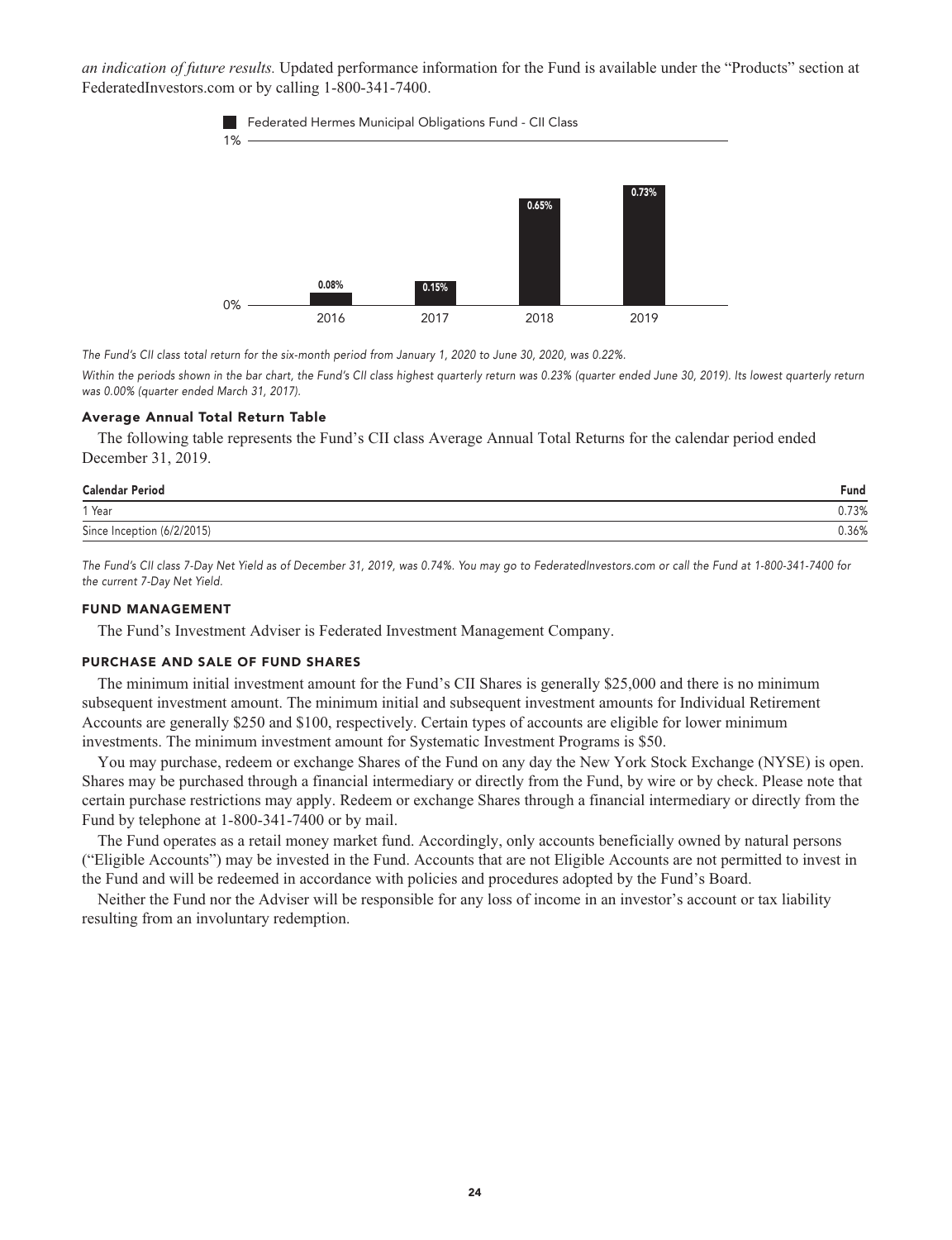*an indication of future results.* Updated performance information for the Fund is available under the "Products" section at FederatedInvestors.com or by calling 1-800-341-7400.

Federated Hermes Municipal Obligations Fund - CII Class

| Year | Return |
|---|---|
| 2016 | 0.08% |
| 2017 | 0.15% |
| 2018 | 0.65% |
| 2019 | 0.73% |

*The Fund's CII class total return for the six-month period from January 1, 2020 to June 30, 2020, was 0.22%.*

*Within the periods shown in the bar chart, the Fund's CII class highest quarterly return was 0.23% (quarter ended June 30, 2019). Its lowest quarterly return was 0.00% (quarter ended March 31, 2017).*

### Average Annual Total Return Table

The following table represents the Fund's CII class Average Annual Total Returns for the calendar period ended December 31, 2019.

| Calendar Period | Fund |
|---|---|
| 1 Year | 0.73% |
| Since Inception (6/2/2015) | 0.36% |

*The Fund's CII class 7-Day Net Yield as of December 31, 2019, was 0.74%. You may go to FederatedInvestors.com or call the Fund at 1-800-341-7400 for the current 7-Day Net Yield.*

## FUND MANAGEMENT

The Fund's Investment Adviser is Federated Investment Management Company.

## PURCHASE AND SALE OF FUND SHARES

The minimum initial investment amount for the Fund's CII Shares is generally $25,000 and there is no minimum subsequent investment amount. The minimum initial and subsequent investment amounts for Individual Retirement Accounts are generally $250 and $100, respectively. Certain types of accounts are eligible for lower minimum investments. The minimum investment amount for Systematic Investment Programs is $50.

You may purchase, redeem or exchange Shares of the Fund on any day the New York Stock Exchange (NYSE) is open. Shares may be purchased through a financial intermediary or directly from the Fund, by wire or by check. Please note that certain purchase restrictions may apply. Redeem or exchange Shares through a financial intermediary or directly from the Fund by telephone at 1-800-341-7400 or by mail.

The Fund operates as a retail money market fund. Accordingly, only accounts beneficially owned by natural persons ("Eligible Accounts") may be invested in the Fund. Accounts that are not Eligible Accounts are not permitted to invest in the Fund and will be redeemed in accordance with policies and procedures adopted by the Fund's Board.

Neither the Fund nor the Adviser will be responsible for any loss of income in an investor's account or tax liability resulting from an involuntary redemption.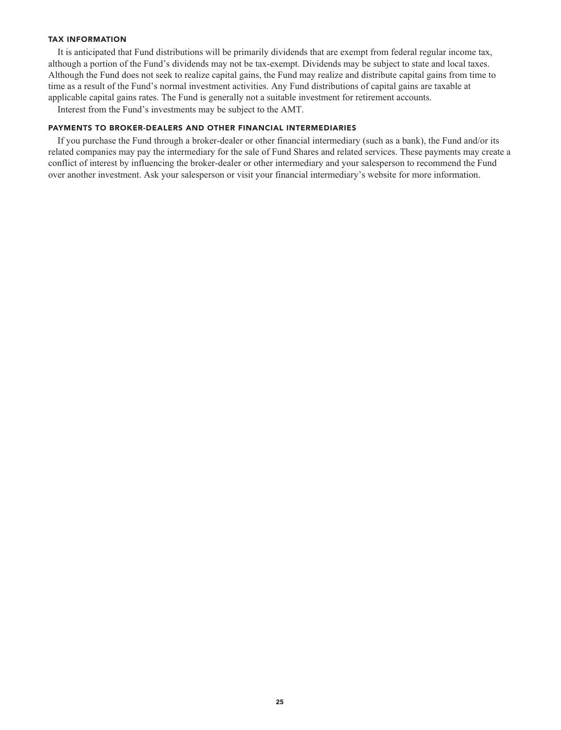### TAX INFORMATION

It is anticipated that Fund distributions will be primarily dividends that are exempt from federal regular income tax, although a portion of the Fund's dividends may not be tax-exempt. Dividends may be subject to state and local taxes. Although the Fund does not seek to realize capital gains, the Fund may realize and distribute capital gains from time to time as a result of the Fund's normal investment activities. Any Fund distributions of capital gains are taxable at applicable capital gains rates. The Fund is generally not a suitable investment for retirement accounts.

Interest from the Fund's investments may be subject to the AMT.

### PAYMENTS TO BROKER-DEALERS AND OTHER FINANCIAL INTERMEDIARIES

If you purchase the Fund through a broker-dealer or other financial intermediary (such as a bank), the Fund and/or its related companies may pay the intermediary for the sale of Fund Shares and related services. These payments may create a conflict of interest by influencing the broker-dealer or other intermediary and your salesperson to recommend the Fund over another investment. Ask your salesperson or visit your financial intermediary's website for more information.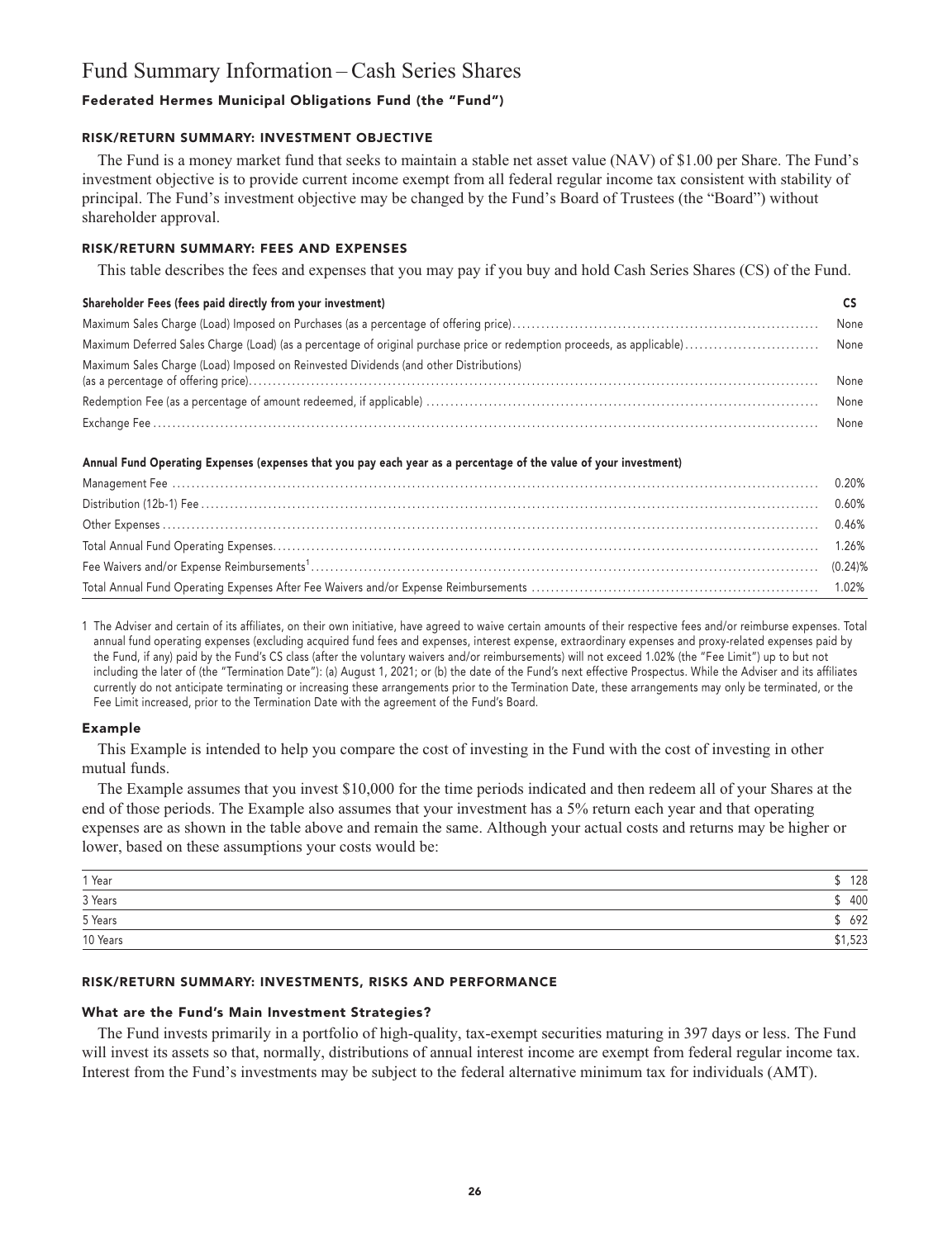# Fund Summary Information – Cash Series Shares

### Federated Hermes Municipal Obligations Fund (the "Fund")

#### RISK/RETURN SUMMARY: INVESTMENT OBJECTIVE

The Fund is a money market fund that seeks to maintain a stable net asset value (NAV) of $1.00 per Share. The Fund's investment objective is to provide current income exempt from all federal regular income tax consistent with stability of principal. The Fund's investment objective may be changed by the Fund's Board of Trustees (the "Board") without shareholder approval.

#### RISK/RETURN SUMMARY: FEES AND EXPENSES

This table describes the fees and expenses that you may pay if you buy and hold Cash Series Shares (CS) of the Fund.

| Shareholder Fees (fees paid directly from your investment) | CS |
|---|---|
| Maximum Sales Charge (Load) Imposed on Purchases (as a percentage of offering price) | None |
| Maximum Deferred Sales Charge (Load) (as a percentage of original purchase price or redemption proceeds, as applicable) | None |
| Maximum Sales Charge (Load) Imposed on Reinvested Dividends (and other Distributions) (as a percentage of offering price) | None |
| Redemption Fee (as a percentage of amount redeemed, if applicable) | None |
| Exchange Fee | None |

| Annual Fund Operating Expenses (expenses that you pay each year as a percentage of the value of your investment) | |
|---|---|
| Management Fee | 0.20% |
| Distribution (12b-1) Fee | 0.60% |
| Other Expenses | 0.46% |
| Total Annual Fund Operating Expenses | 1.26% |
| Fee Waivers and/or Expense Reimbursements[1] | (0.24)% |
| Total Annual Fund Operating Expenses After Fee Waivers and/or Expense Reimbursements | 1.02% |

1 The Adviser and certain of its affiliates, on their own initiative, have agreed to waive certain amounts of their respective fees and/or reimburse expenses. Total annual fund operating expenses (excluding acquired fund fees and expenses, interest expense, extraordinary expenses and proxy-related expenses paid by the Fund, if any) paid by the Fund's CS class (after the voluntary waivers and/or reimbursements) will not exceed 1.02% (the "Fee Limit") up to but not including the later of (the "Termination Date"): (a) August 1, 2021; or (b) the date of the Fund's next effective Prospectus. While the Adviser and its affiliates currently do not anticipate terminating or increasing these arrangements prior to the Termination Date, these arrangements may only be terminated, or the Fee Limit increased, prior to the Termination Date with the agreement of the Fund's Board.

### Example

This Example is intended to help you compare the cost of investing in the Fund with the cost of investing in other mutual funds.

The Example assumes that you invest $10,000 for the time periods indicated and then redeem all of your Shares at the end of those periods. The Example also assumes that your investment has a 5% return each year and that operating expenses are as shown in the table above and remain the same. Although your actual costs and returns may be higher or lower, based on these assumptions your costs would be:

| | |
|---|---|
| 1 Year | $ 128 |
| 3 Years | $ 400 |
| 5 Years | $ 692 |
| 10 Years | $1,523 |

#### RISK/RETURN SUMMARY: INVESTMENTS, RISKS AND PERFORMANCE

### What are the Fund's Main Investment Strategies?

The Fund invests primarily in a portfolio of high-quality, tax-exempt securities maturing in 397 days or less. The Fund will invest its assets so that, normally, distributions of annual interest income are exempt from federal regular income tax. Interest from the Fund's investments may be subject to the federal alternative minimum tax for individuals (AMT).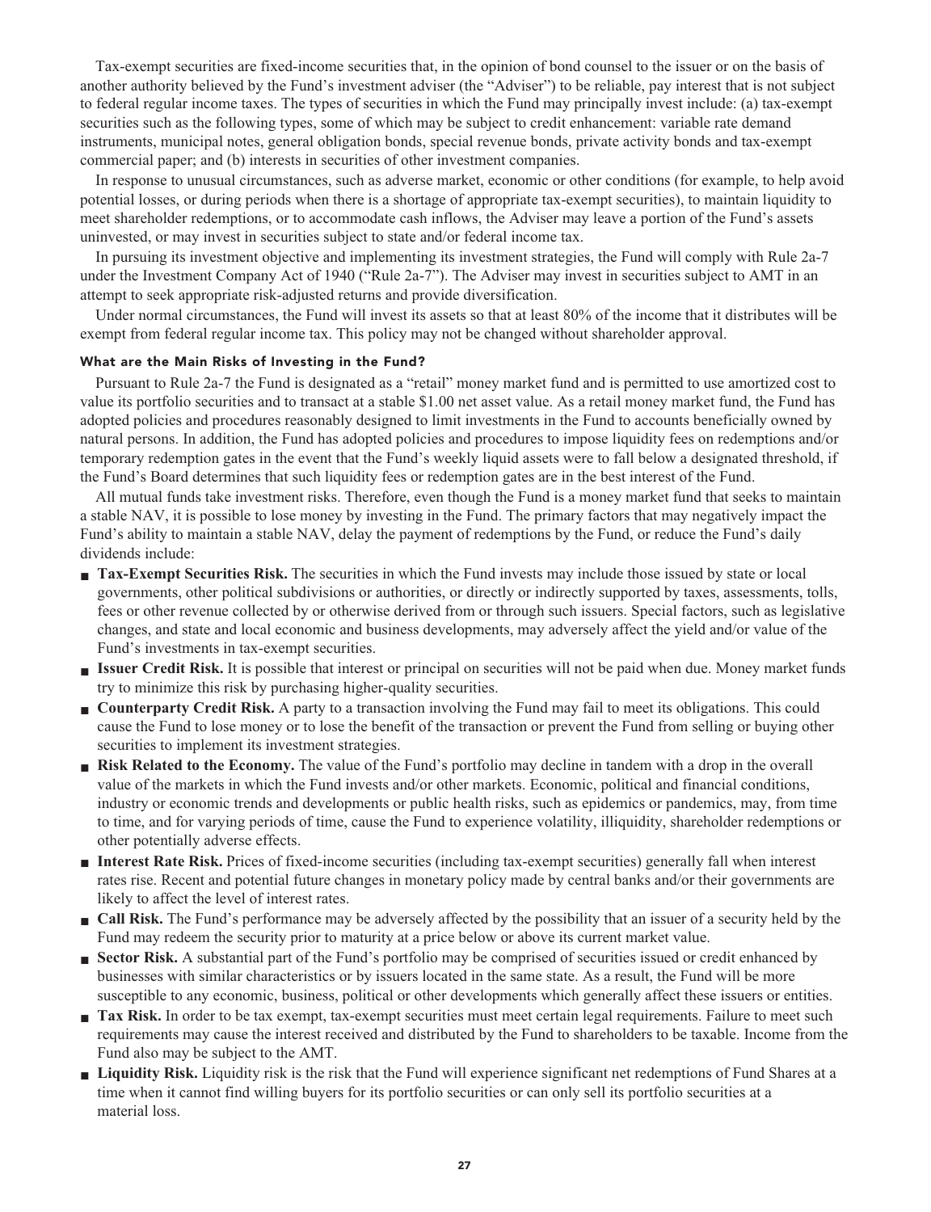Tax-exempt securities are fixed-income securities that, in the opinion of bond counsel to the issuer or on the basis of another authority believed by the Fund's investment adviser (the "Adviser") to be reliable, pay interest that is not subject to federal regular income taxes. The types of securities in which the Fund may principally invest include: (a) tax-exempt securities such as the following types, some of which may be subject to credit enhancement: variable rate demand instruments, municipal notes, general obligation bonds, special revenue bonds, private activity bonds and tax-exempt commercial paper; and (b) interests in securities of other investment companies.

In response to unusual circumstances, such as adverse market, economic or other conditions (for example, to help avoid potential losses, or during periods when there is a shortage of appropriate tax-exempt securities), to maintain liquidity to meet shareholder redemptions, or to accommodate cash inflows, the Adviser may leave a portion of the Fund's assets uninvested, or may invest in securities subject to state and/or federal income tax.

In pursuing its investment objective and implementing its investment strategies, the Fund will comply with Rule 2a-7 under the Investment Company Act of 1940 ("Rule 2a-7"). The Adviser may invest in securities subject to AMT in an attempt to seek appropriate risk-adjusted returns and provide diversification.

Under normal circumstances, the Fund will invest its assets so that at least 80% of the income that it distributes will be exempt from federal regular income tax. This policy may not be changed without shareholder approval.

### What are the Main Risks of Investing in the Fund?

Pursuant to Rule 2a-7 the Fund is designated as a "retail" money market fund and is permitted to use amortized cost to value its portfolio securities and to transact at a stable $1.00 net asset value. As a retail money market fund, the Fund has adopted policies and procedures reasonably designed to limit investments in the Fund to accounts beneficially owned by natural persons. In addition, the Fund has adopted policies and procedures to impose liquidity fees on redemptions and/or temporary redemption gates in the event that the Fund's weekly liquid assets were to fall below a designated threshold, if the Fund's Board determines that such liquidity fees or redemption gates are in the best interest of the Fund.

All mutual funds take investment risks. Therefore, even though the Fund is a money market fund that seeks to maintain a stable NAV, it is possible to lose money by investing in the Fund. The primary factors that may negatively impact the Fund's ability to maintain a stable NAV, delay the payment of redemptions by the Fund, or reduce the Fund's daily dividends include:

- **Tax-Exempt Securities Risk.** The securities in which the Fund invests may include those issued by state or local governments, other political subdivisions or authorities, or directly or indirectly supported by taxes, assessments, tolls, fees or other revenue collected by or otherwise derived from or through such issuers. Special factors, such as legislative changes, and state and local economic and business developments, may adversely affect the yield and/or value of the Fund's investments in tax-exempt securities.
- **Issuer Credit Risk.** It is possible that interest or principal on securities will not be paid when due. Money market funds try to minimize this risk by purchasing higher-quality securities.
- **Counterparty Credit Risk.** A party to a transaction involving the Fund may fail to meet its obligations. This could cause the Fund to lose money or to lose the benefit of the transaction or prevent the Fund from selling or buying other securities to implement its investment strategies.
- **Risk Related to the Economy.** The value of the Fund's portfolio may decline in tandem with a drop in the overall value of the markets in which the Fund invests and/or other markets. Economic, political and financial conditions, industry or economic trends and developments or public health risks, such as epidemics or pandemics, may, from time to time, and for varying periods of time, cause the Fund to experience volatility, illiquidity, shareholder redemptions or other potentially adverse effects.
- **Interest Rate Risk.** Prices of fixed-income securities (including tax-exempt securities) generally fall when interest rates rise. Recent and potential future changes in monetary policy made by central banks and/or their governments are likely to affect the level of interest rates.
- **Call Risk.** The Fund's performance may be adversely affected by the possibility that an issuer of a security held by the Fund may redeem the security prior to maturity at a price below or above its current market value.
- **Sector Risk.** A substantial part of the Fund's portfolio may be comprised of securities issued or credit enhanced by businesses with similar characteristics or by issuers located in the same state. As a result, the Fund will be more susceptible to any economic, business, political or other developments which generally affect these issuers or entities.
- **Tax Risk.** In order to be tax exempt, tax-exempt securities must meet certain legal requirements. Failure to meet such requirements may cause the interest received and distributed by the Fund to shareholders to be taxable. Income from the Fund also may be subject to the AMT.
- **Liquidity Risk.** Liquidity risk is the risk that the Fund will experience significant net redemptions of Fund Shares at a time when it cannot find willing buyers for its portfolio securities or can only sell its portfolio securities at a material loss.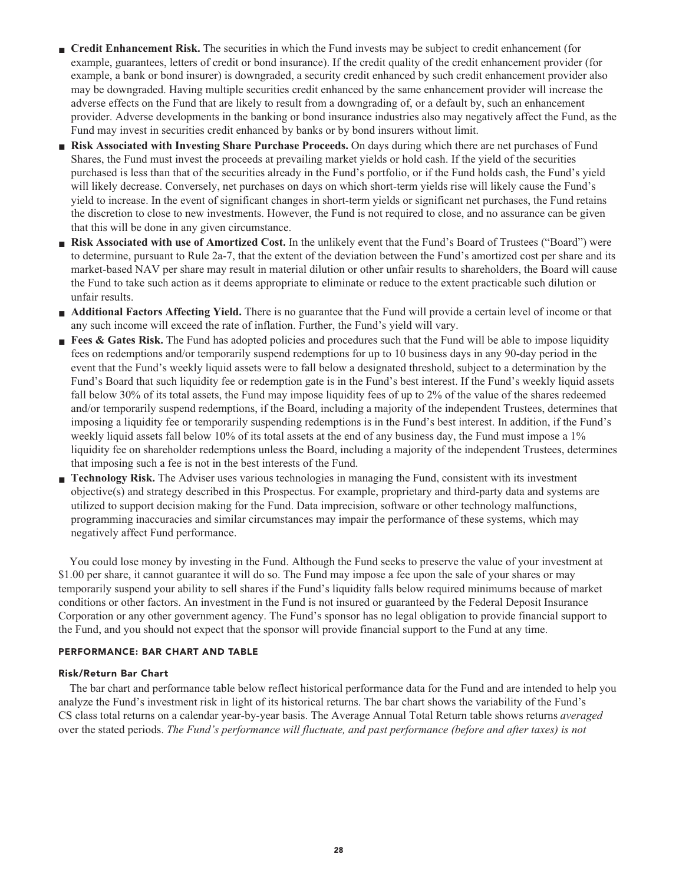- **Credit Enhancement Risk.** The securities in which the Fund invests may be subject to credit enhancement (for example, guarantees, letters of credit or bond insurance). If the credit quality of the credit enhancement provider (for example, a bank or bond insurer) is downgraded, a security credit enhanced by such credit enhancement provider also may be downgraded. Having multiple securities credit enhanced by the same enhancement provider will increase the adverse effects on the Fund that are likely to result from a downgrading of, or a default by, such an enhancement provider. Adverse developments in the banking or bond insurance industries also may negatively affect the Fund, as the Fund may invest in securities credit enhanced by banks or by bond insurers without limit.
- **Risk Associated with Investing Share Purchase Proceeds.** On days during which there are net purchases of Fund Shares, the Fund must invest the proceeds at prevailing market yields or hold cash. If the yield of the securities purchased is less than that of the securities already in the Fund's portfolio, or if the Fund holds cash, the Fund's yield will likely decrease. Conversely, net purchases on days on which short-term yields rise will likely cause the Fund's yield to increase. In the event of significant changes in short-term yields or significant net purchases, the Fund retains the discretion to close to new investments. However, the Fund is not required to close, and no assurance can be given that this will be done in any given circumstance.
- **Risk Associated with use of Amortized Cost.** In the unlikely event that the Fund's Board of Trustees ("Board") were to determine, pursuant to Rule 2a-7, that the extent of the deviation between the Fund's amortized cost per share and its market-based NAV per share may result in material dilution or other unfair results to shareholders, the Board will cause the Fund to take such action as it deems appropriate to eliminate or reduce to the extent practicable such dilution or unfair results.
- **Additional Factors Affecting Yield.** There is no guarantee that the Fund will provide a certain level of income or that any such income will exceed the rate of inflation. Further, the Fund's yield will vary.
- **Fees & Gates Risk.** The Fund has adopted policies and procedures such that the Fund will be able to impose liquidity fees on redemptions and/or temporarily suspend redemptions for up to 10 business days in any 90-day period in the event that the Fund's weekly liquid assets were to fall below a designated threshold, subject to a determination by the Fund's Board that such liquidity fee or redemption gate is in the Fund's best interest. If the Fund's weekly liquid assets fall below 30% of its total assets, the Fund may impose liquidity fees of up to 2% of the value of the shares redeemed and/or temporarily suspend redemptions, if the Board, including a majority of the independent Trustees, determines that imposing a liquidity fee or temporarily suspending redemptions is in the Fund's best interest. In addition, if the Fund's weekly liquid assets fall below 10% of its total assets at the end of any business day, the Fund must impose a 1% liquidity fee on shareholder redemptions unless the Board, including a majority of the independent Trustees, determines that imposing such a fee is not in the best interests of the Fund.
- **Technology Risk.** The Adviser uses various technologies in managing the Fund, consistent with its investment objective(s) and strategy described in this Prospectus. For example, proprietary and third-party data and systems are utilized to support decision making for the Fund. Data imprecision, software or other technology malfunctions, programming inaccuracies and similar circumstances may impair the performance of these systems, which may negatively affect Fund performance.

You could lose money by investing in the Fund. Although the Fund seeks to preserve the value of your investment at $1.00 per share, it cannot guarantee it will do so. The Fund may impose a fee upon the sale of your shares or may temporarily suspend your ability to sell shares if the Fund's liquidity falls below required minimums because of market conditions or other factors. An investment in the Fund is not insured or guaranteed by the Federal Deposit Insurance Corporation or any other government agency. The Fund's sponsor has no legal obligation to provide financial support to the Fund, and you should not expect that the sponsor will provide financial support to the Fund at any time.

### PERFORMANCE: BAR CHART AND TABLE

#### Risk/Return Bar Chart

The bar chart and performance table below reflect historical performance data for the Fund and are intended to help you analyze the Fund's investment risk in light of its historical returns. The bar chart shows the variability of the Fund's CS class total returns on a calendar year-by-year basis. The Average Annual Total Return table shows returns *averaged* over the stated periods. *The Fund's performance will fluctuate, and past performance (before and after taxes) is not*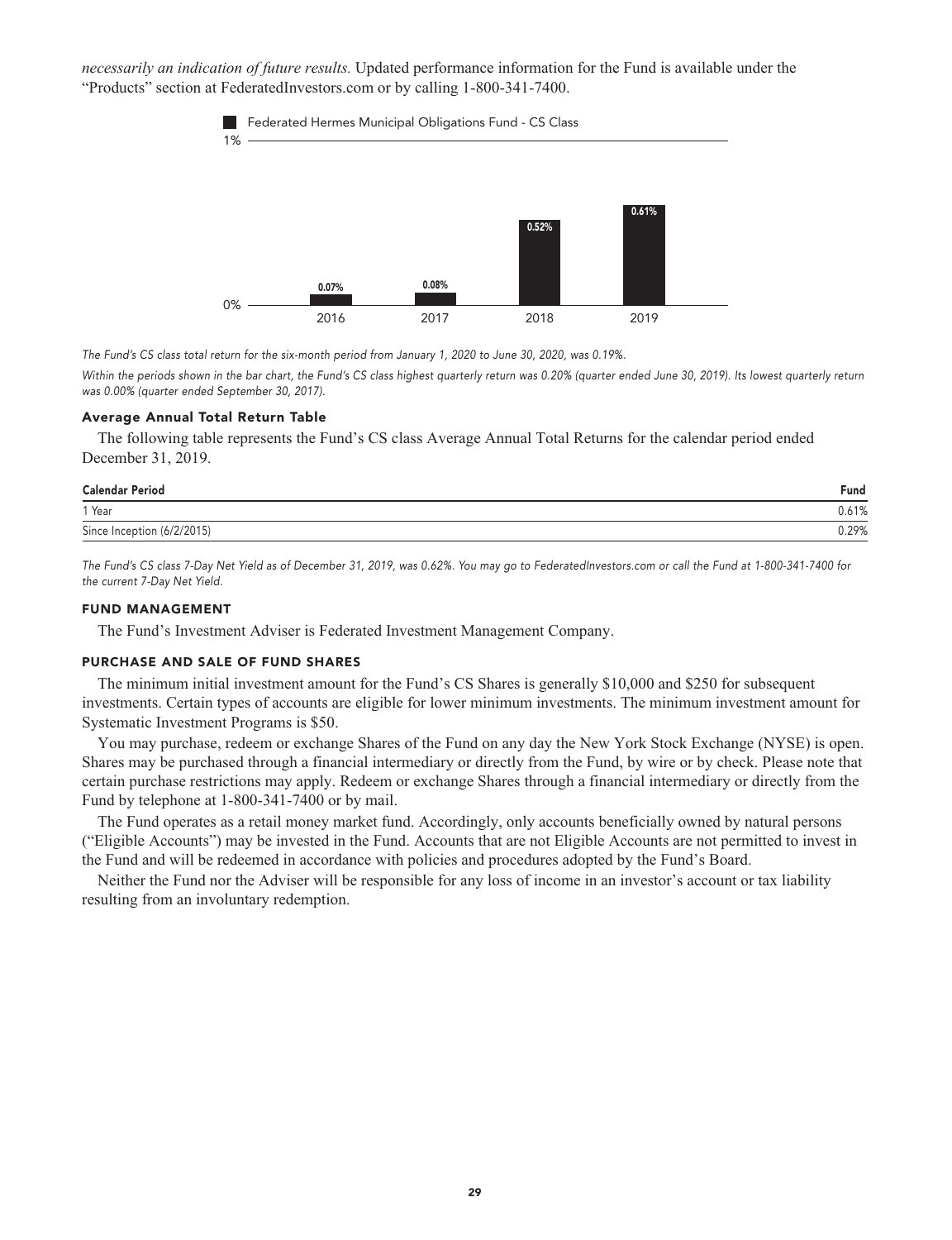*necessarily an indication of future results.* Updated performance information for the Fund is available under the "Products" section at FederatedInvestors.com or by calling 1-800-341-7400.

Federated Hermes Municipal Obligations Fund - CS Class

| Year | Return |
|---|---|
| 2016 | 0.07% |
| 2017 | 0.08% |
| 2018 | 0.52% |
| 2019 | 0.61% |

*The Fund's CS class total return for the six-month period from January 1, 2020 to June 30, 2020, was 0.19%.*

*Within the periods shown in the bar chart, the Fund's CS class highest quarterly return was 0.20% (quarter ended June 30, 2019). Its lowest quarterly return was 0.00% (quarter ended September 30, 2017).*

### Average Annual Total Return Table

The following table represents the Fund's CS class Average Annual Total Returns for the calendar period ended December 31, 2019.

| Calendar Period | Fund |
|---|---|
| 1 Year | 0.61% |
| Since Inception (6/2/2015) | 0.29% |

*The Fund's CS class 7-Day Net Yield as of December 31, 2019, was 0.62%. You may go to FederatedInvestors.com or call the Fund at 1-800-341-7400 for the current 7-Day Net Yield.*

## FUND MANAGEMENT

The Fund's Investment Adviser is Federated Investment Management Company.

## PURCHASE AND SALE OF FUND SHARES

The minimum initial investment amount for the Fund's CS Shares is generally $10,000 and $250 for subsequent investments. Certain types of accounts are eligible for lower minimum investments. The minimum investment amount for Systematic Investment Programs is $50.

You may purchase, redeem or exchange Shares of the Fund on any day the New York Stock Exchange (NYSE) is open. Shares may be purchased through a financial intermediary or directly from the Fund, by wire or by check. Please note that certain purchase restrictions may apply. Redeem or exchange Shares through a financial intermediary or directly from the Fund by telephone at 1-800-341-7400 or by mail.

The Fund operates as a retail money market fund. Accordingly, only accounts beneficially owned by natural persons ("Eligible Accounts") may be invested in the Fund. Accounts that are not Eligible Accounts are not permitted to invest in the Fund and will be redeemed in accordance with policies and procedures adopted by the Fund's Board.

Neither the Fund nor the Adviser will be responsible for any loss of income in an investor's account or tax liability resulting from an involuntary redemption.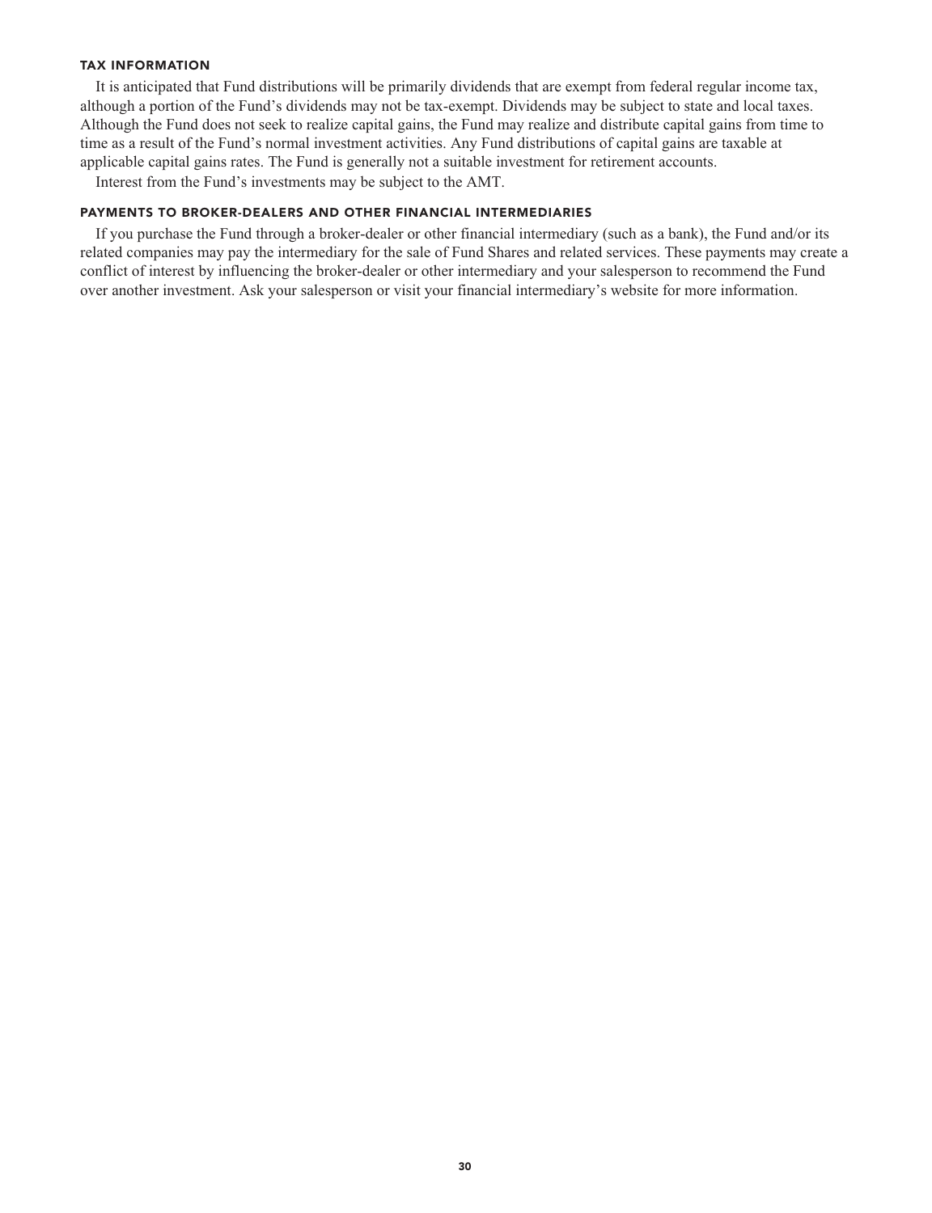## TAX INFORMATION

It is anticipated that Fund distributions will be primarily dividends that are exempt from federal regular income tax, although a portion of the Fund's dividends may not be tax-exempt. Dividends may be subject to state and local taxes. Although the Fund does not seek to realize capital gains, the Fund may realize and distribute capital gains from time to time as a result of the Fund's normal investment activities. Any Fund distributions of capital gains are taxable at applicable capital gains rates. The Fund is generally not a suitable investment for retirement accounts.

Interest from the Fund's investments may be subject to the AMT.

## PAYMENTS TO BROKER-DEALERS AND OTHER FINANCIAL INTERMEDIARIES

If you purchase the Fund through a broker-dealer or other financial intermediary (such as a bank), the Fund and/or its related companies may pay the intermediary for the sale of Fund Shares and related services. These payments may create a conflict of interest by influencing the broker-dealer or other intermediary and your salesperson to recommend the Fund over another investment. Ask your salesperson or visit your financial intermediary's website for more information.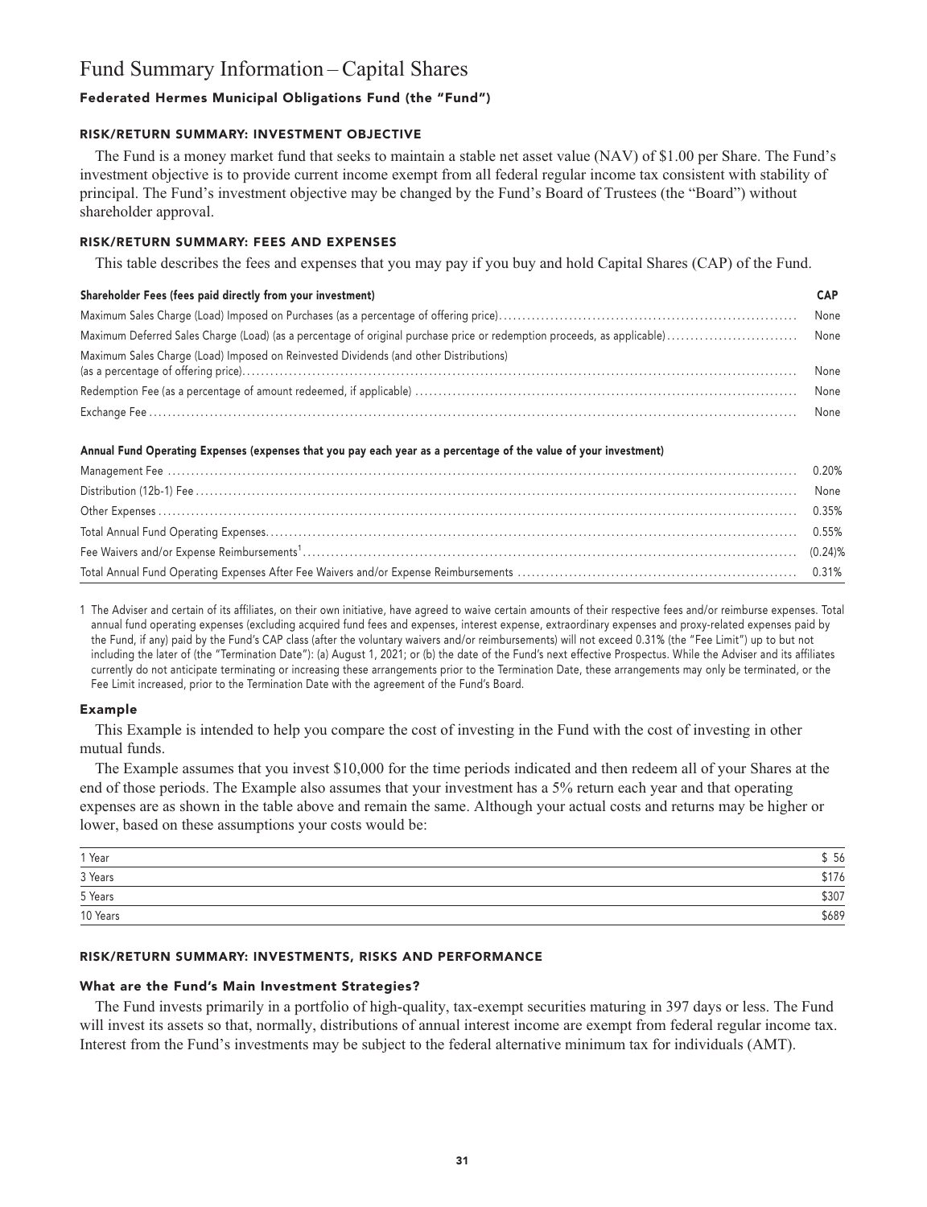# Fund Summary Information – Capital Shares

### Federated Hermes Municipal Obligations Fund (the "Fund")

#### RISK/RETURN SUMMARY: INVESTMENT OBJECTIVE

The Fund is a money market fund that seeks to maintain a stable net asset value (NAV) of $1.00 per Share. The Fund's investment objective is to provide current income exempt from all federal regular income tax consistent with stability of principal. The Fund's investment objective may be changed by the Fund's Board of Trustees (the "Board") without shareholder approval.

#### RISK/RETURN SUMMARY: FEES AND EXPENSES

This table describes the fees and expenses that you may pay if you buy and hold Capital Shares (CAP) of the Fund.

| Shareholder Fees (fees paid directly from your investment) | CAP |
|---|---|
| Maximum Sales Charge (Load) Imposed on Purchases (as a percentage of offering price) | None |
| Maximum Deferred Sales Charge (Load) (as a percentage of original purchase price or redemption proceeds, as applicable) | None |
| Maximum Sales Charge (Load) Imposed on Reinvested Dividends (and other Distributions) (as a percentage of offering price) | None |
| Redemption Fee (as a percentage of amount redeemed, if applicable) | None |
| Exchange Fee | None |

| Annual Fund Operating Expenses (expenses that you pay each year as a percentage of the value of your investment) | |
|---|---|
| Management Fee | 0.20% |
| Distribution (12b-1) Fee | None |
| Other Expenses | 0.35% |
| Total Annual Fund Operating Expenses | 0.55% |
| Fee Waivers and/or Expense Reimbursements[1] | (0.24)% |
| Total Annual Fund Operating Expenses After Fee Waivers and/or Expense Reimbursements | 0.31% |

1 The Adviser and certain of its affiliates, on their own initiative, have agreed to waive certain amounts of their respective fees and/or reimburse expenses. Total annual fund operating expenses (excluding acquired fund fees and expenses, interest expense, extraordinary expenses and proxy-related expenses paid by the Fund, if any) paid by the Fund's CAP class (after the voluntary waivers and/or reimbursements) will not exceed 0.31% (the "Fee Limit") up to but not including the later of (the "Termination Date"): (a) August 1, 2021; or (b) the date of the Fund's next effective Prospectus. While the Adviser and its affiliates currently do not anticipate terminating or increasing these arrangements prior to the Termination Date, these arrangements may only be terminated, or the Fee Limit increased, prior to the Termination Date with the agreement of the Fund's Board.

### Example

This Example is intended to help you compare the cost of investing in the Fund with the cost of investing in other mutual funds.

The Example assumes that you invest $10,000 for the time periods indicated and then redeem all of your Shares at the end of those periods. The Example also assumes that your investment has a 5% return each year and that operating expenses are as shown in the table above and remain the same. Although your actual costs and returns may be higher or lower, based on these assumptions your costs would be:

| | |
|---|---|
| 1 Year | $ 56 |
| 3 Years | $176 |
| 5 Years | $307 |
| 10 Years | $689 |

#### RISK/RETURN SUMMARY: INVESTMENTS, RISKS AND PERFORMANCE

### What are the Fund's Main Investment Strategies?

The Fund invests primarily in a portfolio of high-quality, tax-exempt securities maturing in 397 days or less. The Fund will invest its assets so that, normally, distributions of annual interest income are exempt from federal regular income tax. Interest from the Fund's investments may be subject to the federal alternative minimum tax for individuals (AMT).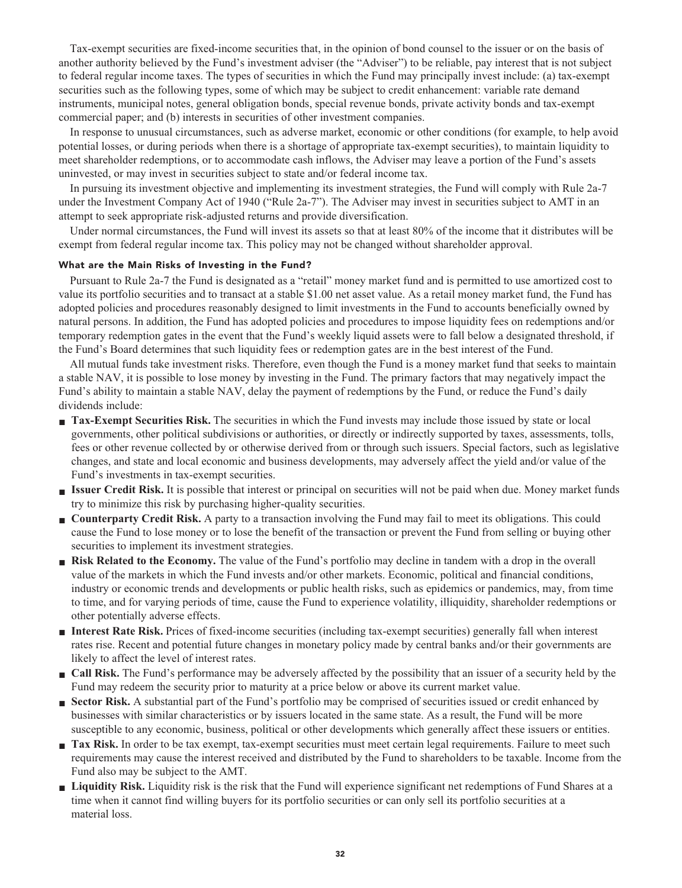Tax-exempt securities are fixed-income securities that, in the opinion of bond counsel to the issuer or on the basis of another authority believed by the Fund's investment adviser (the "Adviser") to be reliable, pay interest that is not subject to federal regular income taxes. The types of securities in which the Fund may principally invest include: (a) tax-exempt securities such as the following types, some of which may be subject to credit enhancement: variable rate demand instruments, municipal notes, general obligation bonds, special revenue bonds, private activity bonds and tax-exempt commercial paper; and (b) interests in securities of other investment companies.

In response to unusual circumstances, such as adverse market, economic or other conditions (for example, to help avoid potential losses, or during periods when there is a shortage of appropriate tax-exempt securities), to maintain liquidity to meet shareholder redemptions, or to accommodate cash inflows, the Adviser may leave a portion of the Fund's assets uninvested, or may invest in securities subject to state and/or federal income tax.

In pursuing its investment objective and implementing its investment strategies, the Fund will comply with Rule 2a-7 under the Investment Company Act of 1940 ("Rule 2a-7"). The Adviser may invest in securities subject to AMT in an attempt to seek appropriate risk-adjusted returns and provide diversification.

Under normal circumstances, the Fund will invest its assets so that at least 80% of the income that it distributes will be exempt from federal regular income tax. This policy may not be changed without shareholder approval.

### What are the Main Risks of Investing in the Fund?

Pursuant to Rule 2a-7 the Fund is designated as a "retail" money market fund and is permitted to use amortized cost to value its portfolio securities and to transact at a stable $1.00 net asset value. As a retail money market fund, the Fund has adopted policies and procedures reasonably designed to limit investments in the Fund to accounts beneficially owned by natural persons. In addition, the Fund has adopted policies and procedures to impose liquidity fees on redemptions and/or temporary redemption gates in the event that the Fund's weekly liquid assets were to fall below a designated threshold, if the Fund's Board determines that such liquidity fees or redemption gates are in the best interest of the Fund.

All mutual funds take investment risks. Therefore, even though the Fund is a money market fund that seeks to maintain a stable NAV, it is possible to lose money by investing in the Fund. The primary factors that may negatively impact the Fund's ability to maintain a stable NAV, delay the payment of redemptions by the Fund, or reduce the Fund's daily dividends include:

- **Tax-Exempt Securities Risk.** The securities in which the Fund invests may include those issued by state or local governments, other political subdivisions or authorities, or directly or indirectly supported by taxes, assessments, tolls, fees or other revenue collected by or otherwise derived from or through such issuers. Special factors, such as legislative changes, and state and local economic and business developments, may adversely affect the yield and/or value of the Fund's investments in tax-exempt securities.
- **Issuer Credit Risk.** It is possible that interest or principal on securities will not be paid when due. Money market funds try to minimize this risk by purchasing higher-quality securities.
- **Counterparty Credit Risk.** A party to a transaction involving the Fund may fail to meet its obligations. This could cause the Fund to lose money or to lose the benefit of the transaction or prevent the Fund from selling or buying other securities to implement its investment strategies.
- **Risk Related to the Economy.** The value of the Fund's portfolio may decline in tandem with a drop in the overall value of the markets in which the Fund invests and/or other markets. Economic, political and financial conditions, industry or economic trends and developments or public health risks, such as epidemics or pandemics, may, from time to time, and for varying periods of time, cause the Fund to experience volatility, illiquidity, shareholder redemptions or other potentially adverse effects.
- **Interest Rate Risk.** Prices of fixed-income securities (including tax-exempt securities) generally fall when interest rates rise. Recent and potential future changes in monetary policy made by central banks and/or their governments are likely to affect the level of interest rates.
- **Call Risk.** The Fund's performance may be adversely affected by the possibility that an issuer of a security held by the Fund may redeem the security prior to maturity at a price below or above its current market value.
- **Sector Risk.** A substantial part of the Fund's portfolio may be comprised of securities issued or credit enhanced by businesses with similar characteristics or by issuers located in the same state. As a result, the Fund will be more susceptible to any economic, business, political or other developments which generally affect these issuers or entities.
- **Tax Risk.** In order to be tax exempt, tax-exempt securities must meet certain legal requirements. Failure to meet such requirements may cause the interest received and distributed by the Fund to shareholders to be taxable. Income from the Fund also may be subject to the AMT.
- **Liquidity Risk.** Liquidity risk is the risk that the Fund will experience significant net redemptions of Fund Shares at a time when it cannot find willing buyers for its portfolio securities or can only sell its portfolio securities at a material loss.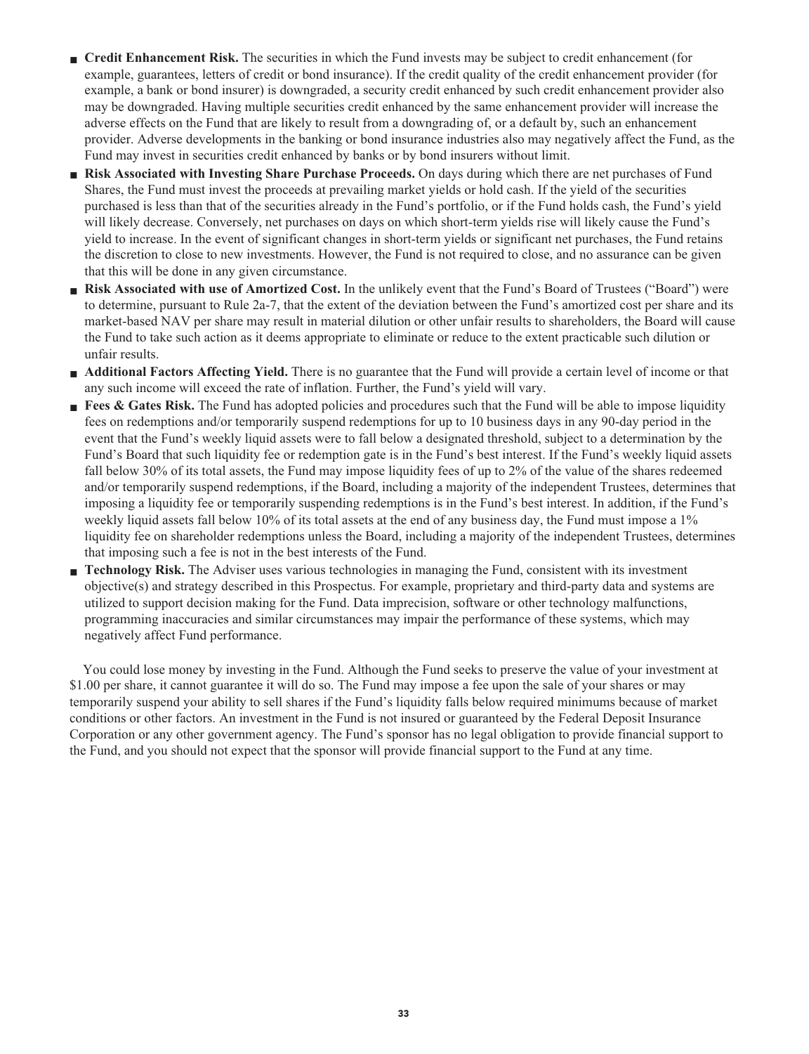- **Credit Enhancement Risk.** The securities in which the Fund invests may be subject to credit enhancement (for example, guarantees, letters of credit or bond insurance). If the credit quality of the credit enhancement provider (for example, a bank or bond insurer) is downgraded, a security credit enhanced by such credit enhancement provider also may be downgraded. Having multiple securities credit enhanced by the same enhancement provider will increase the adverse effects on the Fund that are likely to result from a downgrading of, or a default by, such an enhancement provider. Adverse developments in the banking or bond insurance industries also may negatively affect the Fund, as the Fund may invest in securities credit enhanced by banks or by bond insurers without limit.
- **Risk Associated with Investing Share Purchase Proceeds.** On days during which there are net purchases of Fund Shares, the Fund must invest the proceeds at prevailing market yields or hold cash. If the yield of the securities purchased is less than that of the securities already in the Fund's portfolio, or if the Fund holds cash, the Fund's yield will likely decrease. Conversely, net purchases on days on which short-term yields rise will likely cause the Fund's yield to increase. In the event of significant changes in short-term yields or significant net purchases, the Fund retains the discretion to close to new investments. However, the Fund is not required to close, and no assurance can be given that this will be done in any given circumstance.
- **Risk Associated with use of Amortized Cost.** In the unlikely event that the Fund's Board of Trustees ("Board") were to determine, pursuant to Rule 2a-7, that the extent of the deviation between the Fund's amortized cost per share and its market-based NAV per share may result in material dilution or other unfair results to shareholders, the Board will cause the Fund to take such action as it deems appropriate to eliminate or reduce to the extent practicable such dilution or unfair results.
- **Additional Factors Affecting Yield.** There is no guarantee that the Fund will provide a certain level of income or that any such income will exceed the rate of inflation. Further, the Fund's yield will vary.
- **Fees & Gates Risk.** The Fund has adopted policies and procedures such that the Fund will be able to impose liquidity fees on redemptions and/or temporarily suspend redemptions for up to 10 business days in any 90-day period in the event that the Fund's weekly liquid assets were to fall below a designated threshold, subject to a determination by the Fund's Board that such liquidity fee or redemption gate is in the Fund's best interest. If the Fund's weekly liquid assets fall below 30% of its total assets, the Fund may impose liquidity fees of up to 2% of the value of the shares redeemed and/or temporarily suspend redemptions, if the Board, including a majority of the independent Trustees, determines that imposing a liquidity fee or temporarily suspending redemptions is in the Fund's best interest. In addition, if the Fund's weekly liquid assets fall below 10% of its total assets at the end of any business day, the Fund must impose a 1% liquidity fee on shareholder redemptions unless the Board, including a majority of the independent Trustees, determines that imposing such a fee is not in the best interests of the Fund.
- **Technology Risk.** The Adviser uses various technologies in managing the Fund, consistent with its investment objective(s) and strategy described in this Prospectus. For example, proprietary and third-party data and systems are utilized to support decision making for the Fund. Data imprecision, software or other technology malfunctions, programming inaccuracies and similar circumstances may impair the performance of these systems, which may negatively affect Fund performance.

You could lose money by investing in the Fund. Although the Fund seeks to preserve the value of your investment at $1.00 per share, it cannot guarantee it will do so. The Fund may impose a fee upon the sale of your shares or may temporarily suspend your ability to sell shares if the Fund's liquidity falls below required minimums because of market conditions or other factors. An investment in the Fund is not insured or guaranteed by the Federal Deposit Insurance Corporation or any other government agency. The Fund's sponsor has no legal obligation to provide financial support to the Fund, and you should not expect that the sponsor will provide financial support to the Fund at any time.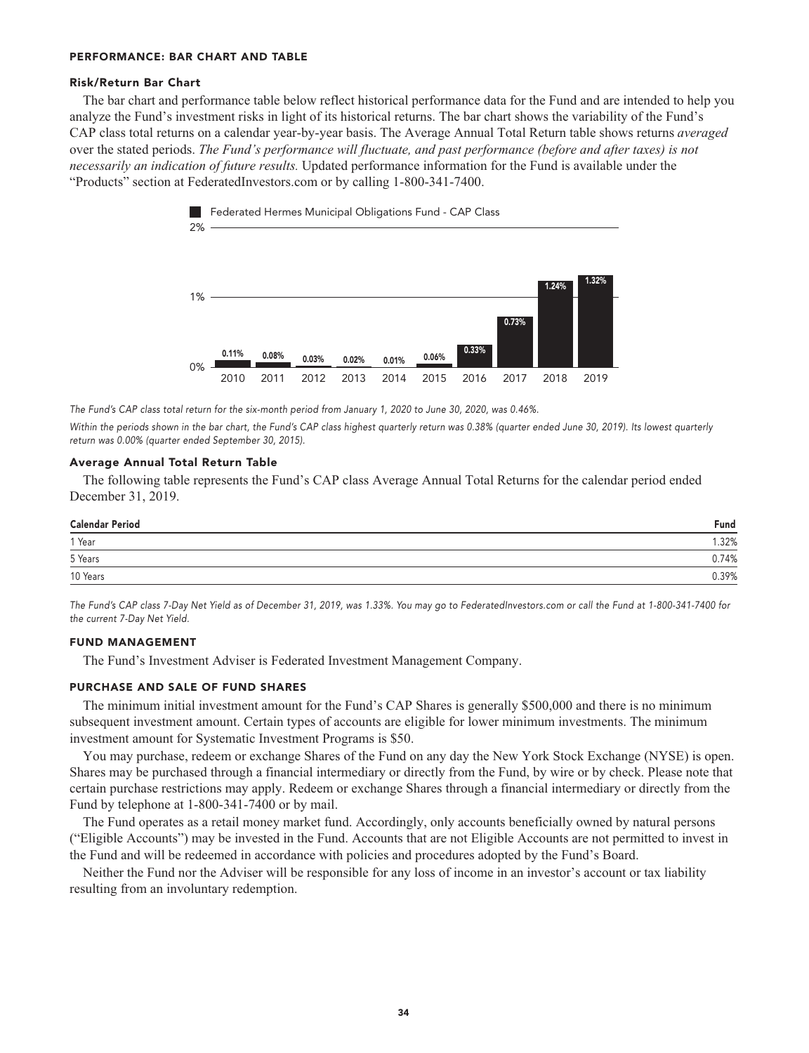## PERFORMANCE: BAR CHART AND TABLE

### Risk/Return Bar Chart

The bar chart and performance table below reflect historical performance data for the Fund and are intended to help you analyze the Fund's investment risks in light of its historical returns. The bar chart shows the variability of the Fund's CAP class total returns on a calendar year-by-year basis. The Average Annual Total Return table shows returns *averaged* over the stated periods. *The Fund's performance will fluctuate, and past performance (before and after taxes) is not necessarily an indication of future results.* Updated performance information for the Fund is available under the "Products" section at FederatedInvestors.com or by calling 1-800-341-7400.

Federated Hermes Municipal Obligations Fund - CAP Class

| Year | Return |
|---|---|
| 2010 | 0.11% |
| 2011 | 0.08% |
| 2012 | 0.03% |
| 2013 | 0.02% |
| 2014 | 0.01% |
| 2015 | 0.06% |
| 2016 | 0.33% |
| 2017 | 0.73% |
| 2018 | 1.24% |
| 2019 | 1.32% |

*The Fund's CAP class total return for the six-month period from January 1, 2020 to June 30, 2020, was 0.46%.*

*Within the periods shown in the bar chart, the Fund's CAP class highest quarterly return was 0.38% (quarter ended June 30, 2019). Its lowest quarterly return was 0.00% (quarter ended September 30, 2015).*

### Average Annual Total Return Table

The following table represents the Fund's CAP class Average Annual Total Returns for the calendar period ended December 31, 2019.

| Calendar Period | Fund |
|---|---|
| 1 Year | 1.32% |
| 5 Years | 0.74% |
| 10 Years | 0.39% |

*The Fund's CAP class 7-Day Net Yield as of December 31, 2019, was 1.33%. You may go to FederatedInvestors.com or call the Fund at 1-800-341-7400 for the current 7-Day Net Yield.*

## FUND MANAGEMENT

The Fund's Investment Adviser is Federated Investment Management Company.

## PURCHASE AND SALE OF FUND SHARES

The minimum initial investment amount for the Fund's CAP Shares is generally $500,000 and there is no minimum subsequent investment amount. Certain types of accounts are eligible for lower minimum investments. The minimum investment amount for Systematic Investment Programs is $50.

You may purchase, redeem or exchange Shares of the Fund on any day the New York Stock Exchange (NYSE) is open. Shares may be purchased through a financial intermediary or directly from the Fund, by wire or by check. Please note that certain purchase restrictions may apply. Redeem or exchange Shares through a financial intermediary or directly from the Fund by telephone at 1-800-341-7400 or by mail.

The Fund operates as a retail money market fund. Accordingly, only accounts beneficially owned by natural persons ("Eligible Accounts") may be invested in the Fund. Accounts that are not Eligible Accounts are not permitted to invest in the Fund and will be redeemed in accordance with policies and procedures adopted by the Fund's Board.

Neither the Fund nor the Adviser will be responsible for any loss of income in an investor's account or tax liability resulting from an involuntary redemption.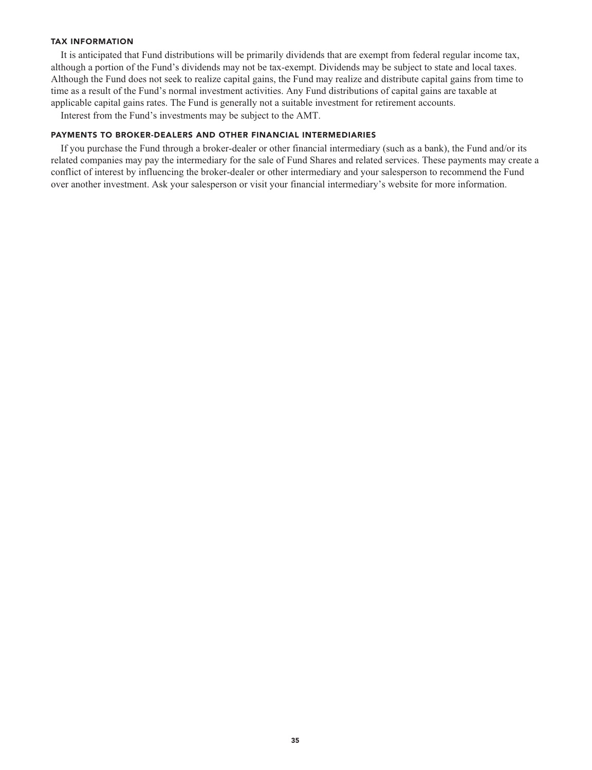### TAX INFORMATION

It is anticipated that Fund distributions will be primarily dividends that are exempt from federal regular income tax, although a portion of the Fund's dividends may not be tax-exempt. Dividends may be subject to state and local taxes. Although the Fund does not seek to realize capital gains, the Fund may realize and distribute capital gains from time to time as a result of the Fund's normal investment activities. Any Fund distributions of capital gains are taxable at applicable capital gains rates. The Fund is generally not a suitable investment for retirement accounts.

Interest from the Fund's investments may be subject to the AMT.

### PAYMENTS TO BROKER-DEALERS AND OTHER FINANCIAL INTERMEDIARIES

If you purchase the Fund through a broker-dealer or other financial intermediary (such as a bank), the Fund and/or its related companies may pay the intermediary for the sale of Fund Shares and related services. These payments may create a conflict of interest by influencing the broker-dealer or other intermediary and your salesperson to recommend the Fund over another investment. Ask your salesperson or visit your financial intermediary's website for more information.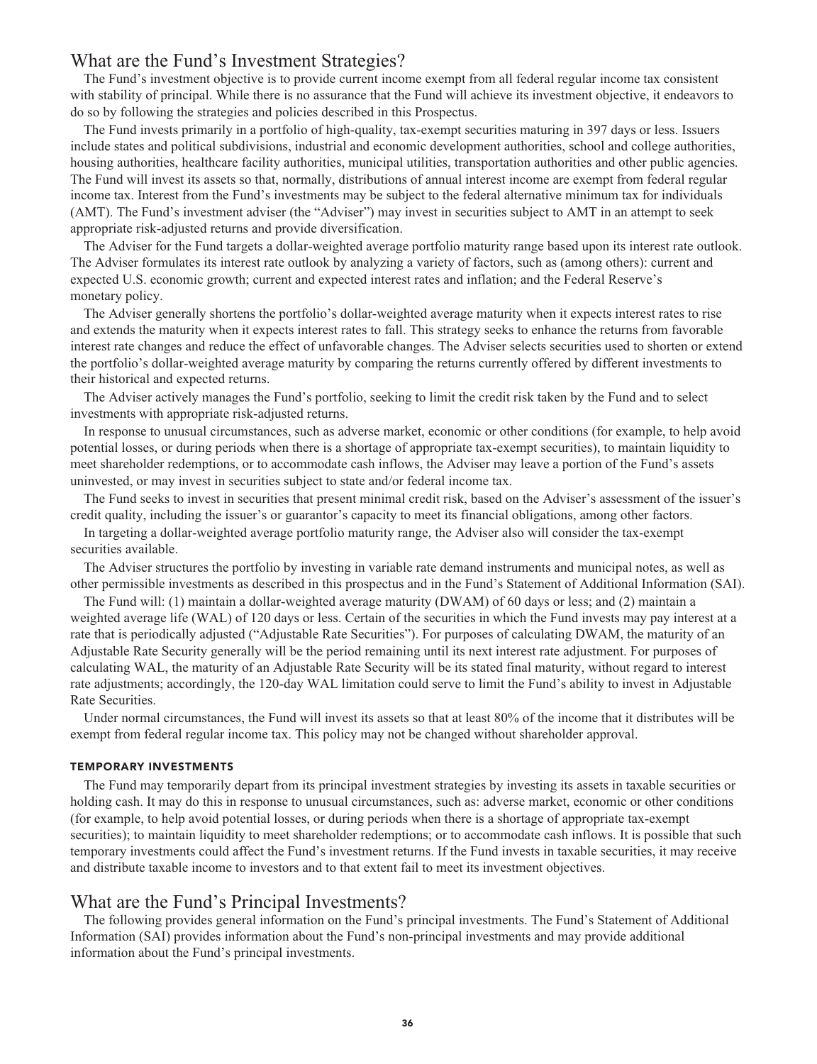## What are the Fund's Investment Strategies?

The Fund's investment objective is to provide current income exempt from all federal regular income tax consistent with stability of principal. While there is no assurance that the Fund will achieve its investment objective, it endeavors to do so by following the strategies and policies described in this Prospectus.

The Fund invests primarily in a portfolio of high-quality, tax-exempt securities maturing in 397 days or less. Issuers include states and political subdivisions, industrial and economic development authorities, school and college authorities, housing authorities, healthcare facility authorities, municipal utilities, transportation authorities and other public agencies. The Fund will invest its assets so that, normally, distributions of annual interest income are exempt from federal regular income tax. Interest from the Fund's investments may be subject to the federal alternative minimum tax for individuals (AMT). The Fund's investment adviser (the "Adviser") may invest in securities subject to AMT in an attempt to seek appropriate risk-adjusted returns and provide diversification.

The Adviser for the Fund targets a dollar-weighted average portfolio maturity range based upon its interest rate outlook. The Adviser formulates its interest rate outlook by analyzing a variety of factors, such as (among others): current and expected U.S. economic growth; current and expected interest rates and inflation; and the Federal Reserve's monetary policy.

The Adviser generally shortens the portfolio's dollar-weighted average maturity when it expects interest rates to rise and extends the maturity when it expects interest rates to fall. This strategy seeks to enhance the returns from favorable interest rate changes and reduce the effect of unfavorable changes. The Adviser selects securities used to shorten or extend the portfolio's dollar-weighted average maturity by comparing the returns currently offered by different investments to their historical and expected returns.

The Adviser actively manages the Fund's portfolio, seeking to limit the credit risk taken by the Fund and to select investments with appropriate risk-adjusted returns.

In response to unusual circumstances, such as adverse market, economic or other conditions (for example, to help avoid potential losses, or during periods when there is a shortage of appropriate tax-exempt securities), to maintain liquidity to meet shareholder redemptions, or to accommodate cash inflows, the Adviser may leave a portion of the Fund's assets uninvested, or may invest in securities subject to state and/or federal income tax.

The Fund seeks to invest in securities that present minimal credit risk, based on the Adviser's assessment of the issuer's credit quality, including the issuer's or guarantor's capacity to meet its financial obligations, among other factors.

In targeting a dollar-weighted average portfolio maturity range, the Adviser also will consider the tax-exempt securities available.

The Adviser structures the portfolio by investing in variable rate demand instruments and municipal notes, as well as other permissible investments as described in this prospectus and in the Fund's Statement of Additional Information (SAI).

The Fund will: (1) maintain a dollar-weighted average maturity (DWAM) of 60 days or less; and (2) maintain a weighted average life (WAL) of 120 days or less. Certain of the securities in which the Fund invests may pay interest at a rate that is periodically adjusted ("Adjustable Rate Securities"). For purposes of calculating DWAM, the maturity of an Adjustable Rate Security generally will be the period remaining until its next interest rate adjustment. For purposes of calculating WAL, the maturity of an Adjustable Rate Security will be its stated final maturity, without regard to interest rate adjustments; accordingly, the 120-day WAL limitation could serve to limit the Fund's ability to invest in Adjustable Rate Securities.

Under normal circumstances, the Fund will invest its assets so that at least 80% of the income that it distributes will be exempt from federal regular income tax. This policy may not be changed without shareholder approval.

#### TEMPORARY INVESTMENTS

The Fund may temporarily depart from its principal investment strategies by investing its assets in taxable securities or holding cash. It may do this in response to unusual circumstances, such as: adverse market, economic or other conditions (for example, to help avoid potential losses, or during periods when there is a shortage of appropriate tax-exempt securities); to maintain liquidity to meet shareholder redemptions; or to accommodate cash inflows. It is possible that such temporary investments could affect the Fund's investment returns. If the Fund invests in taxable securities, it may receive and distribute taxable income to investors and to that extent fail to meet its investment objectives.

## What are the Fund's Principal Investments?

The following provides general information on the Fund's principal investments. The Fund's Statement of Additional Information (SAI) provides information about the Fund's non-principal investments and may provide additional information about the Fund's principal investments.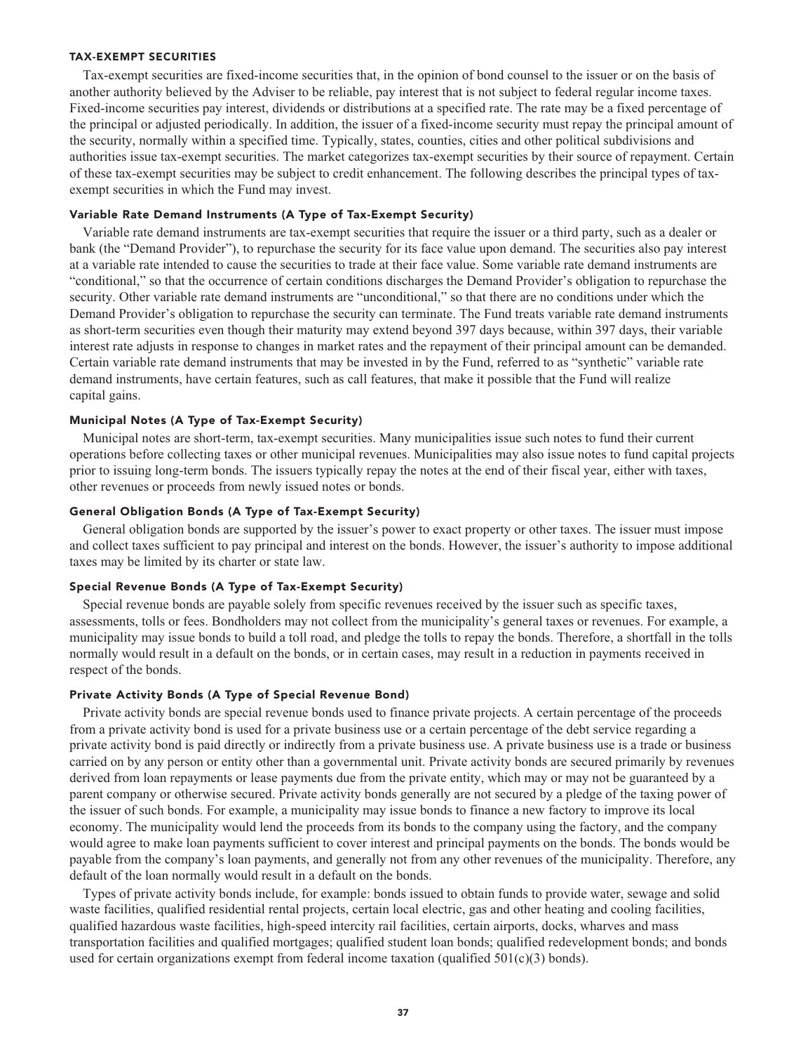## TAX-EXEMPT SECURITIES

Tax-exempt securities are fixed-income securities that, in the opinion of bond counsel to the issuer or on the basis of another authority believed by the Adviser to be reliable, pay interest that is not subject to federal regular income taxes. Fixed-income securities pay interest, dividends or distributions at a specified rate. The rate may be a fixed percentage of the principal or adjusted periodically. In addition, the issuer of a fixed-income security must repay the principal amount of the security, normally within a specified time. Typically, states, counties, cities and other political subdivisions and authorities issue tax-exempt securities. The market categorizes tax-exempt securities by their source of repayment. Certain of these tax-exempt securities may be subject to credit enhancement. The following describes the principal types of tax-exempt securities in which the Fund may invest.

### Variable Rate Demand Instruments (A Type of Tax-Exempt Security)

Variable rate demand instruments are tax-exempt securities that require the issuer or a third party, such as a dealer or bank (the "Demand Provider"), to repurchase the security for its face value upon demand. The securities also pay interest at a variable rate intended to cause the securities to trade at their face value. Some variable rate demand instruments are "conditional," so that the occurrence of certain conditions discharges the Demand Provider's obligation to repurchase the security. Other variable rate demand instruments are "unconditional," so that there are no conditions under which the Demand Provider's obligation to repurchase the security can terminate. The Fund treats variable rate demand instruments as short-term securities even though their maturity may extend beyond 397 days because, within 397 days, their variable interest rate adjusts in response to changes in market rates and the repayment of their principal amount can be demanded. Certain variable rate demand instruments that may be invested in by the Fund, referred to as "synthetic" variable rate demand instruments, have certain features, such as call features, that make it possible that the Fund will realize capital gains.

### Municipal Notes (A Type of Tax-Exempt Security)

Municipal notes are short-term, tax-exempt securities. Many municipalities issue such notes to fund their current operations before collecting taxes or other municipal revenues. Municipalities may also issue notes to fund capital projects prior to issuing long-term bonds. The issuers typically repay the notes at the end of their fiscal year, either with taxes, other revenues or proceeds from newly issued notes or bonds.

### General Obligation Bonds (A Type of Tax-Exempt Security)

General obligation bonds are supported by the issuer's power to exact property or other taxes. The issuer must impose and collect taxes sufficient to pay principal and interest on the bonds. However, the issuer's authority to impose additional taxes may be limited by its charter or state law.

### Special Revenue Bonds (A Type of Tax-Exempt Security)

Special revenue bonds are payable solely from specific revenues received by the issuer such as specific taxes, assessments, tolls or fees. Bondholders may not collect from the municipality's general taxes or revenues. For example, a municipality may issue bonds to build a toll road, and pledge the tolls to repay the bonds. Therefore, a shortfall in the tolls normally would result in a default on the bonds, or in certain cases, may result in a reduction in payments received in respect of the bonds.

### Private Activity Bonds (A Type of Special Revenue Bond)

Private activity bonds are special revenue bonds used to finance private projects. A certain percentage of the proceeds from a private activity bond is used for a private business use or a certain percentage of the debt service regarding a private activity bond is paid directly or indirectly from a private business use. A private business use is a trade or business carried on by any person or entity other than a governmental unit. Private activity bonds are secured primarily by revenues derived from loan repayments or lease payments due from the private entity, which may or may not be guaranteed by a parent company or otherwise secured. Private activity bonds generally are not secured by a pledge of the taxing power of the issuer of such bonds. For example, a municipality may issue bonds to finance a new factory to improve its local economy. The municipality would lend the proceeds from its bonds to the company using the factory, and the company would agree to make loan payments sufficient to cover interest and principal payments on the bonds. The bonds would be payable from the company's loan payments, and generally not from any other revenues of the municipality. Therefore, any default of the loan normally would result in a default on the bonds.

Types of private activity bonds include, for example: bonds issued to obtain funds to provide water, sewage and solid waste facilities, qualified residential rental projects, certain local electric, gas and other heating and cooling facilities, qualified hazardous waste facilities, high-speed intercity rail facilities, certain airports, docks, wharves and mass transportation facilities and qualified mortgages; qualified student loan bonds; qualified redevelopment bonds; and bonds used for certain organizations exempt from federal income taxation (qualified 501(c)(3) bonds).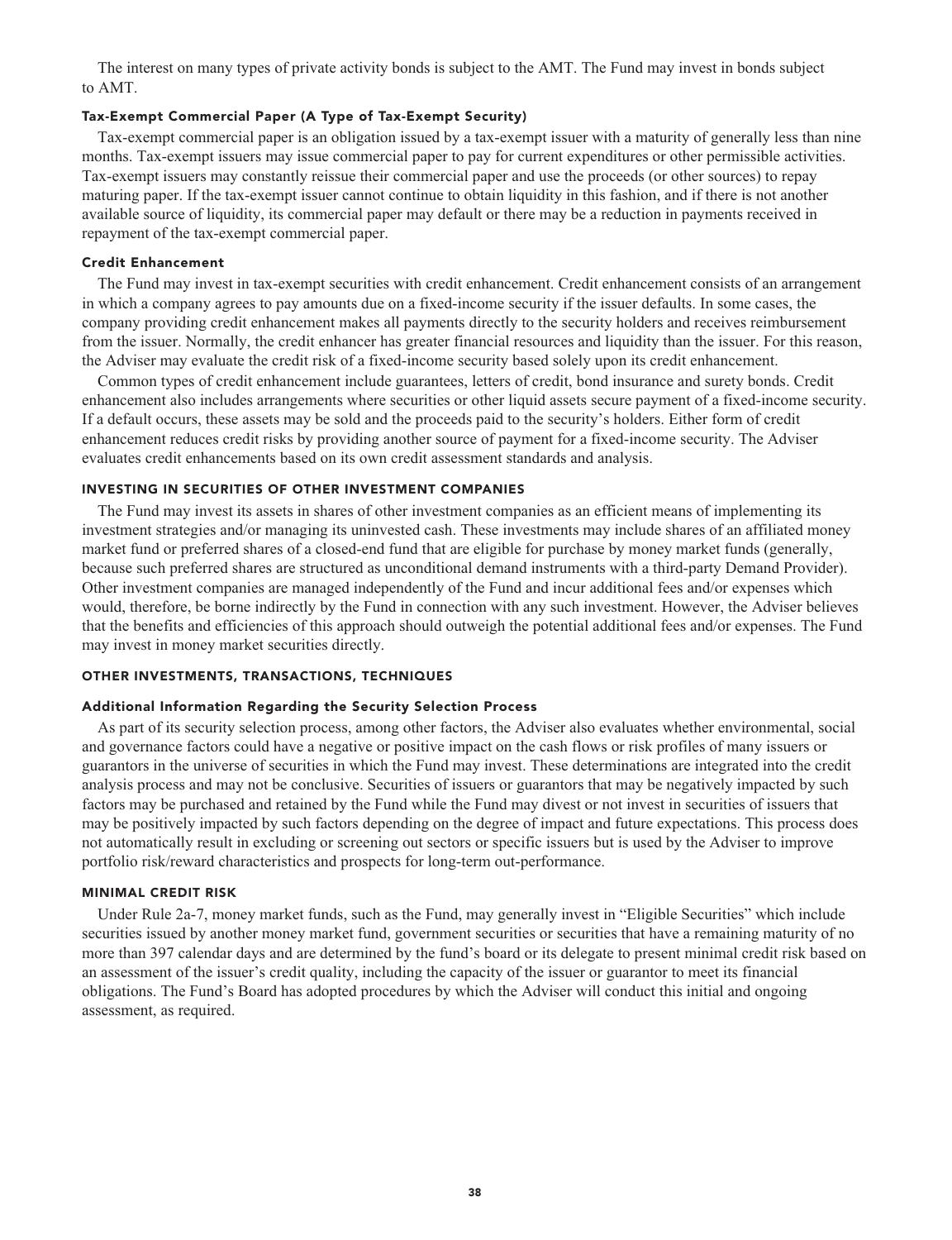The interest on many types of private activity bonds is subject to the AMT. The Fund may invest in bonds subject to AMT.

#### Tax-Exempt Commercial Paper (A Type of Tax-Exempt Security)

Tax-exempt commercial paper is an obligation issued by a tax-exempt issuer with a maturity of generally less than nine months. Tax-exempt issuers may issue commercial paper to pay for current expenditures or other permissible activities. Tax-exempt issuers may constantly reissue their commercial paper and use the proceeds (or other sources) to repay maturing paper. If the tax-exempt issuer cannot continue to obtain liquidity in this fashion, and if there is not another available source of liquidity, its commercial paper may default or there may be a reduction in payments received in repayment of the tax-exempt commercial paper.

#### Credit Enhancement

The Fund may invest in tax-exempt securities with credit enhancement. Credit enhancement consists of an arrangement in which a company agrees to pay amounts due on a fixed-income security if the issuer defaults. In some cases, the company providing credit enhancement makes all payments directly to the security holders and receives reimbursement from the issuer. Normally, the credit enhancer has greater financial resources and liquidity than the issuer. For this reason, the Adviser may evaluate the credit risk of a fixed-income security based solely upon its credit enhancement.

Common types of credit enhancement include guarantees, letters of credit, bond insurance and surety bonds. Credit enhancement also includes arrangements where securities or other liquid assets secure payment of a fixed-income security. If a default occurs, these assets may be sold and the proceeds paid to the security's holders. Either form of credit enhancement reduces credit risks by providing another source of payment for a fixed-income security. The Adviser evaluates credit enhancements based on its own credit assessment standards and analysis.

### INVESTING IN SECURITIES OF OTHER INVESTMENT COMPANIES

The Fund may invest its assets in shares of other investment companies as an efficient means of implementing its investment strategies and/or managing its uninvested cash. These investments may include shares of an affiliated money market fund or preferred shares of a closed-end fund that are eligible for purchase by money market funds (generally, because such preferred shares are structured as unconditional demand instruments with a third-party Demand Provider). Other investment companies are managed independently of the Fund and incur additional fees and/or expenses which would, therefore, be borne indirectly by the Fund in connection with any such investment. However, the Adviser believes that the benefits and efficiencies of this approach should outweigh the potential additional fees and/or expenses. The Fund may invest in money market securities directly.

### OTHER INVESTMENTS, TRANSACTIONS, TECHNIQUES

#### Additional Information Regarding the Security Selection Process

As part of its security selection process, among other factors, the Adviser also evaluates whether environmental, social and governance factors could have a negative or positive impact on the cash flows or risk profiles of many issuers or guarantors in the universe of securities in which the Fund may invest. These determinations are integrated into the credit analysis process and may not be conclusive. Securities of issuers or guarantors that may be negatively impacted by such factors may be purchased and retained by the Fund while the Fund may divest or not invest in securities of issuers that may be positively impacted by such factors depending on the degree of impact and future expectations. This process does not automatically result in excluding or screening out sectors or specific issuers but is used by the Adviser to improve portfolio risk/reward characteristics and prospects for long-term out-performance.

### MINIMAL CREDIT RISK

Under Rule 2a-7, money market funds, such as the Fund, may generally invest in "Eligible Securities" which include securities issued by another money market fund, government securities or securities that have a remaining maturity of no more than 397 calendar days and are determined by the fund's board or its delegate to present minimal credit risk based on an assessment of the issuer's credit quality, including the capacity of the issuer or guarantor to meet its financial obligations. The Fund's Board has adopted procedures by which the Adviser will conduct this initial and ongoing assessment, as required.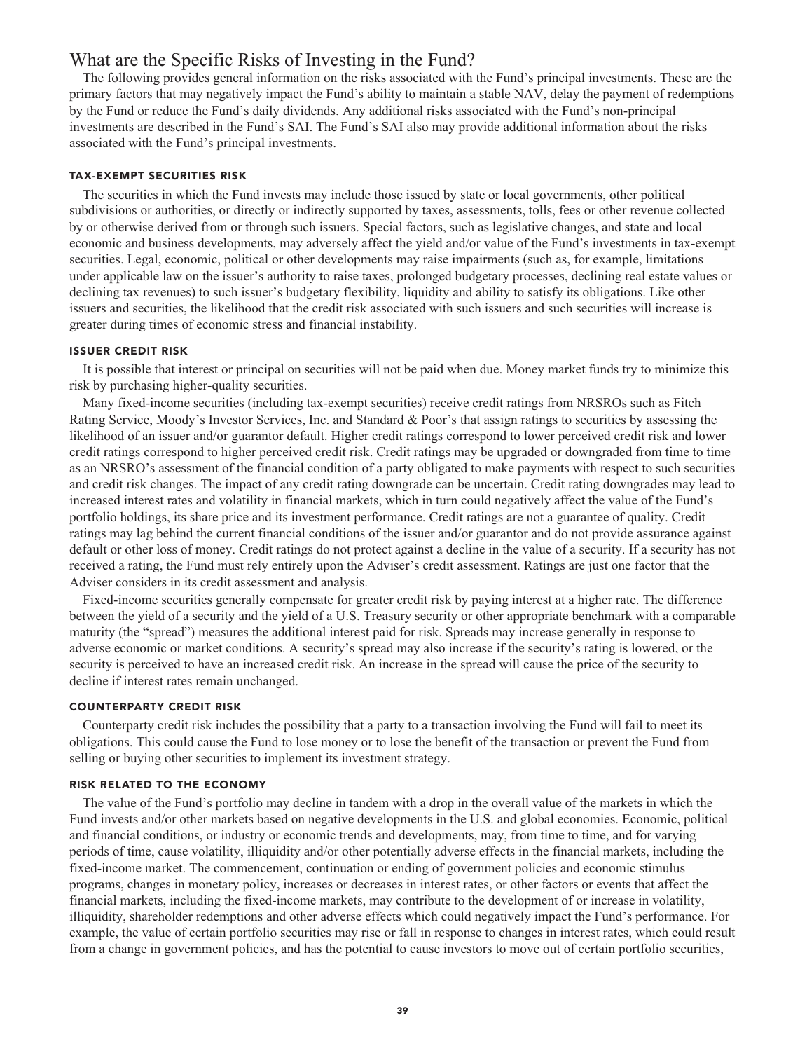## What are the Specific Risks of Investing in the Fund?

The following provides general information on the risks associated with the Fund's principal investments. These are the primary factors that may negatively impact the Fund's ability to maintain a stable NAV, delay the payment of redemptions by the Fund or reduce the Fund's daily dividends. Any additional risks associated with the Fund's non-principal investments are described in the Fund's SAI. The Fund's SAI also may provide additional information about the risks associated with the Fund's principal investments.

### TAX-EXEMPT SECURITIES RISK

The securities in which the Fund invests may include those issued by state or local governments, other political subdivisions or authorities, or directly or indirectly supported by taxes, assessments, tolls, fees or other revenue collected by or otherwise derived from or through such issuers. Special factors, such as legislative changes, and state and local economic and business developments, may adversely affect the yield and/or value of the Fund's investments in tax-exempt securities. Legal, economic, political or other developments may raise impairments (such as, for example, limitations under applicable law on the issuer's authority to raise taxes, prolonged budgetary processes, declining real estate values or declining tax revenues) to such issuer's budgetary flexibility, liquidity and ability to satisfy its obligations. Like other issuers and securities, the likelihood that the credit risk associated with such issuers and such securities will increase is greater during times of economic stress and financial instability.

### ISSUER CREDIT RISK

It is possible that interest or principal on securities will not be paid when due. Money market funds try to minimize this risk by purchasing higher-quality securities.

Many fixed-income securities (including tax-exempt securities) receive credit ratings from NRSROs such as Fitch Rating Service, Moody's Investor Services, Inc. and Standard & Poor's that assign ratings to securities by assessing the likelihood of an issuer and/or guarantor default. Higher credit ratings correspond to lower perceived credit risk and lower credit ratings correspond to higher perceived credit risk. Credit ratings may be upgraded or downgraded from time to time as an NRSRO's assessment of the financial condition of a party obligated to make payments with respect to such securities and credit risk changes. The impact of any credit rating downgrade can be uncertain. Credit rating downgrades may lead to increased interest rates and volatility in financial markets, which in turn could negatively affect the value of the Fund's portfolio holdings, its share price and its investment performance. Credit ratings are not a guarantee of quality. Credit ratings may lag behind the current financial conditions of the issuer and/or guarantor and do not provide assurance against default or other loss of money. Credit ratings do not protect against a decline in the value of a security. If a security has not received a rating, the Fund must rely entirely upon the Adviser's credit assessment. Ratings are just one factor that the Adviser considers in its credit assessment and analysis.

Fixed-income securities generally compensate for greater credit risk by paying interest at a higher rate. The difference between the yield of a security and the yield of a U.S. Treasury security or other appropriate benchmark with a comparable maturity (the "spread") measures the additional interest paid for risk. Spreads may increase generally in response to adverse economic or market conditions. A security's spread may also increase if the security's rating is lowered, or the security is perceived to have an increased credit risk. An increase in the spread will cause the price of the security to decline if interest rates remain unchanged.

### COUNTERPARTY CREDIT RISK

Counterparty credit risk includes the possibility that a party to a transaction involving the Fund will fail to meet its obligations. This could cause the Fund to lose money or to lose the benefit of the transaction or prevent the Fund from selling or buying other securities to implement its investment strategy.

### RISK RELATED TO THE ECONOMY

The value of the Fund's portfolio may decline in tandem with a drop in the overall value of the markets in which the Fund invests and/or other markets based on negative developments in the U.S. and global economies. Economic, political and financial conditions, or industry or economic trends and developments, may, from time to time, and for varying periods of time, cause volatility, illiquidity and/or other potentially adverse effects in the financial markets, including the fixed-income market. The commencement, continuation or ending of government policies and economic stimulus programs, changes in monetary policy, increases or decreases in interest rates, or other factors or events that affect the financial markets, including the fixed-income markets, may contribute to the development of or increase in volatility, illiquidity, shareholder redemptions and other adverse effects which could negatively impact the Fund's performance. For example, the value of certain portfolio securities may rise or fall in response to changes in interest rates, which could result from a change in government policies, and has the potential to cause investors to move out of certain portfolio securities,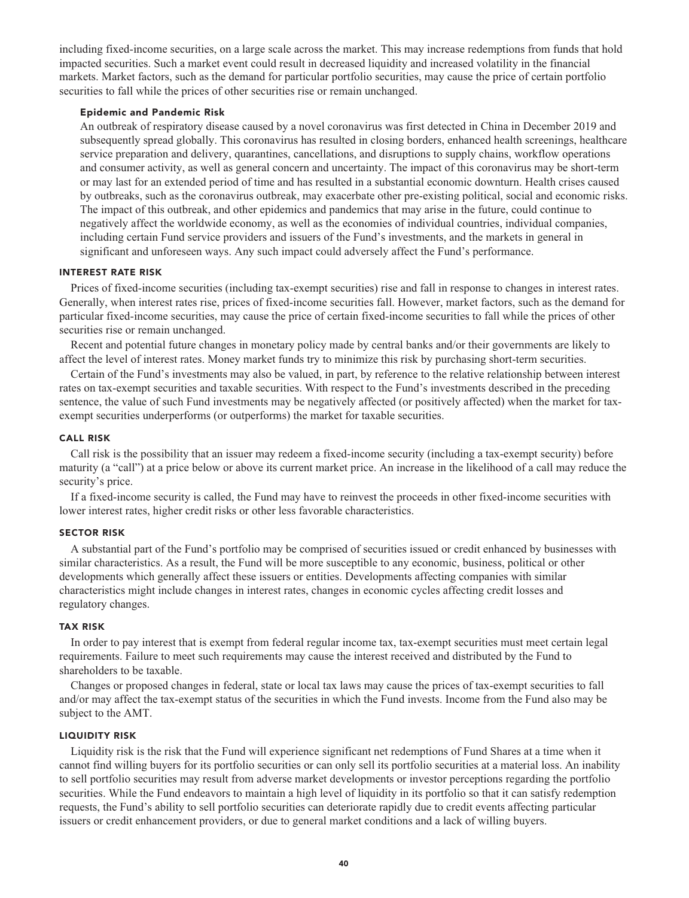including fixed-income securities, on a large scale across the market. This may increase redemptions from funds that hold impacted securities. Such a market event could result in decreased liquidity and increased volatility in the financial markets. Market factors, such as the demand for particular portfolio securities, may cause the price of certain portfolio securities to fall while the prices of other securities rise or remain unchanged.

#### Epidemic and Pandemic Risk

An outbreak of respiratory disease caused by a novel coronavirus was first detected in China in December 2019 and subsequently spread globally. This coronavirus has resulted in closing borders, enhanced health screenings, healthcare service preparation and delivery, quarantines, cancellations, and disruptions to supply chains, workflow operations and consumer activity, as well as general concern and uncertainty. The impact of this coronavirus may be short-term or may last for an extended period of time and has resulted in a substantial economic downturn. Health crises caused by outbreaks, such as the coronavirus outbreak, may exacerbate other pre-existing political, social and economic risks. The impact of this outbreak, and other epidemics and pandemics that may arise in the future, could continue to negatively affect the worldwide economy, as well as the economies of individual countries, individual companies, including certain Fund service providers and issuers of the Fund's investments, and the markets in general in significant and unforeseen ways. Any such impact could adversely affect the Fund's performance.

### INTEREST RATE RISK

Prices of fixed-income securities (including tax-exempt securities) rise and fall in response to changes in interest rates. Generally, when interest rates rise, prices of fixed-income securities fall. However, market factors, such as the demand for particular fixed-income securities, may cause the price of certain fixed-income securities to fall while the prices of other securities rise or remain unchanged.

Recent and potential future changes in monetary policy made by central banks and/or their governments are likely to affect the level of interest rates. Money market funds try to minimize this risk by purchasing short-term securities.

Certain of the Fund's investments may also be valued, in part, by reference to the relative relationship between interest rates on tax-exempt securities and taxable securities. With respect to the Fund's investments described in the preceding sentence, the value of such Fund investments may be negatively affected (or positively affected) when the market for tax-exempt securities underperforms (or outperforms) the market for taxable securities.

### CALL RISK

Call risk is the possibility that an issuer may redeem a fixed-income security (including a tax-exempt security) before maturity (a "call") at a price below or above its current market price. An increase in the likelihood of a call may reduce the security's price.

If a fixed-income security is called, the Fund may have to reinvest the proceeds in other fixed-income securities with lower interest rates, higher credit risks or other less favorable characteristics.

### SECTOR RISK

A substantial part of the Fund's portfolio may be comprised of securities issued or credit enhanced by businesses with similar characteristics. As a result, the Fund will be more susceptible to any economic, business, political or other developments which generally affect these issuers or entities. Developments affecting companies with similar characteristics might include changes in interest rates, changes in economic cycles affecting credit losses and regulatory changes.

### TAX RISK

In order to pay interest that is exempt from federal regular income tax, tax-exempt securities must meet certain legal requirements. Failure to meet such requirements may cause the interest received and distributed by the Fund to shareholders to be taxable.

Changes or proposed changes in federal, state or local tax laws may cause the prices of tax-exempt securities to fall and/or may affect the tax-exempt status of the securities in which the Fund invests. Income from the Fund also may be subject to the AMT.

### LIQUIDITY RISK

Liquidity risk is the risk that the Fund will experience significant net redemptions of Fund Shares at a time when it cannot find willing buyers for its portfolio securities or can only sell its portfolio securities at a material loss. An inability to sell portfolio securities may result from adverse market developments or investor perceptions regarding the portfolio securities. While the Fund endeavors to maintain a high level of liquidity in its portfolio so that it can satisfy redemption requests, the Fund's ability to sell portfolio securities can deteriorate rapidly due to credit events affecting particular issuers or credit enhancement providers, or due to general market conditions and a lack of willing buyers.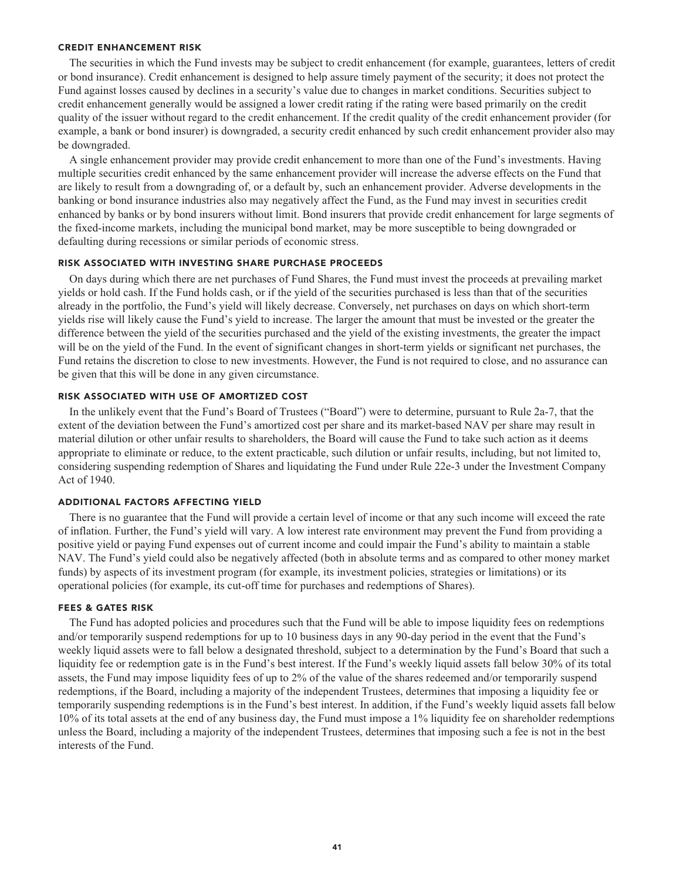### CREDIT ENHANCEMENT RISK

The securities in which the Fund invests may be subject to credit enhancement (for example, guarantees, letters of credit or bond insurance). Credit enhancement is designed to help assure timely payment of the security; it does not protect the Fund against losses caused by declines in a security's value due to changes in market conditions. Securities subject to credit enhancement generally would be assigned a lower credit rating if the rating were based primarily on the credit quality of the issuer without regard to the credit enhancement. If the credit quality of the credit enhancement provider (for example, a bank or bond insurer) is downgraded, a security credit enhanced by such credit enhancement provider also may be downgraded.

A single enhancement provider may provide credit enhancement to more than one of the Fund's investments. Having multiple securities credit enhanced by the same enhancement provider will increase the adverse effects on the Fund that are likely to result from a downgrading of, or a default by, such an enhancement provider. Adverse developments in the banking or bond insurance industries also may negatively affect the Fund, as the Fund may invest in securities credit enhanced by banks or by bond insurers without limit. Bond insurers that provide credit enhancement for large segments of the fixed-income markets, including the municipal bond market, may be more susceptible to being downgraded or defaulting during recessions or similar periods of economic stress.

### RISK ASSOCIATED WITH INVESTING SHARE PURCHASE PROCEEDS

On days during which there are net purchases of Fund Shares, the Fund must invest the proceeds at prevailing market yields or hold cash. If the Fund holds cash, or if the yield of the securities purchased is less than that of the securities already in the portfolio, the Fund's yield will likely decrease. Conversely, net purchases on days on which short-term yields rise will likely cause the Fund's yield to increase. The larger the amount that must be invested or the greater the difference between the yield of the securities purchased and the yield of the existing investments, the greater the impact will be on the yield of the Fund. In the event of significant changes in short-term yields or significant net purchases, the Fund retains the discretion to close to new investments. However, the Fund is not required to close, and no assurance can be given that this will be done in any given circumstance.

### RISK ASSOCIATED WITH USE OF AMORTIZED COST

In the unlikely event that the Fund's Board of Trustees ("Board") were to determine, pursuant to Rule 2a-7, that the extent of the deviation between the Fund's amortized cost per share and its market-based NAV per share may result in material dilution or other unfair results to shareholders, the Board will cause the Fund to take such action as it deems appropriate to eliminate or reduce, to the extent practicable, such dilution or unfair results, including, but not limited to, considering suspending redemption of Shares and liquidating the Fund under Rule 22e-3 under the Investment Company Act of 1940.

### ADDITIONAL FACTORS AFFECTING YIELD

There is no guarantee that the Fund will provide a certain level of income or that any such income will exceed the rate of inflation. Further, the Fund's yield will vary. A low interest rate environment may prevent the Fund from providing a positive yield or paying Fund expenses out of current income and could impair the Fund's ability to maintain a stable NAV. The Fund's yield could also be negatively affected (both in absolute terms and as compared to other money market funds) by aspects of its investment program (for example, its investment policies, strategies or limitations) or its operational policies (for example, its cut-off time for purchases and redemptions of Shares).

### FEES & GATES RISK

The Fund has adopted policies and procedures such that the Fund will be able to impose liquidity fees on redemptions and/or temporarily suspend redemptions for up to 10 business days in any 90-day period in the event that the Fund's weekly liquid assets were to fall below a designated threshold, subject to a determination by the Fund's Board that such a liquidity fee or redemption gate is in the Fund's best interest. If the Fund's weekly liquid assets fall below 30% of its total assets, the Fund may impose liquidity fees of up to 2% of the value of the shares redeemed and/or temporarily suspend redemptions, if the Board, including a majority of the independent Trustees, determines that imposing a liquidity fee or temporarily suspending redemptions is in the Fund's best interest. In addition, if the Fund's weekly liquid assets fall below 10% of its total assets at the end of any business day, the Fund must impose a 1% liquidity fee on shareholder redemptions unless the Board, including a majority of the independent Trustees, determines that imposing such a fee is not in the best interests of the Fund.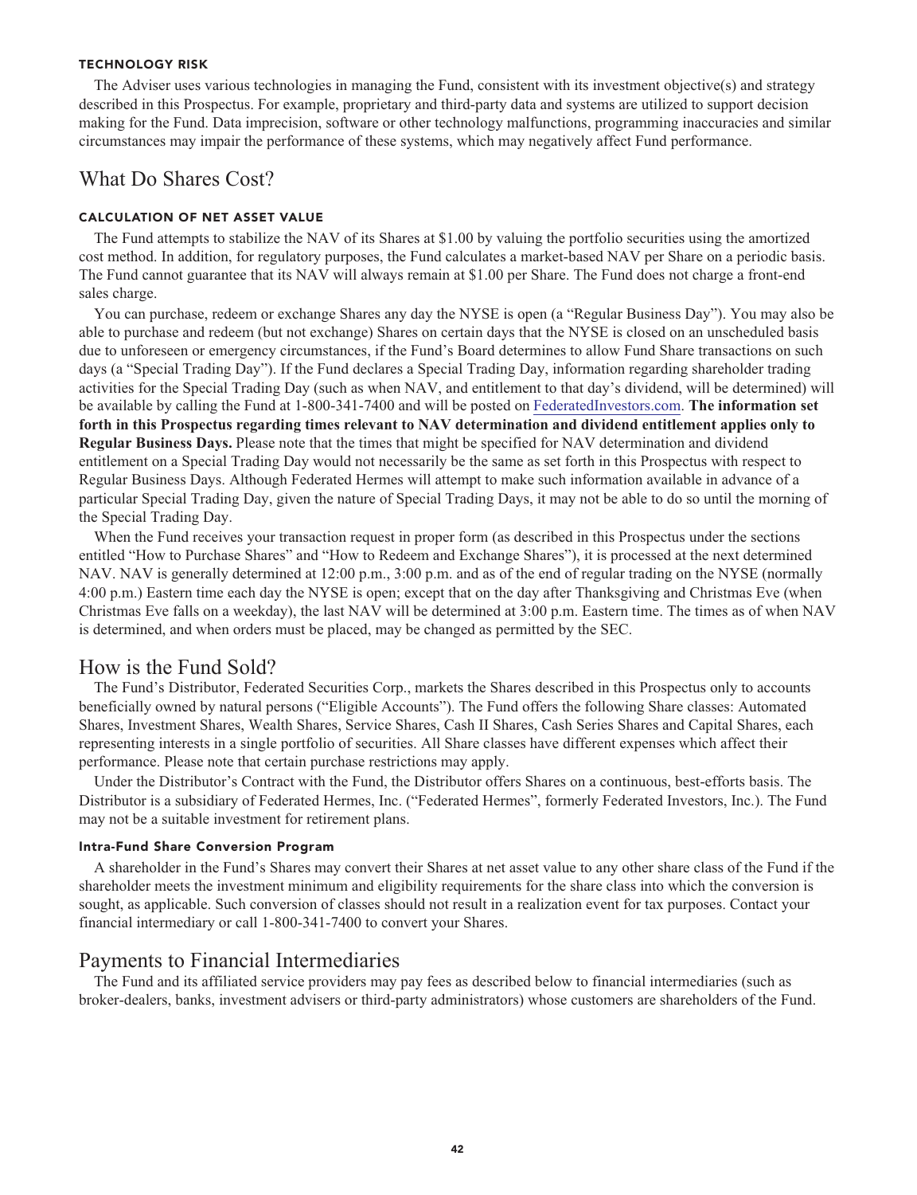#### TECHNOLOGY RISK

The Adviser uses various technologies in managing the Fund, consistent with its investment objective(s) and strategy described in this Prospectus. For example, proprietary and third-party data and systems are utilized to support decision making for the Fund. Data imprecision, software or other technology malfunctions, programming inaccuracies and similar circumstances may impair the performance of these systems, which may negatively affect Fund performance.

## What Do Shares Cost?

#### CALCULATION OF NET ASSET VALUE

The Fund attempts to stabilize the NAV of its Shares at $1.00 by valuing the portfolio securities using the amortized cost method. In addition, for regulatory purposes, the Fund calculates a market-based NAV per Share on a periodic basis. The Fund cannot guarantee that its NAV will always remain at $1.00 per Share. The Fund does not charge a front-end sales charge.

You can purchase, redeem or exchange Shares any day the NYSE is open (a "Regular Business Day"). You may also be able to purchase and redeem (but not exchange) Shares on certain days that the NYSE is closed on an unscheduled basis due to unforeseen or emergency circumstances, if the Fund's Board determines to allow Fund Share transactions on such days (a "Special Trading Day"). If the Fund declares a Special Trading Day, information regarding shareholder trading activities for the Special Trading Day (such as when NAV, and entitlement to that day's dividend, will be determined) will be available by calling the Fund at 1-800-341-7400 and will be posted on FederatedInvestors.com. **The information set forth in this Prospectus regarding times relevant to NAV determination and dividend entitlement applies only to Regular Business Days.** Please note that the times that might be specified for NAV determination and dividend entitlement on a Special Trading Day would not necessarily be the same as set forth in this Prospectus with respect to Regular Business Days. Although Federated Hermes will attempt to make such information available in advance of a particular Special Trading Day, given the nature of Special Trading Days, it may not be able to do so until the morning of the Special Trading Day.

When the Fund receives your transaction request in proper form (as described in this Prospectus under the sections entitled "How to Purchase Shares" and "How to Redeem and Exchange Shares"), it is processed at the next determined NAV. NAV is generally determined at 12:00 p.m., 3:00 p.m. and as of the end of regular trading on the NYSE (normally 4:00 p.m.) Eastern time each day the NYSE is open; except that on the day after Thanksgiving and Christmas Eve (when Christmas Eve falls on a weekday), the last NAV will be determined at 3:00 p.m. Eastern time. The times as of when NAV is determined, and when orders must be placed, may be changed as permitted by the SEC.

## How is the Fund Sold?

The Fund's Distributor, Federated Securities Corp., markets the Shares described in this Prospectus only to accounts beneficially owned by natural persons ("Eligible Accounts"). The Fund offers the following Share classes: Automated Shares, Investment Shares, Wealth Shares, Service Shares, Cash II Shares, Cash Series Shares and Capital Shares, each representing interests in a single portfolio of securities. All Share classes have different expenses which affect their performance. Please note that certain purchase restrictions may apply.

Under the Distributor's Contract with the Fund, the Distributor offers Shares on a continuous, best-efforts basis. The Distributor is a subsidiary of Federated Hermes, Inc. ("Federated Hermes", formerly Federated Investors, Inc.). The Fund may not be a suitable investment for retirement plans.

#### Intra-Fund Share Conversion Program

A shareholder in the Fund's Shares may convert their Shares at net asset value to any other share class of the Fund if the shareholder meets the investment minimum and eligibility requirements for the share class into which the conversion is sought, as applicable. Such conversion of classes should not result in a realization event for tax purposes. Contact your financial intermediary or call 1-800-341-7400 to convert your Shares.

## Payments to Financial Intermediaries

The Fund and its affiliated service providers may pay fees as described below to financial intermediaries (such as broker-dealers, banks, investment advisers or third-party administrators) whose customers are shareholders of the Fund.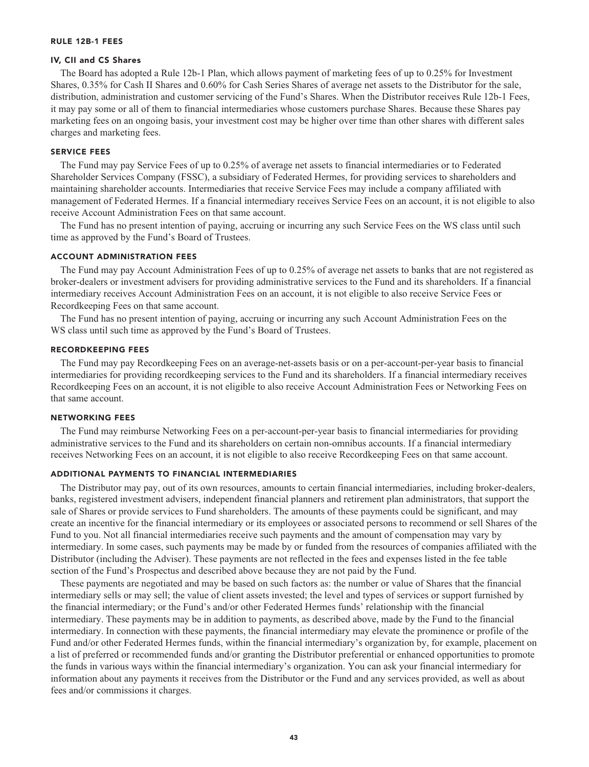## RULE 12B-1 FEES

### IV, CII and CS Shares

The Board has adopted a Rule 12b-1 Plan, which allows payment of marketing fees of up to 0.25% for Investment Shares, 0.35% for Cash II Shares and 0.60% for Cash Series Shares of average net assets to the Distributor for the sale, distribution, administration and customer servicing of the Fund's Shares. When the Distributor receives Rule 12b-1 Fees, it may pay some or all of them to financial intermediaries whose customers purchase Shares. Because these Shares pay marketing fees on an ongoing basis, your investment cost may be higher over time than other shares with different sales charges and marketing fees.

## SERVICE FEES

The Fund may pay Service Fees of up to 0.25% of average net assets to financial intermediaries or to Federated Shareholder Services Company (FSSC), a subsidiary of Federated Hermes, for providing services to shareholders and maintaining shareholder accounts. Intermediaries that receive Service Fees may include a company affiliated with management of Federated Hermes. If a financial intermediary receives Service Fees on an account, it is not eligible to also receive Account Administration Fees on that same account.

The Fund has no present intention of paying, accruing or incurring any such Service Fees on the WS class until such time as approved by the Fund's Board of Trustees.

## ACCOUNT ADMINISTRATION FEES

The Fund may pay Account Administration Fees of up to 0.25% of average net assets to banks that are not registered as broker-dealers or investment advisers for providing administrative services to the Fund and its shareholders. If a financial intermediary receives Account Administration Fees on an account, it is not eligible to also receive Service Fees or Recordkeeping Fees on that same account.

The Fund has no present intention of paying, accruing or incurring any such Account Administration Fees on the WS class until such time as approved by the Fund's Board of Trustees.

## RECORDKEEPING FEES

The Fund may pay Recordkeeping Fees on an average-net-assets basis or on a per-account-per-year basis to financial intermediaries for providing recordkeeping services to the Fund and its shareholders. If a financial intermediary receives Recordkeeping Fees on an account, it is not eligible to also receive Account Administration Fees or Networking Fees on that same account.

## NETWORKING FEES

The Fund may reimburse Networking Fees on a per-account-per-year basis to financial intermediaries for providing administrative services to the Fund and its shareholders on certain non-omnibus accounts. If a financial intermediary receives Networking Fees on an account, it is not eligible to also receive Recordkeeping Fees on that same account.

## ADDITIONAL PAYMENTS TO FINANCIAL INTERMEDIARIES

The Distributor may pay, out of its own resources, amounts to certain financial intermediaries, including broker-dealers, banks, registered investment advisers, independent financial planners and retirement plan administrators, that support the sale of Shares or provide services to Fund shareholders. The amounts of these payments could be significant, and may create an incentive for the financial intermediary or its employees or associated persons to recommend or sell Shares of the Fund to you. Not all financial intermediaries receive such payments and the amount of compensation may vary by intermediary. In some cases, such payments may be made by or funded from the resources of companies affiliated with the Distributor (including the Adviser). These payments are not reflected in the fees and expenses listed in the fee table section of the Fund's Prospectus and described above because they are not paid by the Fund.

These payments are negotiated and may be based on such factors as: the number or value of Shares that the financial intermediary sells or may sell; the value of client assets invested; the level and types of services or support furnished by the financial intermediary; or the Fund's and/or other Federated Hermes funds' relationship with the financial intermediary. These payments may be in addition to payments, as described above, made by the Fund to the financial intermediary. In connection with these payments, the financial intermediary may elevate the prominence or profile of the Fund and/or other Federated Hermes funds, within the financial intermediary's organization by, for example, placement on a list of preferred or recommended funds and/or granting the Distributor preferential or enhanced opportunities to promote the funds in various ways within the financial intermediary's organization. You can ask your financial intermediary for information about any payments it receives from the Distributor or the Fund and any services provided, as well as about fees and/or commissions it charges.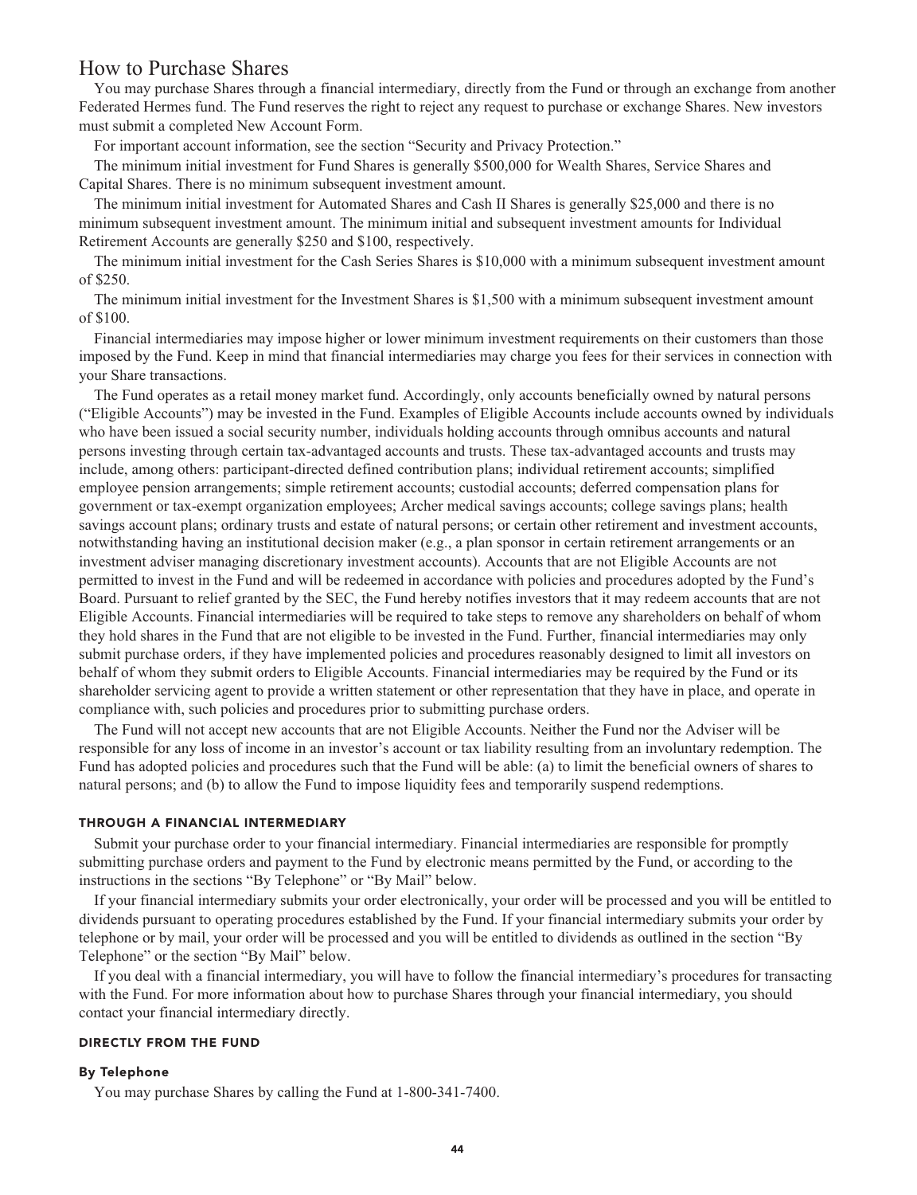## How to Purchase Shares

You may purchase Shares through a financial intermediary, directly from the Fund or through an exchange from another Federated Hermes fund. The Fund reserves the right to reject any request to purchase or exchange Shares. New investors must submit a completed New Account Form.

For important account information, see the section "Security and Privacy Protection."

The minimum initial investment for Fund Shares is generally $500,000 for Wealth Shares, Service Shares and Capital Shares. There is no minimum subsequent investment amount.

The minimum initial investment for Automated Shares and Cash II Shares is generally $25,000 and there is no minimum subsequent investment amount. The minimum initial and subsequent investment amounts for Individual Retirement Accounts are generally $250 and $100, respectively.

The minimum initial investment for the Cash Series Shares is $10,000 with a minimum subsequent investment amount of $250.

The minimum initial investment for the Investment Shares is $1,500 with a minimum subsequent investment amount of $100.

Financial intermediaries may impose higher or lower minimum investment requirements on their customers than those imposed by the Fund. Keep in mind that financial intermediaries may charge you fees for their services in connection with your Share transactions.

The Fund operates as a retail money market fund. Accordingly, only accounts beneficially owned by natural persons ("Eligible Accounts") may be invested in the Fund. Examples of Eligible Accounts include accounts owned by individuals who have been issued a social security number, individuals holding accounts through omnibus accounts and natural persons investing through certain tax-advantaged accounts and trusts. These tax-advantaged accounts and trusts may include, among others: participant-directed defined contribution plans; individual retirement accounts; simplified employee pension arrangements; simple retirement accounts; custodial accounts; deferred compensation plans for government or tax-exempt organization employees; Archer medical savings accounts; college savings plans; health savings account plans; ordinary trusts and estate of natural persons; or certain other retirement and investment accounts, notwithstanding having an institutional decision maker (e.g., a plan sponsor in certain retirement arrangements or an investment adviser managing discretionary investment accounts). Accounts that are not Eligible Accounts are not permitted to invest in the Fund and will be redeemed in accordance with policies and procedures adopted by the Fund's Board. Pursuant to relief granted by the SEC, the Fund hereby notifies investors that it may redeem accounts that are not Eligible Accounts. Financial intermediaries will be required to take steps to remove any shareholders on behalf of whom they hold shares in the Fund that are not eligible to be invested in the Fund. Further, financial intermediaries may only submit purchase orders, if they have implemented policies and procedures reasonably designed to limit all investors on behalf of whom they submit orders to Eligible Accounts. Financial intermediaries may be required by the Fund or its shareholder servicing agent to provide a written statement or other representation that they have in place, and operate in compliance with, such policies and procedures prior to submitting purchase orders.

The Fund will not accept new accounts that are not Eligible Accounts. Neither the Fund nor the Adviser will be responsible for any loss of income in an investor's account or tax liability resulting from an involuntary redemption. The Fund has adopted policies and procedures such that the Fund will be able: (a) to limit the beneficial owners of shares to natural persons; and (b) to allow the Fund to impose liquidity fees and temporarily suspend redemptions.

### THROUGH A FINANCIAL INTERMEDIARY

Submit your purchase order to your financial intermediary. Financial intermediaries are responsible for promptly submitting purchase orders and payment to the Fund by electronic means permitted by the Fund, or according to the instructions in the sections "By Telephone" or "By Mail" below.

If your financial intermediary submits your order electronically, your order will be processed and you will be entitled to dividends pursuant to operating procedures established by the Fund. If your financial intermediary submits your order by telephone or by mail, your order will be processed and you will be entitled to dividends as outlined in the section "By Telephone" or the section "By Mail" below.

If you deal with a financial intermediary, you will have to follow the financial intermediary's procedures for transacting with the Fund. For more information about how to purchase Shares through your financial intermediary, you should contact your financial intermediary directly.

### DIRECTLY FROM THE FUND

#### By Telephone

You may purchase Shares by calling the Fund at 1-800-341-7400.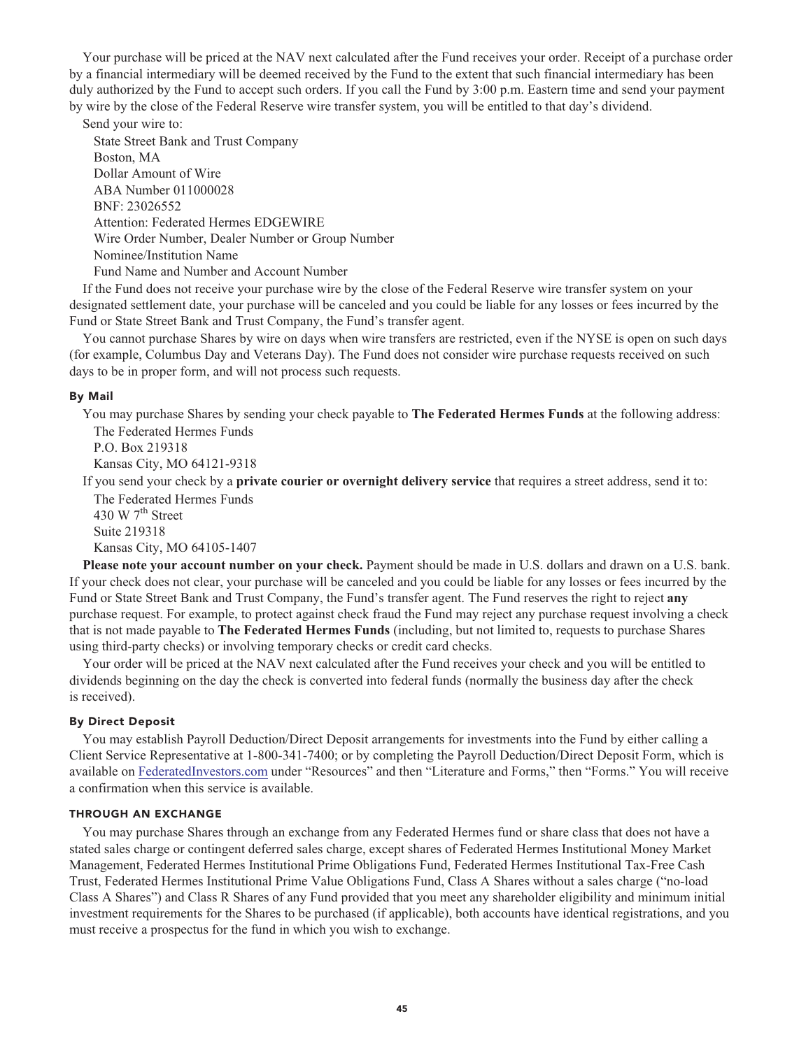Your purchase will be priced at the NAV next calculated after the Fund receives your order. Receipt of a purchase order by a financial intermediary will be deemed received by the Fund to the extent that such financial intermediary has been duly authorized by the Fund to accept such orders. If you call the Fund by 3:00 p.m. Eastern time and send your payment by wire by the close of the Federal Reserve wire transfer system, you will be entitled to that day's dividend.

Send your wire to:

State Street Bank and Trust Company
Boston, MA
Dollar Amount of Wire
ABA Number 011000028
BNF: 23026552
Attention: Federated Hermes EDGEWIRE
Wire Order Number, Dealer Number or Group Number
Nominee/Institution Name
Fund Name and Number and Account Number

If the Fund does not receive your purchase wire by the close of the Federal Reserve wire transfer system on your designated settlement date, your purchase will be canceled and you could be liable for any losses or fees incurred by the Fund or State Street Bank and Trust Company, the Fund's transfer agent.

You cannot purchase Shares by wire on days when wire transfers are restricted, even if the NYSE is open on such days (for example, Columbus Day and Veterans Day). The Fund does not consider wire purchase requests received on such days to be in proper form, and will not process such requests.

#### By Mail

You may purchase Shares by sending your check payable to **The Federated Hermes Funds** at the following address:

The Federated Hermes Funds
P.O. Box 219318
Kansas City, MO 64121-9318

If you send your check by a **private courier or overnight delivery service** that requires a street address, send it to:

The Federated Hermes Funds
430 W 7th Street
Suite 219318
Kansas City, MO 64105-1407

**Please note your account number on your check.** Payment should be made in U.S. dollars and drawn on a U.S. bank. If your check does not clear, your purchase will be canceled and you could be liable for any losses or fees incurred by the Fund or State Street Bank and Trust Company, the Fund's transfer agent. The Fund reserves the right to reject **any** purchase request. For example, to protect against check fraud the Fund may reject any purchase request involving a check that is not made payable to **The Federated Hermes Funds** (including, but not limited to, requests to purchase Shares using third-party checks) or involving temporary checks or credit card checks.

Your order will be priced at the NAV next calculated after the Fund receives your check and you will be entitled to dividends beginning on the day the check is converted into federal funds (normally the business day after the check is received).

#### By Direct Deposit

You may establish Payroll Deduction/Direct Deposit arrangements for investments into the Fund by either calling a Client Service Representative at 1-800-341-7400; or by completing the Payroll Deduction/Direct Deposit Form, which is available on FederatedInvestors.com under "Resources" and then "Literature and Forms," then "Forms." You will receive a confirmation when this service is available.

### THROUGH AN EXCHANGE

You may purchase Shares through an exchange from any Federated Hermes fund or share class that does not have a stated sales charge or contingent deferred sales charge, except shares of Federated Hermes Institutional Money Market Management, Federated Hermes Institutional Prime Obligations Fund, Federated Hermes Institutional Tax-Free Cash Trust, Federated Hermes Institutional Prime Value Obligations Fund, Class A Shares without a sales charge ("no-load Class A Shares") and Class R Shares of any Fund provided that you meet any shareholder eligibility and minimum initial investment requirements for the Shares to be purchased (if applicable), both accounts have identical registrations, and you must receive a prospectus for the fund in which you wish to exchange.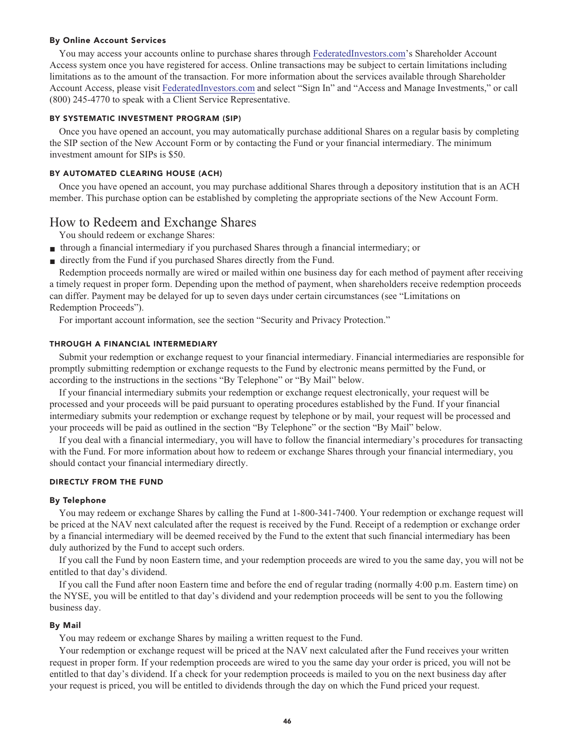#### By Online Account Services

You may access your accounts online to purchase shares through FederatedInvestors.com's Shareholder Account Access system once you have registered for access. Online transactions may be subject to certain limitations including limitations as to the amount of the transaction. For more information about the services available through Shareholder Account Access, please visit FederatedInvestors.com and select "Sign In" and "Access and Manage Investments," or call (800) 245-4770 to speak with a Client Service Representative.

### BY SYSTEMATIC INVESTMENT PROGRAM (SIP)

Once you have opened an account, you may automatically purchase additional Shares on a regular basis by completing the SIP section of the New Account Form or by contacting the Fund or your financial intermediary. The minimum investment amount for SIPs is $50.

### BY AUTOMATED CLEARING HOUSE (ACH)

Once you have opened an account, you may purchase additional Shares through a depository institution that is an ACH member. This purchase option can be established by completing the appropriate sections of the New Account Form.

## How to Redeem and Exchange Shares

You should redeem or exchange Shares:

- through a financial intermediary if you purchased Shares through a financial intermediary; or
- directly from the Fund if you purchased Shares directly from the Fund.

Redemption proceeds normally are wired or mailed within one business day for each method of payment after receiving a timely request in proper form. Depending upon the method of payment, when shareholders receive redemption proceeds can differ. Payment may be delayed for up to seven days under certain circumstances (see "Limitations on Redemption Proceeds").

For important account information, see the section "Security and Privacy Protection."

### THROUGH A FINANCIAL INTERMEDIARY

Submit your redemption or exchange request to your financial intermediary. Financial intermediaries are responsible for promptly submitting redemption or exchange requests to the Fund by electronic means permitted by the Fund, or according to the instructions in the sections "By Telephone" or "By Mail" below.

If your financial intermediary submits your redemption or exchange request electronically, your request will be processed and your proceeds will be paid pursuant to operating procedures established by the Fund. If your financial intermediary submits your redemption or exchange request by telephone or by mail, your request will be processed and your proceeds will be paid as outlined in the section "By Telephone" or the section "By Mail" below.

If you deal with a financial intermediary, you will have to follow the financial intermediary's procedures for transacting with the Fund. For more information about how to redeem or exchange Shares through your financial intermediary, you should contact your financial intermediary directly.

### DIRECTLY FROM THE FUND

#### By Telephone

You may redeem or exchange Shares by calling the Fund at 1-800-341-7400. Your redemption or exchange request will be priced at the NAV next calculated after the request is received by the Fund. Receipt of a redemption or exchange order by a financial intermediary will be deemed received by the Fund to the extent that such financial intermediary has been duly authorized by the Fund to accept such orders.

If you call the Fund by noon Eastern time, and your redemption proceeds are wired to you the same day, you will not be entitled to that day's dividend.

If you call the Fund after noon Eastern time and before the end of regular trading (normally 4:00 p.m. Eastern time) on the NYSE, you will be entitled to that day's dividend and your redemption proceeds will be sent to you the following business day.

#### By Mail

You may redeem or exchange Shares by mailing a written request to the Fund.

Your redemption or exchange request will be priced at the NAV next calculated after the Fund receives your written request in proper form. If your redemption proceeds are wired to you the same day your order is priced, you will not be entitled to that day's dividend. If a check for your redemption proceeds is mailed to you on the next business day after your request is priced, you will be entitled to dividends through the day on which the Fund priced your request.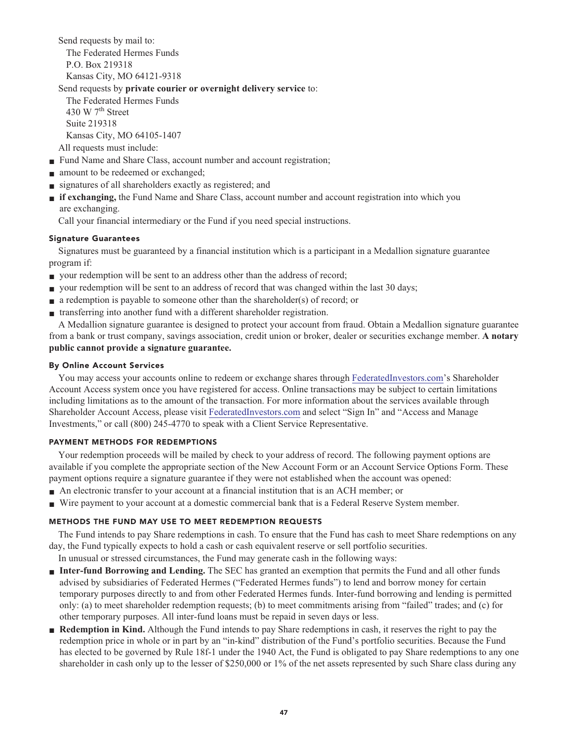Send requests by mail to:

The Federated Hermes Funds
P.O. Box 219318
Kansas City, MO 64121-9318

Send requests by **private courier or overnight delivery service** to:

The Federated Hermes Funds
430 W 7th Street
Suite 219318
Kansas City, MO 64105-1407

All requests must include:

- Fund Name and Share Class, account number and account registration;
- amount to be redeemed or exchanged;
- signatures of all shareholders exactly as registered; and
- **if exchanging,** the Fund Name and Share Class, account number and account registration into which you are exchanging.

Call your financial intermediary or the Fund if you need special instructions.

#### Signature Guarantees

Signatures must be guaranteed by a financial institution which is a participant in a Medallion signature guarantee program if:

- your redemption will be sent to an address other than the address of record;
- your redemption will be sent to an address of record that was changed within the last 30 days;
- a redemption is payable to someone other than the shareholder(s) of record; or
- transferring into another fund with a different shareholder registration.

A Medallion signature guarantee is designed to protect your account from fraud. Obtain a Medallion signature guarantee from a bank or trust company, savings association, credit union or broker, dealer or securities exchange member. **A notary public cannot provide a signature guarantee.**

#### By Online Account Services

You may access your accounts online to redeem or exchange shares through FederatedInvestors.com's Shareholder Account Access system once you have registered for access. Online transactions may be subject to certain limitations including limitations as to the amount of the transaction. For more information about the services available through Shareholder Account Access, please visit FederatedInvestors.com and select "Sign In" and "Access and Manage Investments," or call (800) 245-4770 to speak with a Client Service Representative.

### PAYMENT METHODS FOR REDEMPTIONS

Your redemption proceeds will be mailed by check to your address of record. The following payment options are available if you complete the appropriate section of the New Account Form or an Account Service Options Form. These payment options require a signature guarantee if they were not established when the account was opened:

- An electronic transfer to your account at a financial institution that is an ACH member; or
- Wire payment to your account at a domestic commercial bank that is a Federal Reserve System member.

### METHODS THE FUND MAY USE TO MEET REDEMPTION REQUESTS

The Fund intends to pay Share redemptions in cash. To ensure that the Fund has cash to meet Share redemptions on any day, the Fund typically expects to hold a cash or cash equivalent reserve or sell portfolio securities.

In unusual or stressed circumstances, the Fund may generate cash in the following ways:

- **Inter-fund Borrowing and Lending.** The SEC has granted an exemption that permits the Fund and all other funds advised by subsidiaries of Federated Hermes ("Federated Hermes funds") to lend and borrow money for certain temporary purposes directly to and from other Federated Hermes funds. Inter-fund borrowing and lending is permitted only: (a) to meet shareholder redemption requests; (b) to meet commitments arising from "failed" trades; and (c) for other temporary purposes. All inter-fund loans must be repaid in seven days or less.
- **Redemption in Kind.** Although the Fund intends to pay Share redemptions in cash, it reserves the right to pay the redemption price in whole or in part by an "in-kind" distribution of the Fund's portfolio securities. Because the Fund has elected to be governed by Rule 18f-1 under the 1940 Act, the Fund is obligated to pay Share redemptions to any one shareholder in cash only up to the lesser of $250,000 or 1% of the net assets represented by such Share class during any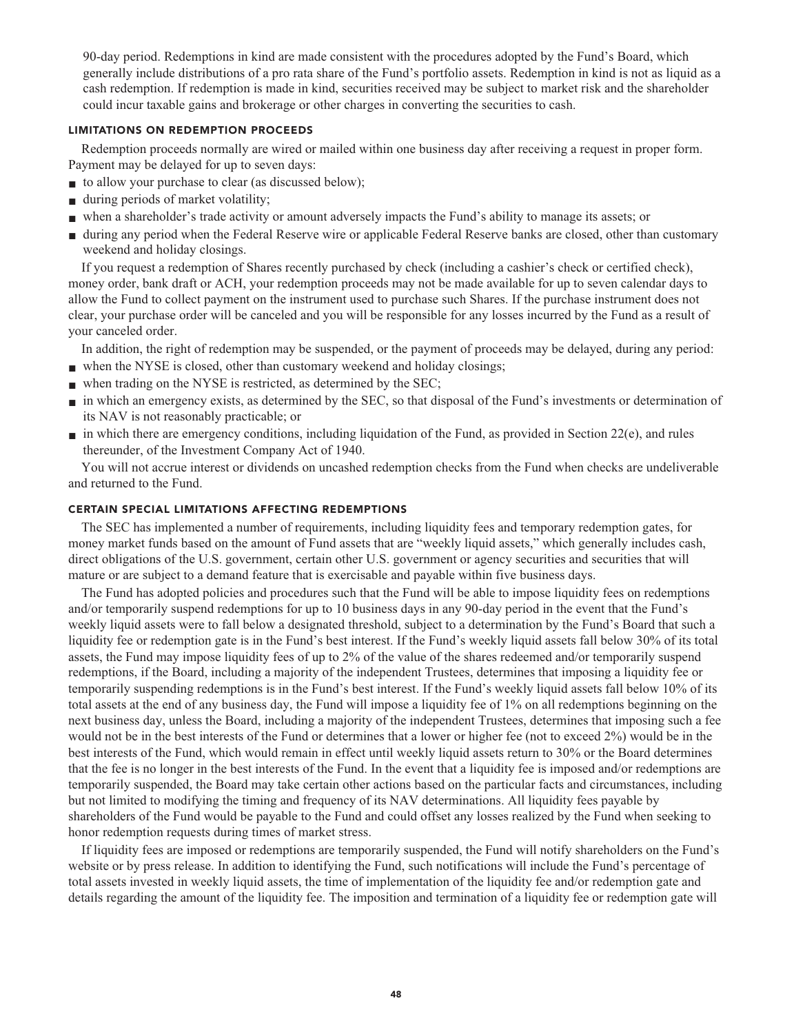90-day period. Redemptions in kind are made consistent with the procedures adopted by the Fund's Board, which generally include distributions of a pro rata share of the Fund's portfolio assets. Redemption in kind is not as liquid as a cash redemption. If redemption is made in kind, securities received may be subject to market risk and the shareholder could incur taxable gains and brokerage or other charges in converting the securities to cash.

### LIMITATIONS ON REDEMPTION PROCEEDS

Redemption proceeds normally are wired or mailed within one business day after receiving a request in proper form. Payment may be delayed for up to seven days:

- to allow your purchase to clear (as discussed below);
- during periods of market volatility;
- when a shareholder's trade activity or amount adversely impacts the Fund's ability to manage its assets; or
- during any period when the Federal Reserve wire or applicable Federal Reserve banks are closed, other than customary weekend and holiday closings.

If you request a redemption of Shares recently purchased by check (including a cashier's check or certified check), money order, bank draft or ACH, your redemption proceeds may not be made available for up to seven calendar days to allow the Fund to collect payment on the instrument used to purchase such Shares. If the purchase instrument does not clear, your purchase order will be canceled and you will be responsible for any losses incurred by the Fund as a result of your canceled order.

In addition, the right of redemption may be suspended, or the payment of proceeds may be delayed, during any period:

- when the NYSE is closed, other than customary weekend and holiday closings;
- when trading on the NYSE is restricted, as determined by the SEC;
- in which an emergency exists, as determined by the SEC, so that disposal of the Fund's investments or determination of its NAV is not reasonably practicable; or
- in which there are emergency conditions, including liquidation of the Fund, as provided in Section 22(e), and rules thereunder, of the Investment Company Act of 1940.

You will not accrue interest or dividends on uncashed redemption checks from the Fund when checks are undeliverable and returned to the Fund.

### CERTAIN SPECIAL LIMITATIONS AFFECTING REDEMPTIONS

The SEC has implemented a number of requirements, including liquidity fees and temporary redemption gates, for money market funds based on the amount of Fund assets that are "weekly liquid assets," which generally includes cash, direct obligations of the U.S. government, certain other U.S. government or agency securities and securities that will mature or are subject to a demand feature that is exercisable and payable within five business days.

The Fund has adopted policies and procedures such that the Fund will be able to impose liquidity fees on redemptions and/or temporarily suspend redemptions for up to 10 business days in any 90-day period in the event that the Fund's weekly liquid assets were to fall below a designated threshold, subject to a determination by the Fund's Board that such a liquidity fee or redemption gate is in the Fund's best interest. If the Fund's weekly liquid assets fall below 30% of its total assets, the Fund may impose liquidity fees of up to 2% of the value of the shares redeemed and/or temporarily suspend redemptions, if the Board, including a majority of the independent Trustees, determines that imposing a liquidity fee or temporarily suspending redemptions is in the Fund's best interest. If the Fund's weekly liquid assets fall below 10% of its total assets at the end of any business day, the Fund will impose a liquidity fee of 1% on all redemptions beginning on the next business day, unless the Board, including a majority of the independent Trustees, determines that imposing such a fee would not be in the best interests of the Fund or determines that a lower or higher fee (not to exceed 2%) would be in the best interests of the Fund, which would remain in effect until weekly liquid assets return to 30% or the Board determines that the fee is no longer in the best interests of the Fund. In the event that a liquidity fee is imposed and/or redemptions are temporarily suspended, the Board may take certain other actions based on the particular facts and circumstances, including but not limited to modifying the timing and frequency of its NAV determinations. All liquidity fees payable by shareholders of the Fund would be payable to the Fund and could offset any losses realized by the Fund when seeking to honor redemption requests during times of market stress.

If liquidity fees are imposed or redemptions are temporarily suspended, the Fund will notify shareholders on the Fund's website or by press release. In addition to identifying the Fund, such notifications will include the Fund's percentage of total assets invested in weekly liquid assets, the time of implementation of the liquidity fee and/or redemption gate and details regarding the amount of the liquidity fee. The imposition and termination of a liquidity fee or redemption gate will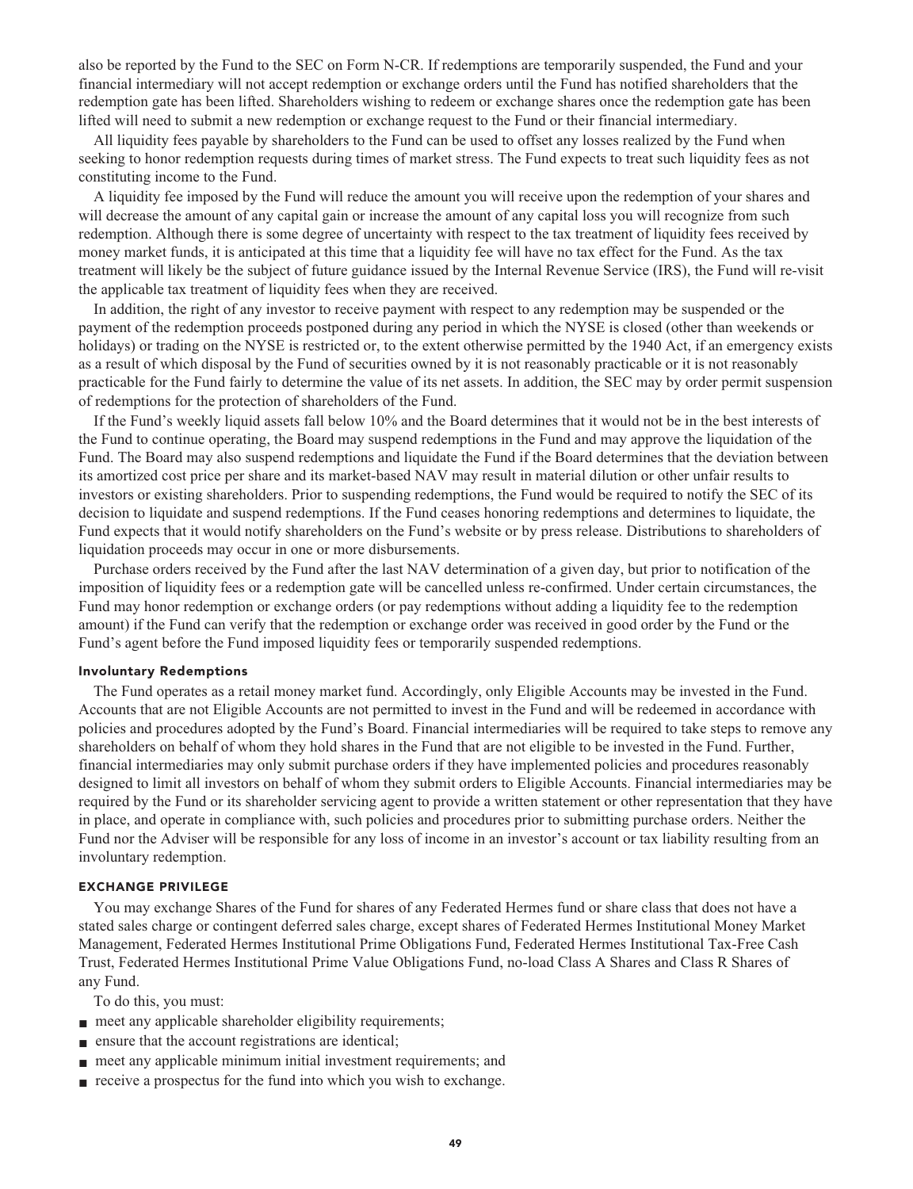also be reported by the Fund to the SEC on Form N-CR. If redemptions are temporarily suspended, the Fund and your financial intermediary will not accept redemption or exchange orders until the Fund has notified shareholders that the redemption gate has been lifted. Shareholders wishing to redeem or exchange shares once the redemption gate has been lifted will need to submit a new redemption or exchange request to the Fund or their financial intermediary.

All liquidity fees payable by shareholders to the Fund can be used to offset any losses realized by the Fund when seeking to honor redemption requests during times of market stress. The Fund expects to treat such liquidity fees as not constituting income to the Fund.

A liquidity fee imposed by the Fund will reduce the amount you will receive upon the redemption of your shares and will decrease the amount of any capital gain or increase the amount of any capital loss you will recognize from such redemption. Although there is some degree of uncertainty with respect to the tax treatment of liquidity fees received by money market funds, it is anticipated at this time that a liquidity fee will have no tax effect for the Fund. As the tax treatment will likely be the subject of future guidance issued by the Internal Revenue Service (IRS), the Fund will re-visit the applicable tax treatment of liquidity fees when they are received.

In addition, the right of any investor to receive payment with respect to any redemption may be suspended or the payment of the redemption proceeds postponed during any period in which the NYSE is closed (other than weekends or holidays) or trading on the NYSE is restricted or, to the extent otherwise permitted by the 1940 Act, if an emergency exists as a result of which disposal by the Fund of securities owned by it is not reasonably practicable or it is not reasonably practicable for the Fund fairly to determine the value of its net assets. In addition, the SEC may by order permit suspension of redemptions for the protection of shareholders of the Fund.

If the Fund's weekly liquid assets fall below 10% and the Board determines that it would not be in the best interests of the Fund to continue operating, the Board may suspend redemptions in the Fund and may approve the liquidation of the Fund. The Board may also suspend redemptions and liquidate the Fund if the Board determines that the deviation between its amortized cost price per share and its market-based NAV may result in material dilution or other unfair results to investors or existing shareholders. Prior to suspending redemptions, the Fund would be required to notify the SEC of its decision to liquidate and suspend redemptions. If the Fund ceases honoring redemptions and determines to liquidate, the Fund expects that it would notify shareholders on the Fund's website or by press release. Distributions to shareholders of liquidation proceeds may occur in one or more disbursements.

Purchase orders received by the Fund after the last NAV determination of a given day, but prior to notification of the imposition of liquidity fees or a redemption gate will be cancelled unless re-confirmed. Under certain circumstances, the Fund may honor redemption or exchange orders (or pay redemptions without adding a liquidity fee to the redemption amount) if the Fund can verify that the redemption or exchange order was received in good order by the Fund or the Fund's agent before the Fund imposed liquidity fees or temporarily suspended redemptions.

#### Involuntary Redemptions

The Fund operates as a retail money market fund. Accordingly, only Eligible Accounts may be invested in the Fund. Accounts that are not Eligible Accounts are not permitted to invest in the Fund and will be redeemed in accordance with policies and procedures adopted by the Fund's Board. Financial intermediaries will be required to take steps to remove any shareholders on behalf of whom they hold shares in the Fund that are not eligible to be invested in the Fund. Further, financial intermediaries may only submit purchase orders if they have implemented policies and procedures reasonably designed to limit all investors on behalf of whom they submit orders to Eligible Accounts. Financial intermediaries may be required by the Fund or its shareholder servicing agent to provide a written statement or other representation that they have in place, and operate in compliance with, such policies and procedures prior to submitting purchase orders. Neither the Fund nor the Adviser will be responsible for any loss of income in an investor's account or tax liability resulting from an involuntary redemption.

### EXCHANGE PRIVILEGE

You may exchange Shares of the Fund for shares of any Federated Hermes fund or share class that does not have a stated sales charge or contingent deferred sales charge, except shares of Federated Hermes Institutional Money Market Management, Federated Hermes Institutional Prime Obligations Fund, Federated Hermes Institutional Tax-Free Cash Trust, Federated Hermes Institutional Prime Value Obligations Fund, no-load Class A Shares and Class R Shares of any Fund.

To do this, you must:

- meet any applicable shareholder eligibility requirements;
- ensure that the account registrations are identical;
- meet any applicable minimum initial investment requirements; and
- receive a prospectus for the fund into which you wish to exchange.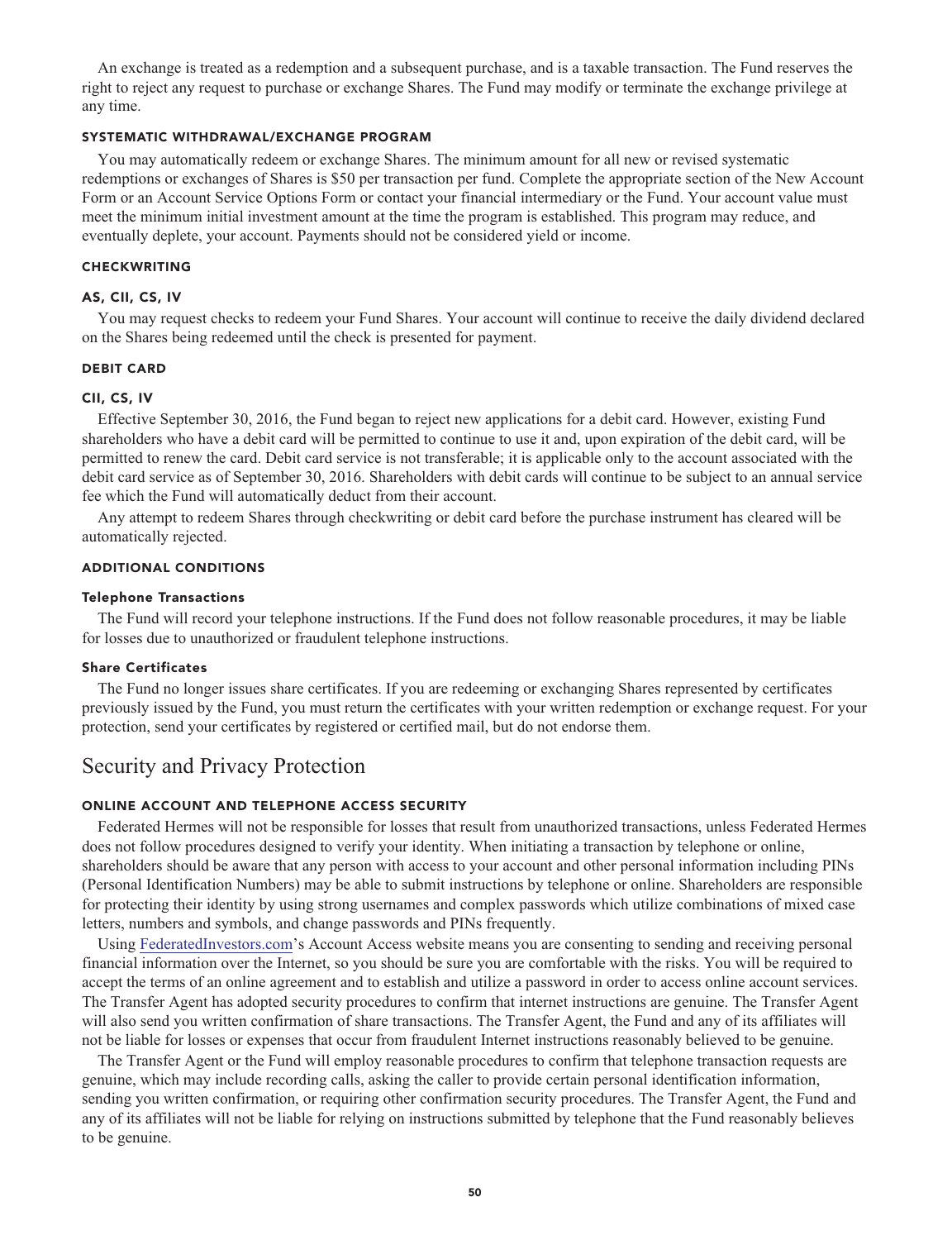An exchange is treated as a redemption and a subsequent purchase, and is a taxable transaction. The Fund reserves the right to reject any request to purchase or exchange Shares. The Fund may modify or terminate the exchange privilege at any time.

### SYSTEMATIC WITHDRAWAL/EXCHANGE PROGRAM

You may automatically redeem or exchange Shares. The minimum amount for all new or revised systematic redemptions or exchanges of Shares is $50 per transaction per fund. Complete the appropriate section of the New Account Form or an Account Service Options Form or contact your financial intermediary or the Fund. Your account value must meet the minimum initial investment amount at the time the program is established. This program may reduce, and eventually deplete, your account. Payments should not be considered yield or income.

### CHECKWRITING

#### AS, CII, CS, IV

You may request checks to redeem your Fund Shares. Your account will continue to receive the daily dividend declared on the Shares being redeemed until the check is presented for payment.

### DEBIT CARD

#### CII, CS, IV

Effective September 30, 2016, the Fund began to reject new applications for a debit card. However, existing Fund shareholders who have a debit card will be permitted to continue to use it and, upon expiration of the debit card, will be permitted to renew the card. Debit card service is not transferable; it is applicable only to the account associated with the debit card service as of September 30, 2016. Shareholders with debit cards will continue to be subject to an annual service fee which the Fund will automatically deduct from their account.

Any attempt to redeem Shares through checkwriting or debit card before the purchase instrument has cleared will be automatically rejected.

### ADDITIONAL CONDITIONS

#### Telephone Transactions

The Fund will record your telephone instructions. If the Fund does not follow reasonable procedures, it may be liable for losses due to unauthorized or fraudulent telephone instructions.

#### Share Certificates

The Fund no longer issues share certificates. If you are redeeming or exchanging Shares represented by certificates previously issued by the Fund, you must return the certificates with your written redemption or exchange request. For your protection, send your certificates by registered or certified mail, but do not endorse them.

## Security and Privacy Protection

### ONLINE ACCOUNT AND TELEPHONE ACCESS SECURITY

Federated Hermes will not be responsible for losses that result from unauthorized transactions, unless Federated Hermes does not follow procedures designed to verify your identity. When initiating a transaction by telephone or online, shareholders should be aware that any person with access to your account and other personal information including PINs (Personal Identification Numbers) may be able to submit instructions by telephone or online. Shareholders are responsible for protecting their identity by using strong usernames and complex passwords which utilize combinations of mixed case letters, numbers and symbols, and change passwords and PINs frequently.

Using FederatedInvestors.com's Account Access website means you are consenting to sending and receiving personal financial information over the Internet, so you should be sure you are comfortable with the risks. You will be required to accept the terms of an online agreement and to establish and utilize a password in order to access online account services. The Transfer Agent has adopted security procedures to confirm that internet instructions are genuine. The Transfer Agent will also send you written confirmation of share transactions. The Transfer Agent, the Fund and any of its affiliates will not be liable for losses or expenses that occur from fraudulent Internet instructions reasonably believed to be genuine.

The Transfer Agent or the Fund will employ reasonable procedures to confirm that telephone transaction requests are genuine, which may include recording calls, asking the caller to provide certain personal identification information, sending you written confirmation, or requiring other confirmation security procedures. The Transfer Agent, the Fund and any of its affiliates will not be liable for relying on instructions submitted by telephone that the Fund reasonably believes to be genuine.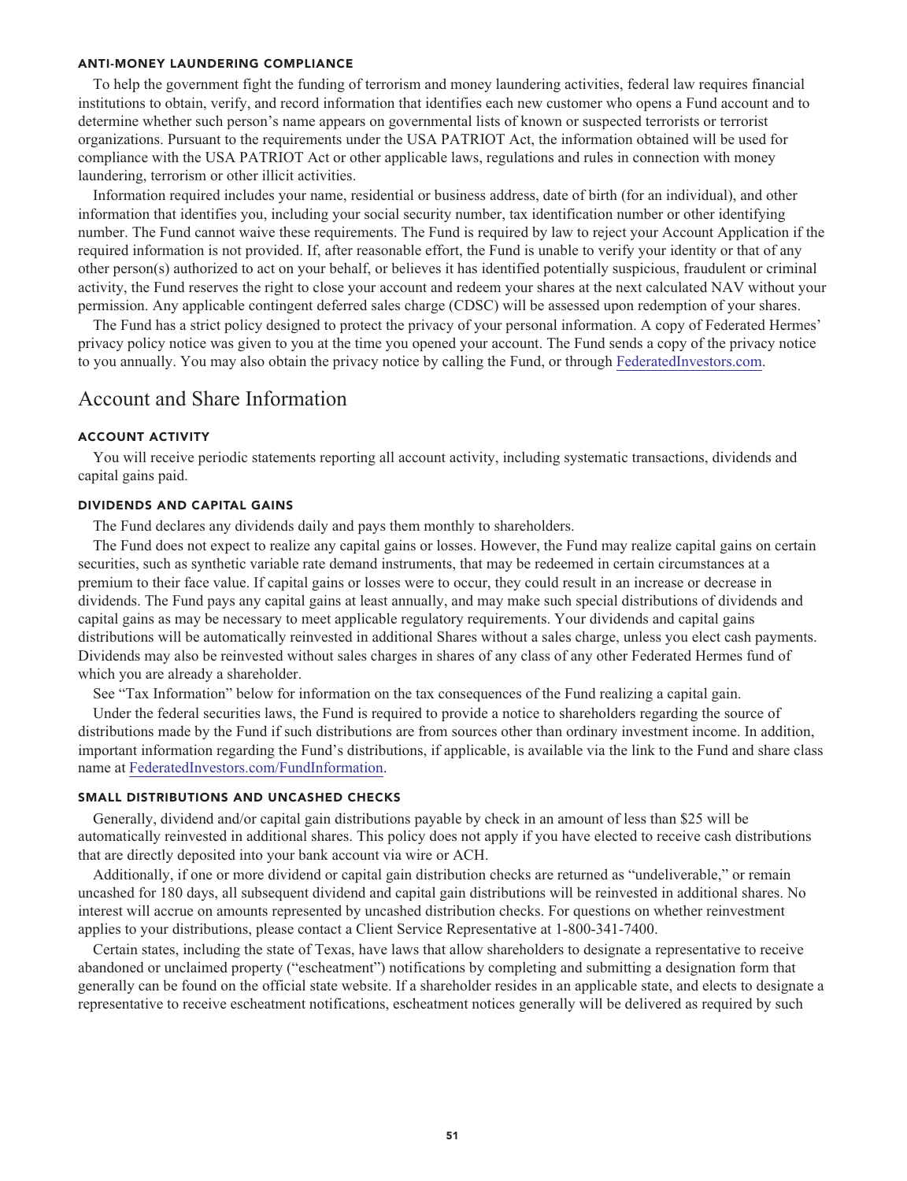#### ANTI-MONEY LAUNDERING COMPLIANCE

To help the government fight the funding of terrorism and money laundering activities, federal law requires financial institutions to obtain, verify, and record information that identifies each new customer who opens a Fund account and to determine whether such person's name appears on governmental lists of known or suspected terrorists or terrorist organizations. Pursuant to the requirements under the USA PATRIOT Act, the information obtained will be used for compliance with the USA PATRIOT Act or other applicable laws, regulations and rules in connection with money laundering, terrorism or other illicit activities.

Information required includes your name, residential or business address, date of birth (for an individual), and other information that identifies you, including your social security number, tax identification number or other identifying number. The Fund cannot waive these requirements. The Fund is required by law to reject your Account Application if the required information is not provided. If, after reasonable effort, the Fund is unable to verify your identity or that of any other person(s) authorized to act on your behalf, or believes it has identified potentially suspicious, fraudulent or criminal activity, the Fund reserves the right to close your account and redeem your shares at the next calculated NAV without your permission. Any applicable contingent deferred sales charge (CDSC) will be assessed upon redemption of your shares.

The Fund has a strict policy designed to protect the privacy of your personal information. A copy of Federated Hermes' privacy policy notice was given to you at the time you opened your account. The Fund sends a copy of the privacy notice to you annually. You may also obtain the privacy notice by calling the Fund, or through FederatedInvestors.com.

## Account and Share Information

#### ACCOUNT ACTIVITY

You will receive periodic statements reporting all account activity, including systematic transactions, dividends and capital gains paid.

#### DIVIDENDS AND CAPITAL GAINS

The Fund declares any dividends daily and pays them monthly to shareholders.

The Fund does not expect to realize any capital gains or losses. However, the Fund may realize capital gains on certain securities, such as synthetic variable rate demand instruments, that may be redeemed in certain circumstances at a premium to their face value. If capital gains or losses were to occur, they could result in an increase or decrease in dividends. The Fund pays any capital gains at least annually, and may make such special distributions of dividends and capital gains as may be necessary to meet applicable regulatory requirements. Your dividends and capital gains distributions will be automatically reinvested in additional Shares without a sales charge, unless you elect cash payments. Dividends may also be reinvested without sales charges in shares of any class of any other Federated Hermes fund of which you are already a shareholder.

See "Tax Information" below for information on the tax consequences of the Fund realizing a capital gain.

Under the federal securities laws, the Fund is required to provide a notice to shareholders regarding the source of distributions made by the Fund if such distributions are from sources other than ordinary investment income. In addition, important information regarding the Fund's distributions, if applicable, is available via the link to the Fund and share class name at FederatedInvestors.com/FundInformation.

#### SMALL DISTRIBUTIONS AND UNCASHED CHECKS

Generally, dividend and/or capital gain distributions payable by check in an amount of less than $25 will be automatically reinvested in additional shares. This policy does not apply if you have elected to receive cash distributions that are directly deposited into your bank account via wire or ACH.

Additionally, if one or more dividend or capital gain distribution checks are returned as "undeliverable," or remain uncashed for 180 days, all subsequent dividend and capital gain distributions will be reinvested in additional shares. No interest will accrue on amounts represented by uncashed distribution checks. For questions on whether reinvestment applies to your distributions, please contact a Client Service Representative at 1-800-341-7400.

Certain states, including the state of Texas, have laws that allow shareholders to designate a representative to receive abandoned or unclaimed property ("escheatment") notifications by completing and submitting a designation form that generally can be found on the official state website. If a shareholder resides in an applicable state, and elects to designate a representative to receive escheatment notifications, escheatment notices generally will be delivered as required by such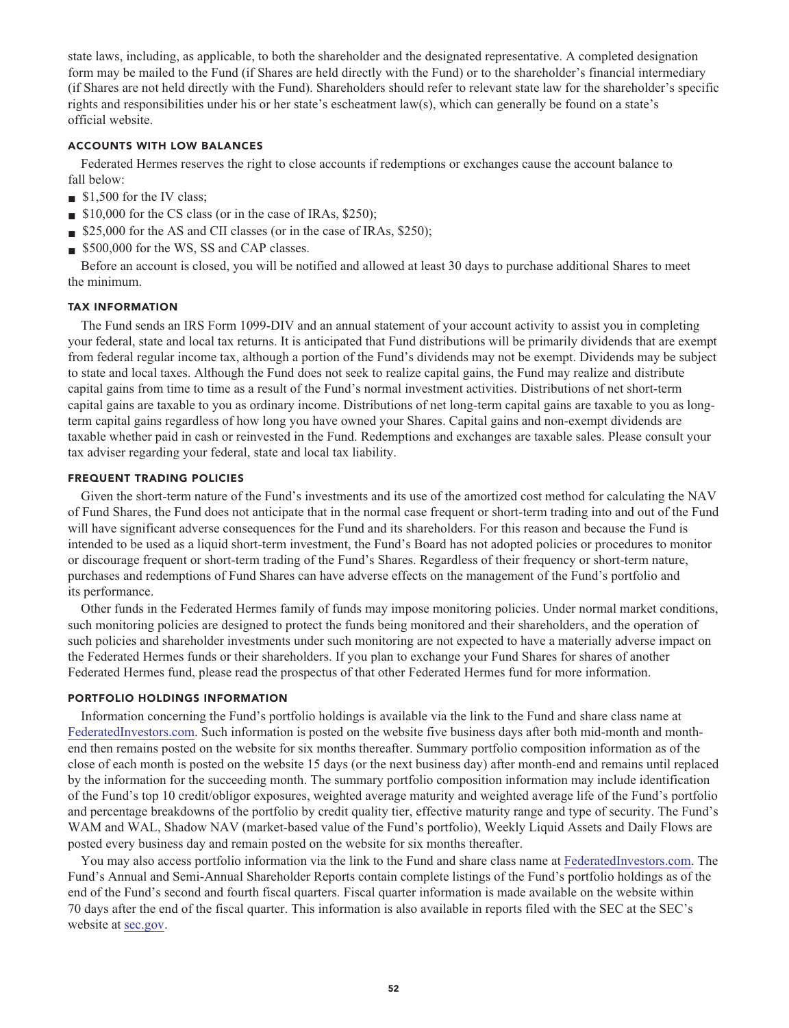state laws, including, as applicable, to both the shareholder and the designated representative. A completed designation form may be mailed to the Fund (if Shares are held directly with the Fund) or to the shareholder's financial intermediary (if Shares are not held directly with the Fund). Shareholders should refer to relevant state law for the shareholder's specific rights and responsibilities under his or her state's escheatment law(s), which can generally be found on a state's official website.

### ACCOUNTS WITH LOW BALANCES

Federated Hermes reserves the right to close accounts if redemptions or exchanges cause the account balance to fall below:

- $1,500 for the IV class;
- $10,000 for the CS class (or in the case of IRAs, $250);
- $25,000 for the AS and CII classes (or in the case of IRAs, $250);
- $500,000 for the WS, SS and CAP classes.

Before an account is closed, you will be notified and allowed at least 30 days to purchase additional Shares to meet the minimum.

### TAX INFORMATION

The Fund sends an IRS Form 1099-DIV and an annual statement of your account activity to assist you in completing your federal, state and local tax returns. It is anticipated that Fund distributions will be primarily dividends that are exempt from federal regular income tax, although a portion of the Fund's dividends may not be exempt. Dividends may be subject to state and local taxes. Although the Fund does not seek to realize capital gains, the Fund may realize and distribute capital gains from time to time as a result of the Fund's normal investment activities. Distributions of net short-term capital gains are taxable to you as ordinary income. Distributions of net long-term capital gains are taxable to you as long-term capital gains regardless of how long you have owned your Shares. Capital gains and non-exempt dividends are taxable whether paid in cash or reinvested in the Fund. Redemptions and exchanges are taxable sales. Please consult your tax adviser regarding your federal, state and local tax liability.

### FREQUENT TRADING POLICIES

Given the short-term nature of the Fund's investments and its use of the amortized cost method for calculating the NAV of Fund Shares, the Fund does not anticipate that in the normal case frequent or short-term trading into and out of the Fund will have significant adverse consequences for the Fund and its shareholders. For this reason and because the Fund is intended to be used as a liquid short-term investment, the Fund's Board has not adopted policies or procedures to monitor or discourage frequent or short-term trading of the Fund's Shares. Regardless of their frequency or short-term nature, purchases and redemptions of Fund Shares can have adverse effects on the management of the Fund's portfolio and its performance.

Other funds in the Federated Hermes family of funds may impose monitoring policies. Under normal market conditions, such monitoring policies are designed to protect the funds being monitored and their shareholders, and the operation of such policies and shareholder investments under such monitoring are not expected to have a materially adverse impact on the Federated Hermes funds or their shareholders. If you plan to exchange your Fund Shares for shares of another Federated Hermes fund, please read the prospectus of that other Federated Hermes fund for more information.

### PORTFOLIO HOLDINGS INFORMATION

Information concerning the Fund's portfolio holdings is available via the link to the Fund and share class name at FederatedInvestors.com. Such information is posted on the website five business days after both mid-month and month-end then remains posted on the website for six months thereafter. Summary portfolio composition information as of the close of each month is posted on the website 15 days (or the next business day) after month-end and remains until replaced by the information for the succeeding month. The summary portfolio composition information may include identification of the Fund's top 10 credit/obligor exposures, weighted average maturity and weighted average life of the Fund's portfolio and percentage breakdowns of the portfolio by credit quality tier, effective maturity range and type of security. The Fund's WAM and WAL, Shadow NAV (market-based value of the Fund's portfolio), Weekly Liquid Assets and Daily Flows are posted every business day and remain posted on the website for six months thereafter.

You may also access portfolio information via the link to the Fund and share class name at FederatedInvestors.com. The Fund's Annual and Semi-Annual Shareholder Reports contain complete listings of the Fund's portfolio holdings as of the end of the Fund's second and fourth fiscal quarters. Fiscal quarter information is made available on the website within 70 days after the end of the fiscal quarter. This information is also available in reports filed with the SEC at the SEC's website at sec.gov.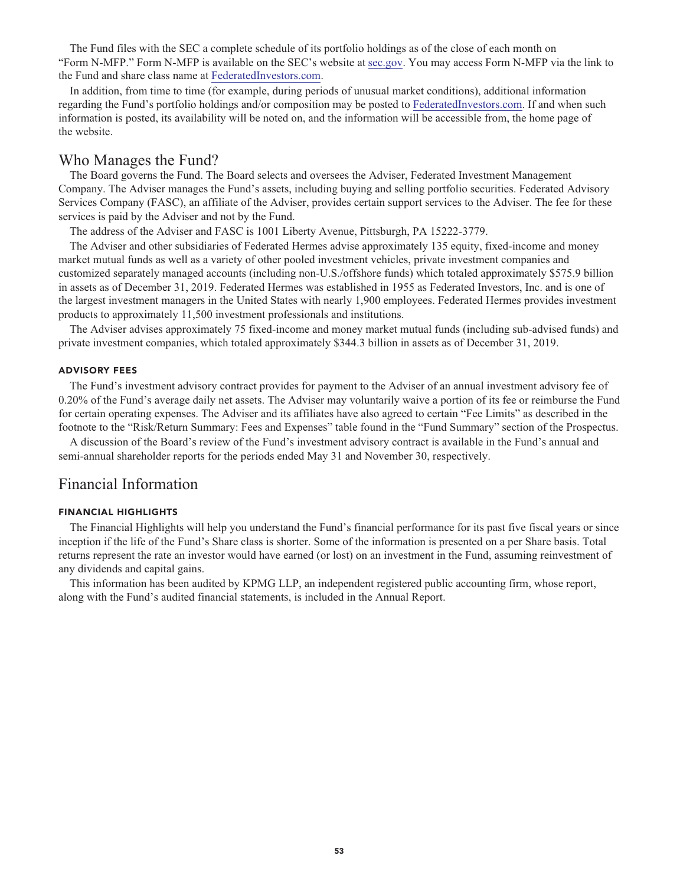The Fund files with the SEC a complete schedule of its portfolio holdings as of the close of each month on "Form N-MFP." Form N-MFP is available on the SEC's website at sec.gov. You may access Form N-MFP via the link to the Fund and share class name at FederatedInvestors.com.

In addition, from time to time (for example, during periods of unusual market conditions), additional information regarding the Fund's portfolio holdings and/or composition may be posted to FederatedInvestors.com. If and when such information is posted, its availability will be noted on, and the information will be accessible from, the home page of the website.

## Who Manages the Fund?

The Board governs the Fund. The Board selects and oversees the Adviser, Federated Investment Management Company. The Adviser manages the Fund's assets, including buying and selling portfolio securities. Federated Advisory Services Company (FASC), an affiliate of the Adviser, provides certain support services to the Adviser. The fee for these services is paid by the Adviser and not by the Fund.

The address of the Adviser and FASC is 1001 Liberty Avenue, Pittsburgh, PA 15222-3779.

The Adviser and other subsidiaries of Federated Hermes advise approximately 135 equity, fixed-income and money market mutual funds as well as a variety of other pooled investment vehicles, private investment companies and customized separately managed accounts (including non-U.S./offshore funds) which totaled approximately $575.9 billion in assets as of December 31, 2019. Federated Hermes was established in 1955 as Federated Investors, Inc. and is one of the largest investment managers in the United States with nearly 1,900 employees. Federated Hermes provides investment products to approximately 11,500 investment professionals and institutions.

The Adviser advises approximately 75 fixed-income and money market mutual funds (including sub-advised funds) and private investment companies, which totaled approximately $344.3 billion in assets as of December 31, 2019.

### ADVISORY FEES

The Fund's investment advisory contract provides for payment to the Adviser of an annual investment advisory fee of 0.20% of the Fund's average daily net assets. The Adviser may voluntarily waive a portion of its fee or reimburse the Fund for certain operating expenses. The Adviser and its affiliates have also agreed to certain "Fee Limits" as described in the footnote to the "Risk/Return Summary: Fees and Expenses" table found in the "Fund Summary" section of the Prospectus.

A discussion of the Board's review of the Fund's investment advisory contract is available in the Fund's annual and semi-annual shareholder reports for the periods ended May 31 and November 30, respectively.

## Financial Information

### FINANCIAL HIGHLIGHTS

The Financial Highlights will help you understand the Fund's financial performance for its past five fiscal years or since inception if the life of the Fund's Share class is shorter. Some of the information is presented on a per Share basis. Total returns represent the rate an investor would have earned (or lost) on an investment in the Fund, assuming reinvestment of any dividends and capital gains.

This information has been audited by KPMG LLP, an independent registered public accounting firm, whose report, along with the Fund's audited financial statements, is included in the Annual Report.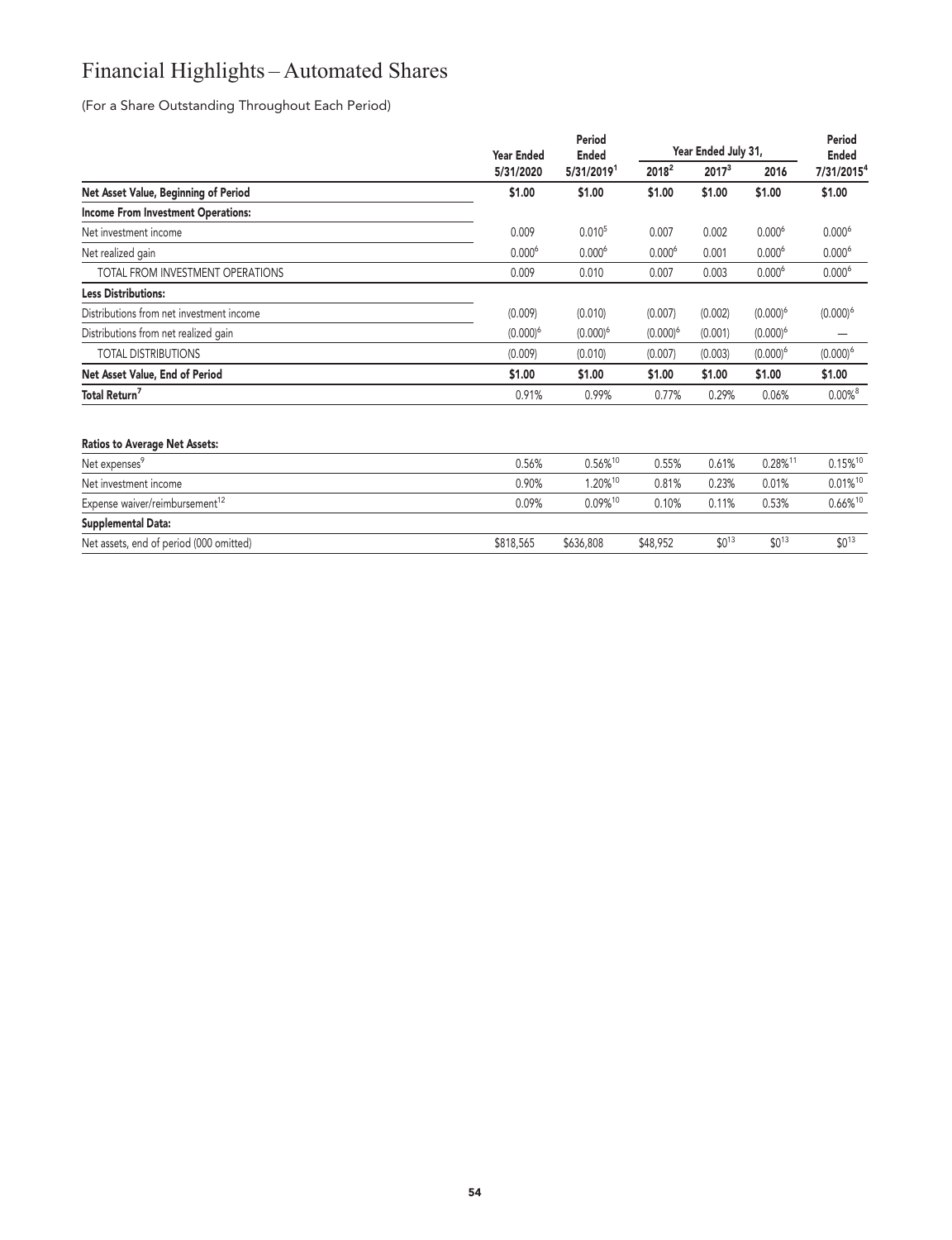# Financial Highlights – Automated Shares

(For a Share Outstanding Throughout Each Period)

| | Year Ended 5/31/2020 | Period Ended 5/31/2019[1] | Year Ended July 31, 2018[2] | Year Ended July 31, 2017[3] | Year Ended July 31, 2016 | Period Ended 7/31/2015[4] |
|---|---|---|---|---|---|---|
| **Net Asset Value, Beginning of Period** | **$1.00** | **$1.00** | **$1.00** | **$1.00** | **$1.00** | **$1.00** |
| **Income From Investment Operations:** | | | | | | |
| Net investment income | 0.009 | 0.010[5] | 0.007 | 0.002 | 0.000[6] | 0.000[6] |
| Net realized gain | 0.000[6] | 0.000[6] | 0.000[6] | 0.001 | 0.000[6] | 0.000[6] |
| TOTAL FROM INVESTMENT OPERATIONS | 0.009 | 0.010 | 0.007 | 0.003 | 0.000[6] | 0.000[6] |
| **Less Distributions:** | | | | | | |
| Distributions from net investment income | (0.009) | (0.010) | (0.007) | (0.002) | (0.000)[6] | (0.000)[6] |
| Distributions from net realized gain | (0.000)[6] | (0.000)[6] | (0.000)[6] | (0.001) | (0.000)[6] | — |
| TOTAL DISTRIBUTIONS | (0.009) | (0.010) | (0.007) | (0.003) | (0.000)[6] | (0.000)[6] |
| **Net Asset Value, End of Period** | **$1.00** | **$1.00** | **$1.00** | **$1.00** | **$1.00** | **$1.00** |
| **Total Return[7]** | 0.91% | 0.99% | 0.77% | 0.29% | 0.06% | 0.00%[8] |
| | | | | | | |
| **Ratios to Average Net Assets:** | | | | | | |
| Net expenses[9] | 0.56% | 0.56%[10] | 0.55% | 0.61% | 0.28%[11] | 0.15%[10] |
| Net investment income | 0.90% | 1.20%[10] | 0.81% | 0.23% | 0.01% | 0.01%[10] |
| Expense waiver/reimbursement[12] | 0.09% | 0.09%[10] | 0.10% | 0.11% | 0.53% | 0.66%[10] |
| **Supplemental Data:** | | | | | | |
| Net assets, end of period (000 omitted) | $818,565 | $636,808 | $48,952 | $0[13] | $0[13] | $0[13] |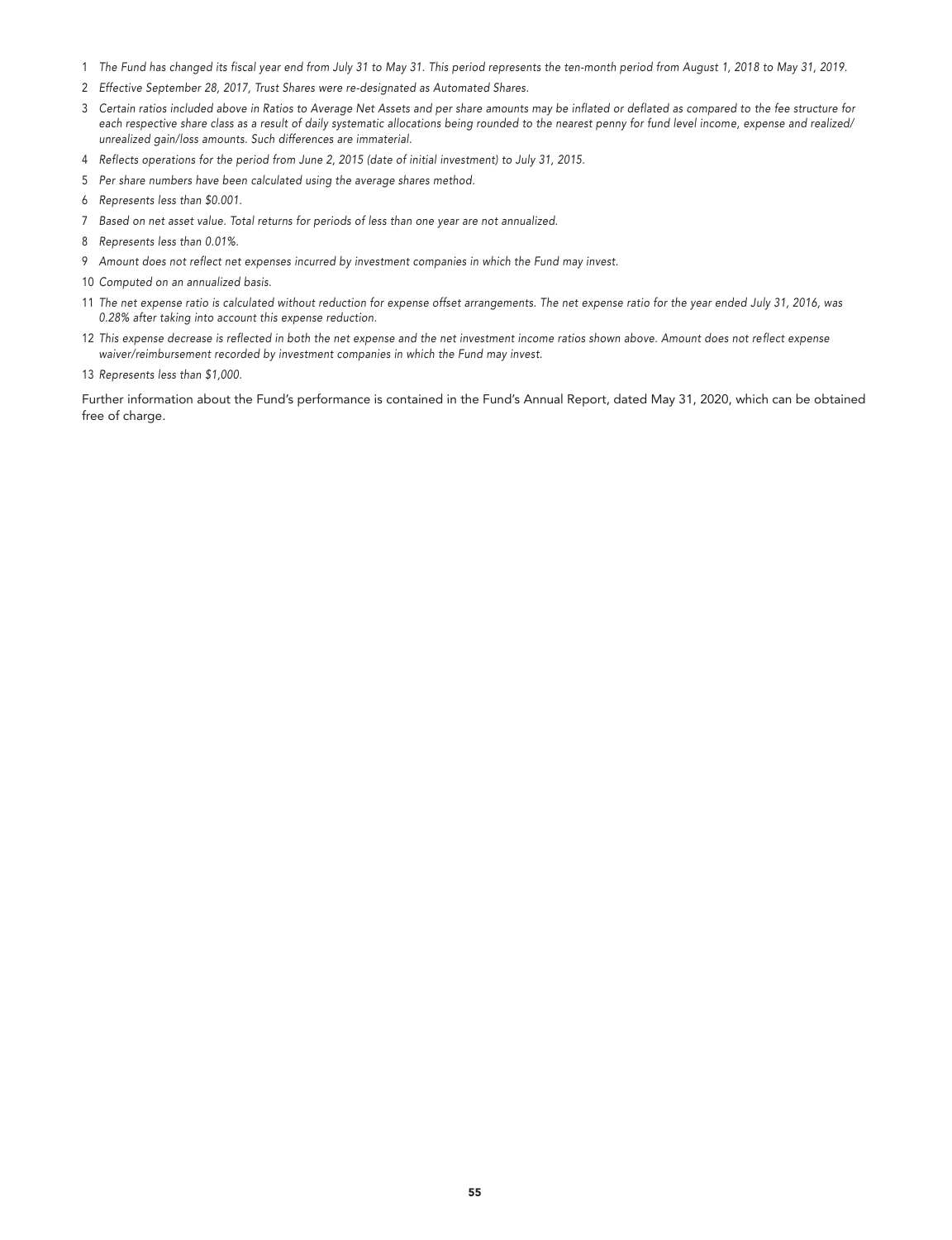1 *The Fund has changed its fiscal year end from July 31 to May 31. This period represents the ten-month period from August 1, 2018 to May 31, 2019.*

2 *Effective September 28, 2017, Trust Shares were re-designated as Automated Shares.*

3 *Certain ratios included above in Ratios to Average Net Assets and per share amounts may be inflated or deflated as compared to the fee structure for each respective share class as a result of daily systematic allocations being rounded to the nearest penny for fund level income, expense and realized/unrealized gain/loss amounts. Such differences are immaterial.*

4 *Reflects operations for the period from June 2, 2015 (date of initial investment) to July 31, 2015.*

5 *Per share numbers have been calculated using the average shares method.*

6 *Represents less than $0.001.*

7 *Based on net asset value. Total returns for periods of less than one year are not annualized.*

8 *Represents less than 0.01%.*

9 *Amount does not reflect net expenses incurred by investment companies in which the Fund may invest.*

10 *Computed on an annualized basis.*

11 *The net expense ratio is calculated without reduction for expense offset arrangements. The net expense ratio for the year ended July 31, 2016, was 0.28% after taking into account this expense reduction.*

12 *This expense decrease is reflected in both the net expense and the net investment income ratios shown above. Amount does not reflect expense waiver/reimbursement recorded by investment companies in which the Fund may invest.*

13 *Represents less than $1,000.*

Further information about the Fund's performance is contained in the Fund's Annual Report, dated May 31, 2020, which can be obtained free of charge.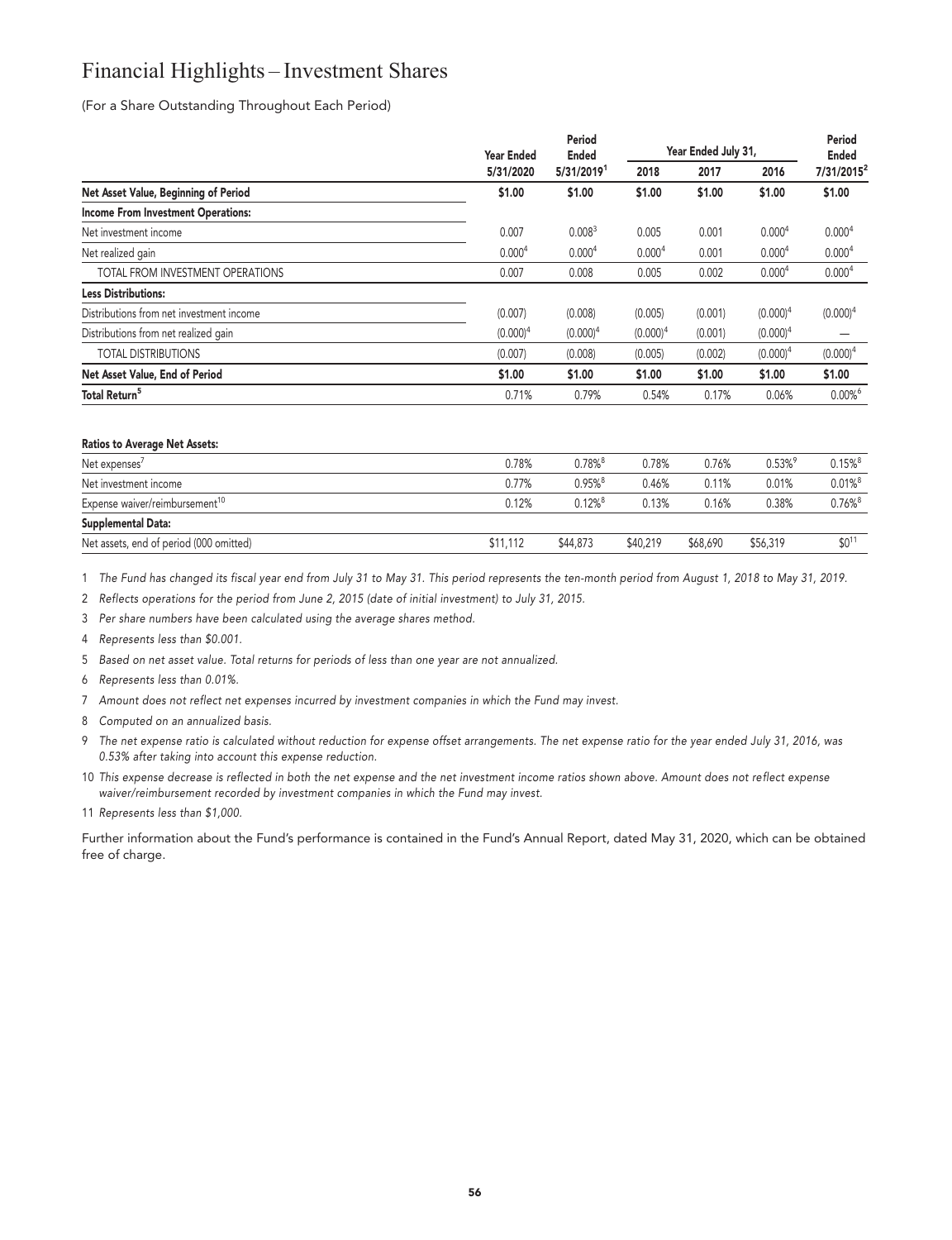# Financial Highlights – Investment Shares

(For a Share Outstanding Throughout Each Period)

| | Year Ended | Period Ended | Year Ended July 31, | | | Period Ended |
|---|---|---|---|---|---|---|
| | 5/31/2020 | 5/31/2019[1] | 2018 | 2017 | 2016 | 7/31/2015[2] |
| **Net Asset Value, Beginning of Period** | **$1.00** | **$1.00** | **$1.00** | **$1.00** | **$1.00** | **$1.00** |
| **Income From Investment Operations:** | | | | | | |
| Net investment income | 0.007 | 0.008[3] | 0.005 | 0.001 | 0.000[4] | 0.000[4] |
| Net realized gain | 0.000[4] | 0.000[4] | 0.000[4] | 0.001 | 0.000[4] | 0.000[4] |
| TOTAL FROM INVESTMENT OPERATIONS | 0.007 | 0.008 | 0.005 | 0.002 | 0.000[4] | 0.000[4] |
| **Less Distributions:** | | | | | | |
| Distributions from net investment income | (0.007) | (0.008) | (0.005) | (0.001) | (0.000)[4] | (0.000)[4] |
| Distributions from net realized gain | (0.000)[4] | (0.000)[4] | (0.000)[4] | (0.001) | (0.000)[4] | — |
| TOTAL DISTRIBUTIONS | (0.007) | (0.008) | (0.005) | (0.002) | (0.000)[4] | (0.000)[4] |
| **Net Asset Value, End of Period** | **$1.00** | **$1.00** | **$1.00** | **$1.00** | **$1.00** | **$1.00** |
| **Total Return[5]** | 0.71% | 0.79% | 0.54% | 0.17% | 0.06% | 0.00%[6] |
| **Ratios to Average Net Assets:** | | | | | | |
| Net expenses[7] | 0.78% | 0.78%[8] | 0.78% | 0.76% | 0.53%[9] | 0.15%[8] |
| Net investment income | 0.77% | 0.95%[8] | 0.46% | 0.11% | 0.01% | 0.01%[8] |
| Expense waiver/reimbursement[10] | 0.12% | 0.12%[8] | 0.13% | 0.16% | 0.38% | 0.76%[8] |
| **Supplemental Data:** | | | | | | |
| Net assets, end of period (000 omitted) | $11,112 | $44,873 | $40,219 | $68,690 | $56,319 | $0[11] |

1 *The Fund has changed its fiscal year end from July 31 to May 31. This period represents the ten-month period from August 1, 2018 to May 31, 2019.*

2 *Reflects operations for the period from June 2, 2015 (date of initial investment) to July 31, 2015.*

3 *Per share numbers have been calculated using the average shares method.*

4 *Represents less than $0.001.*

5 *Based on net asset value. Total returns for periods of less than one year are not annualized.*

6 *Represents less than 0.01%.*

7 *Amount does not reflect net expenses incurred by investment companies in which the Fund may invest.*

8 *Computed on an annualized basis.*

9 *The net expense ratio is calculated without reduction for expense offset arrangements. The net expense ratio for the year ended July 31, 2016, was 0.53% after taking into account this expense reduction.*

10 *This expense decrease is reflected in both the net expense and the net investment income ratios shown above. Amount does not reflect expense waiver/reimbursement recorded by investment companies in which the Fund may invest.*

11 *Represents less than $1,000.*

Further information about the Fund's performance is contained in the Fund's Annual Report, dated May 31, 2020, which can be obtained free of charge.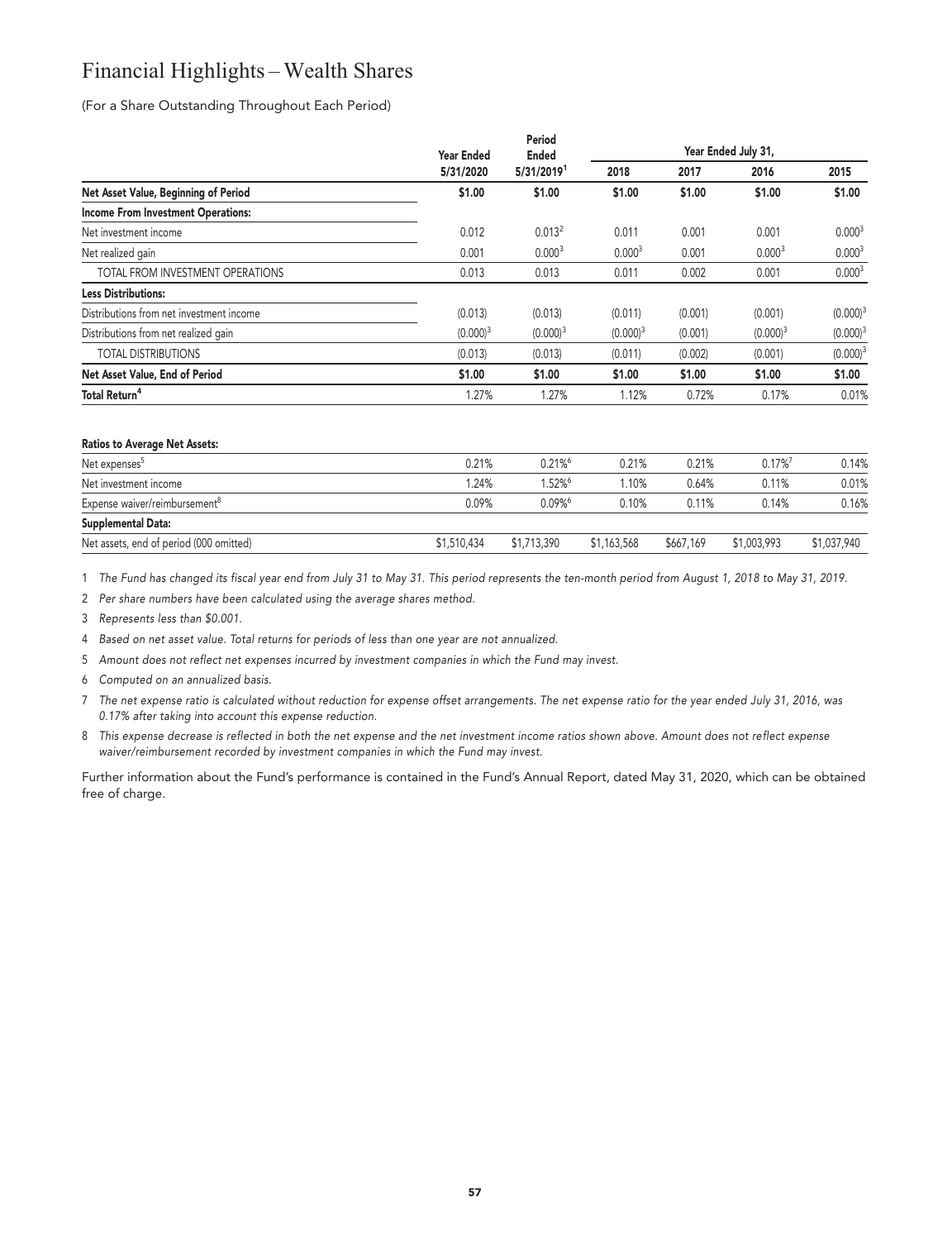# Financial Highlights – Wealth Shares

(For a Share Outstanding Throughout Each Period)

| | Year Ended 5/31/2020 | Period Ended 5/31/2019[1] | Year Ended July 31, 2018 | 2017 | 2016 | 2015 |
|---|---|---|---|---|---|---|
| **Net Asset Value, Beginning of Period** | **$1.00** | **$1.00** | **$1.00** | **$1.00** | **$1.00** | **$1.00** |
| **Income From Investment Operations:** | | | | | | |
| Net investment income | 0.012 | 0.013[2] | 0.011 | 0.001 | 0.001 | 0.000[3] |
| Net realized gain | 0.001 | 0.000[3] | 0.000[3] | 0.001 | 0.000[3] | 0.000[3] |
| TOTAL FROM INVESTMENT OPERATIONS | 0.013 | 0.013 | 0.011 | 0.002 | 0.001 | 0.000[3] |
| **Less Distributions:** | | | | | | |
| Distributions from net investment income | (0.013) | (0.013) | (0.011) | (0.001) | (0.001) | (0.000)[3] |
| Distributions from net realized gain | (0.000)[3] | (0.000)[3] | (0.000)[3] | (0.001) | (0.000)[3] | (0.000)[3] |
| TOTAL DISTRIBUTIONS | (0.013) | (0.013) | (0.011) | (0.002) | (0.001) | (0.000)[3] |
| **Net Asset Value, End of Period** | **$1.00** | **$1.00** | **$1.00** | **$1.00** | **$1.00** | **$1.00** |
| **Total Return[4]** | 1.27% | 1.27% | 1.12% | 0.72% | 0.17% | 0.01% |
| **Ratios to Average Net Assets:** | | | | | | |
| Net expenses[5] | 0.21% | 0.21%[6] | 0.21% | 0.21% | 0.17%[7] | 0.14% |
| Net investment income | 1.24% | 1.52%[6] | 1.10% | 0.64% | 0.11% | 0.01% |
| Expense waiver/reimbursement[8] | 0.09% | 0.09%[6] | 0.10% | 0.11% | 0.14% | 0.16% |
| **Supplemental Data:** | | | | | | |
| Net assets, end of period (000 omitted) | $1,510,434 | $1,713,390 | $1,163,568 | $667,169 | $1,003,993 | $1,037,940 |

1 *The Fund has changed its fiscal year end from July 31 to May 31. This period represents the ten-month period from August 1, 2018 to May 31, 2019.*

2 *Per share numbers have been calculated using the average shares method.*

3 *Represents less than $0.001.*

4 *Based on net asset value. Total returns for periods of less than one year are not annualized.*

5 *Amount does not reflect net expenses incurred by investment companies in which the Fund may invest.*

6 *Computed on an annualized basis.*

7 *The net expense ratio is calculated without reduction for expense offset arrangements. The net expense ratio for the year ended July 31, 2016, was 0.17% after taking into account this expense reduction.*

8 *This expense decrease is reflected in both the net expense and the net investment income ratios shown above. Amount does not reflect expense waiver/reimbursement recorded by investment companies in which the Fund may invest.*

Further information about the Fund's performance is contained in the Fund's Annual Report, dated May 31, 2020, which can be obtained free of charge.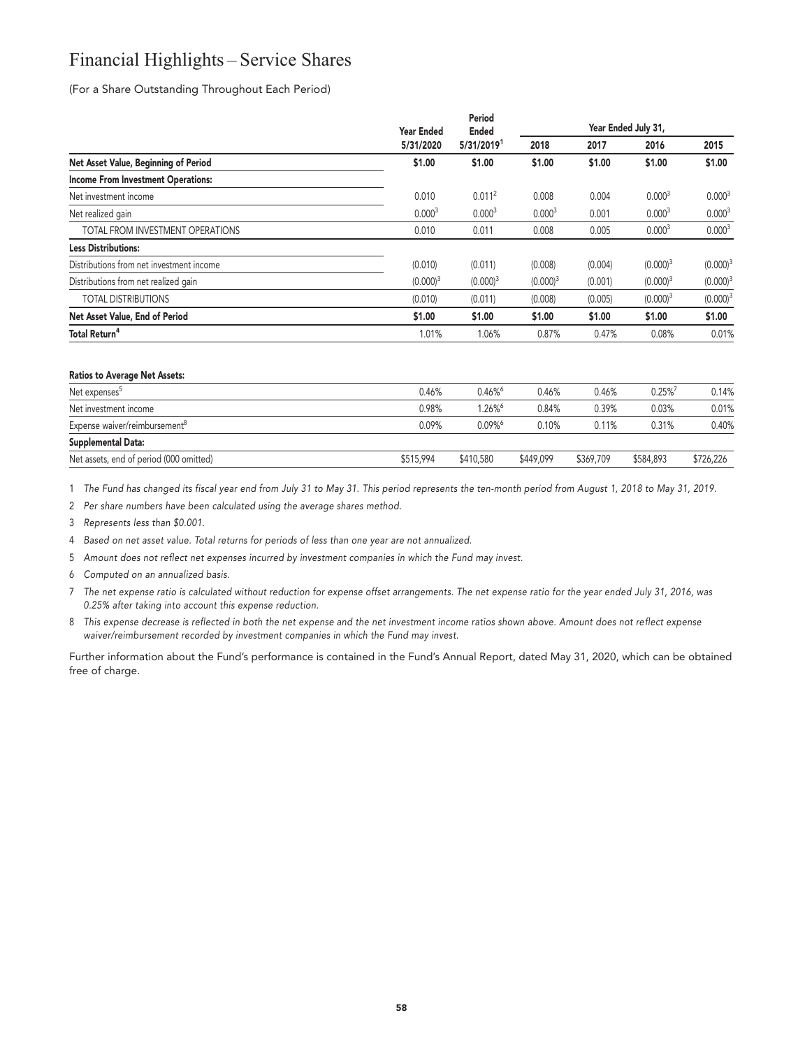# Financial Highlights – Service Shares

(For a Share Outstanding Throughout Each Period)

| | Year Ended 5/31/2020 | Period Ended 5/31/2019[1] | Year Ended July 31, 2018 | 2017 | 2016 | 2015 |
|---|---|---|---|---|---|---|
| **Net Asset Value, Beginning of Period** | **$1.00** | **$1.00** | **$1.00** | **$1.00** | **$1.00** | **$1.00** |
| **Income From Investment Operations:** | | | | | | |
| Net investment income | 0.010 | 0.011[2] | 0.008 | 0.004 | 0.000[3] | 0.000[3] |
| Net realized gain | 0.000[3] | 0.000[3] | 0.000[3] | 0.001 | 0.000[3] | 0.000[3] |
| TOTAL FROM INVESTMENT OPERATIONS | 0.010 | 0.011 | 0.008 | 0.005 | 0.000[3] | 0.000[3] |
| **Less Distributions:** | | | | | | |
| Distributions from net investment income | (0.010) | (0.011) | (0.008) | (0.004) | (0.000)[3] | (0.000)[3] |
| Distributions from net realized gain | (0.000)[3] | (0.000)[3] | (0.000)[3] | (0.001) | (0.000)[3] | (0.000)[3] |
| TOTAL DISTRIBUTIONS | (0.010) | (0.011) | (0.008) | (0.005) | (0.000)[3] | (0.000)[3] |
| **Net Asset Value, End of Period** | **$1.00** | **$1.00** | **$1.00** | **$1.00** | **$1.00** | **$1.00** |
| **Total Return[4]** | 1.01% | 1.06% | 0.87% | 0.47% | 0.08% | 0.01% |
| **Ratios to Average Net Assets:** | | | | | | |
| Net expenses[5] | 0.46% | 0.46%[6] | 0.46% | 0.46% | 0.25%[7] | 0.14% |
| Net investment income | 0.98% | 1.26%[6] | 0.84% | 0.39% | 0.03% | 0.01% |
| Expense waiver/reimbursement[8] | 0.09% | 0.09%[6] | 0.10% | 0.11% | 0.31% | 0.40% |
| **Supplemental Data:** | | | | | | |
| Net assets, end of period (000 omitted) | $515,994 | $410,580 | $449,099 | $369,709 | $584,893 | $726,226 |

1 *The Fund has changed its fiscal year end from July 31 to May 31. This period represents the ten-month period from August 1, 2018 to May 31, 2019.*

2 *Per share numbers have been calculated using the average shares method.*

3 *Represents less than $0.001.*

4 *Based on net asset value. Total returns for periods of less than one year are not annualized.*

5 *Amount does not reflect net expenses incurred by investment companies in which the Fund may invest.*

6 *Computed on an annualized basis.*

7 *The net expense ratio is calculated without reduction for expense offset arrangements. The net expense ratio for the year ended July 31, 2016, was 0.25% after taking into account this expense reduction.*

8 *This expense decrease is reflected in both the net expense and the net investment income ratios shown above. Amount does not reflect expense waiver/reimbursement recorded by investment companies in which the Fund may invest.*

Further information about the Fund's performance is contained in the Fund's Annual Report, dated May 31, 2020, which can be obtained free of charge.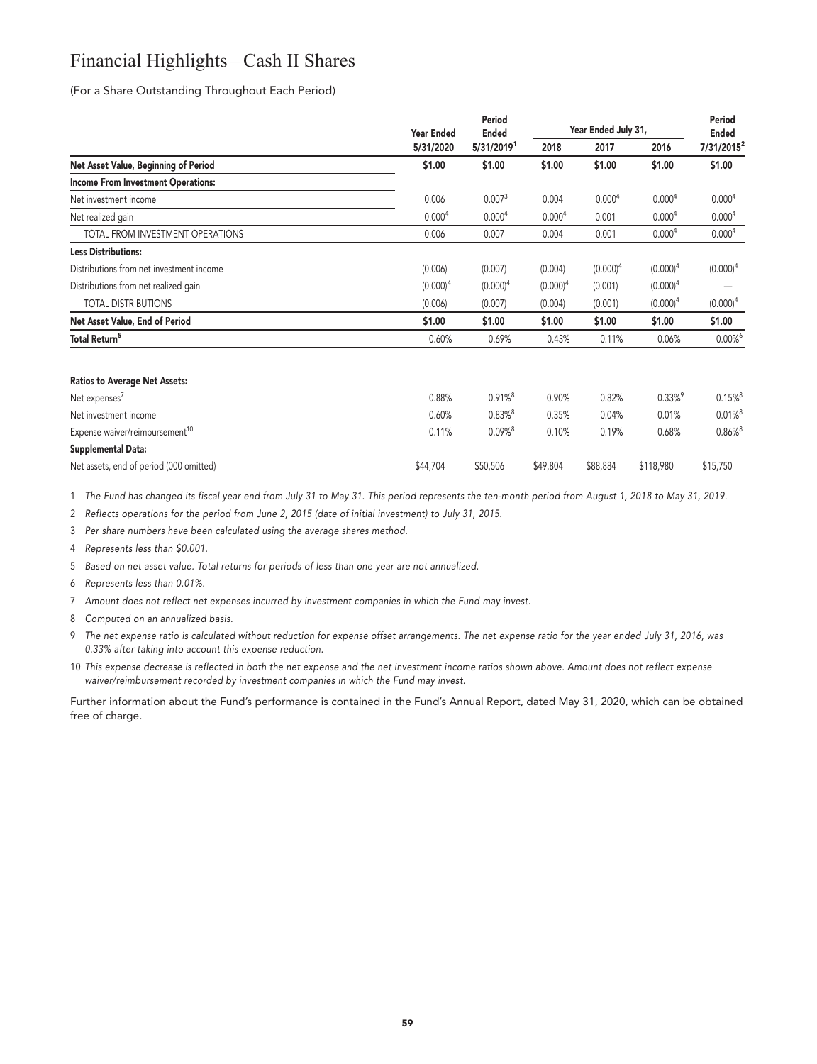# Financial Highlights – Cash II Shares

(For a Share Outstanding Throughout Each Period)

| | Year Ended | Period Ended | Year Ended July 31, | | | Period Ended |
|---|---|---|---|---|---|---|
| | 5/31/2020 | 5/31/2019[1] | 2018 | 2017 | 2016 | 7/31/2015[2] |
| **Net Asset Value, Beginning of Period** | **\$1.00** | **\$1.00** | **\$1.00** | **\$1.00** | **\$1.00** | **\$1.00** |
| **Income From Investment Operations:** | | | | | | |
| Net investment income | 0.006 | 0.007[3] | 0.004 | 0.000[4] | 0.000[4] | 0.000[4] |
| Net realized gain | 0.000[4] | 0.000[4] | 0.000[4] | 0.001 | 0.000[4] | 0.000[4] |
| TOTAL FROM INVESTMENT OPERATIONS | 0.006 | 0.007 | 0.004 | 0.001 | 0.000[4] | 0.000[4] |
| **Less Distributions:** | | | | | | |
| Distributions from net investment income | (0.006) | (0.007) | (0.004) | (0.000)[4] | (0.000)[4] | (0.000)[4] |
| Distributions from net realized gain | (0.000)[4] | (0.000)[4] | (0.000)[4] | (0.001) | (0.000)[4] | — |
| TOTAL DISTRIBUTIONS | (0.006) | (0.007) | (0.004) | (0.001) | (0.000)[4] | (0.000)[4] |
| **Net Asset Value, End of Period** | **\$1.00** | **\$1.00** | **\$1.00** | **\$1.00** | **\$1.00** | **\$1.00** |
| **Total Return[5]** | 0.60% | 0.69% | 0.43% | 0.11% | 0.06% | 0.00%[6] |
| **Ratios to Average Net Assets:** | | | | | | |
| Net expenses[7] | 0.88% | 0.91%[8] | 0.90% | 0.82% | 0.33%[9] | 0.15%[8] |
| Net investment income | 0.60% | 0.83%[8] | 0.35% | 0.04% | 0.01% | 0.01%[8] |
| Expense waiver/reimbursement[10] | 0.11% | 0.09%[8] | 0.10% | 0.19% | 0.68% | 0.86%[8] |
| **Supplemental Data:** | | | | | | |
| Net assets, end of period (000 omitted) | \$44,704 | \$50,506 | \$49,804 | \$88,884 | \$118,980 | \$15,750 |

1 *The Fund has changed its fiscal year end from July 31 to May 31. This period represents the ten-month period from August 1, 2018 to May 31, 2019.*

2 *Reflects operations for the period from June 2, 2015 (date of initial investment) to July 31, 2015.*

3 *Per share numbers have been calculated using the average shares method.*

4 *Represents less than \$0.001.*

5 *Based on net asset value. Total returns for periods of less than one year are not annualized.*

6 *Represents less than 0.01%.*

7 *Amount does not reflect net expenses incurred by investment companies in which the Fund may invest.*

8 *Computed on an annualized basis.*

9 *The net expense ratio is calculated without reduction for expense offset arrangements. The net expense ratio for the year ended July 31, 2016, was 0.33% after taking into account this expense reduction.*

10 *This expense decrease is reflected in both the net expense and the net investment income ratios shown above. Amount does not reflect expense waiver/reimbursement recorded by investment companies in which the Fund may invest.*

Further information about the Fund's performance is contained in the Fund's Annual Report, dated May 31, 2020, which can be obtained free of charge.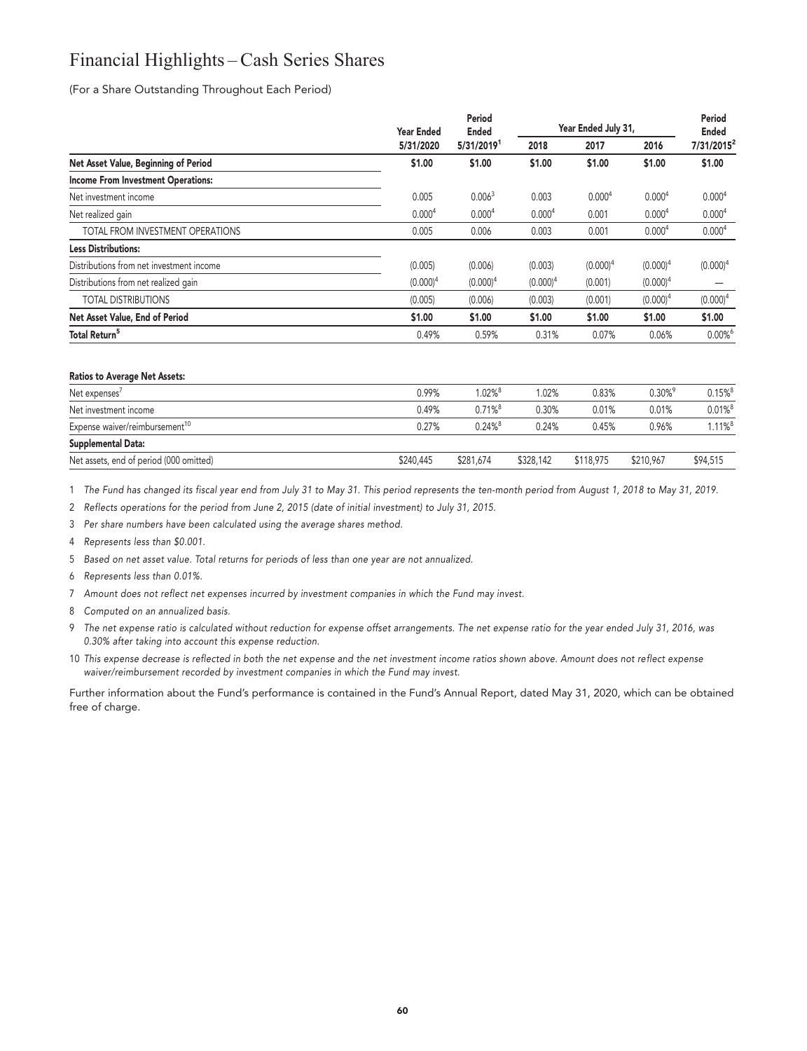# Financial Highlights – Cash Series Shares

(For a Share Outstanding Throughout Each Period)

| | Year Ended | Period Ended | Year Ended July 31, | | | Period Ended |
|---|---|---|---|---|---|---|
| | 5/31/2020 | 5/31/2019[1] | 2018 | 2017 | 2016 | 7/31/2015[2] |
| **Net Asset Value, Beginning of Period** | **$1.00** | **$1.00** | **$1.00** | **$1.00** | **$1.00** | **$1.00** |
| **Income From Investment Operations:** | | | | | | |
| Net investment income | 0.005 | 0.006[3] | 0.003 | 0.000[4] | 0.000[4] | 0.000[4] |
| Net realized gain | 0.000[4] | 0.000[4] | 0.000[4] | 0.001 | 0.000[4] | 0.000[4] |
| TOTAL FROM INVESTMENT OPERATIONS | 0.005 | 0.006 | 0.003 | 0.001 | 0.000[4] | 0.000[4] |
| **Less Distributions:** | | | | | | |
| Distributions from net investment income | (0.005) | (0.006) | (0.003) | (0.000)[4] | (0.000)[4] | (0.000)[4] |
| Distributions from net realized gain | (0.000)[4] | (0.000)[4] | (0.000)[4] | (0.001) | (0.000)[4] | — |
| TOTAL DISTRIBUTIONS | (0.005) | (0.006) | (0.003) | (0.001) | (0.000)[4] | (0.000)[4] |
| **Net Asset Value, End of Period** | **$1.00** | **$1.00** | **$1.00** | **$1.00** | **$1.00** | **$1.00** |
| **Total Return[5]** | 0.49% | 0.59% | 0.31% | 0.07% | 0.06% | 0.00%[6] |
| **Ratios to Average Net Assets:** | | | | | | |
| Net expenses[7] | 0.99% | 1.02%[8] | 1.02% | 0.83% | 0.30%[9] | 0.15%[8] |
| Net investment income | 0.49% | 0.71%[8] | 0.30% | 0.01% | 0.01% | 0.01%[8] |
| Expense waiver/reimbursement[10] | 0.27% | 0.24%[8] | 0.24% | 0.45% | 0.96% | 1.11%[8] |
| **Supplemental Data:** | | | | | | |
| Net assets, end of period (000 omitted) | $240,445 | $281,674 | $328,142 | $118,975 | $210,967 | $94,515 |

1 *The Fund has changed its fiscal year end from July 31 to May 31. This period represents the ten-month period from August 1, 2018 to May 31, 2019.*

2 *Reflects operations for the period from June 2, 2015 (date of initial investment) to July 31, 2015.*

3 *Per share numbers have been calculated using the average shares method.*

4 *Represents less than $0.001.*

5 *Based on net asset value. Total returns for periods of less than one year are not annualized.*

6 *Represents less than 0.01%.*

7 *Amount does not reflect net expenses incurred by investment companies in which the Fund may invest.*

8 *Computed on an annualized basis.*

9 *The net expense ratio is calculated without reduction for expense offset arrangements. The net expense ratio for the year ended July 31, 2016, was 0.30% after taking into account this expense reduction.*

10 *This expense decrease is reflected in both the net expense and the net investment income ratios shown above. Amount does not reflect expense waiver/reimbursement recorded by investment companies in which the Fund may invest.*

Further information about the Fund's performance is contained in the Fund's Annual Report, dated May 31, 2020, which can be obtained free of charge.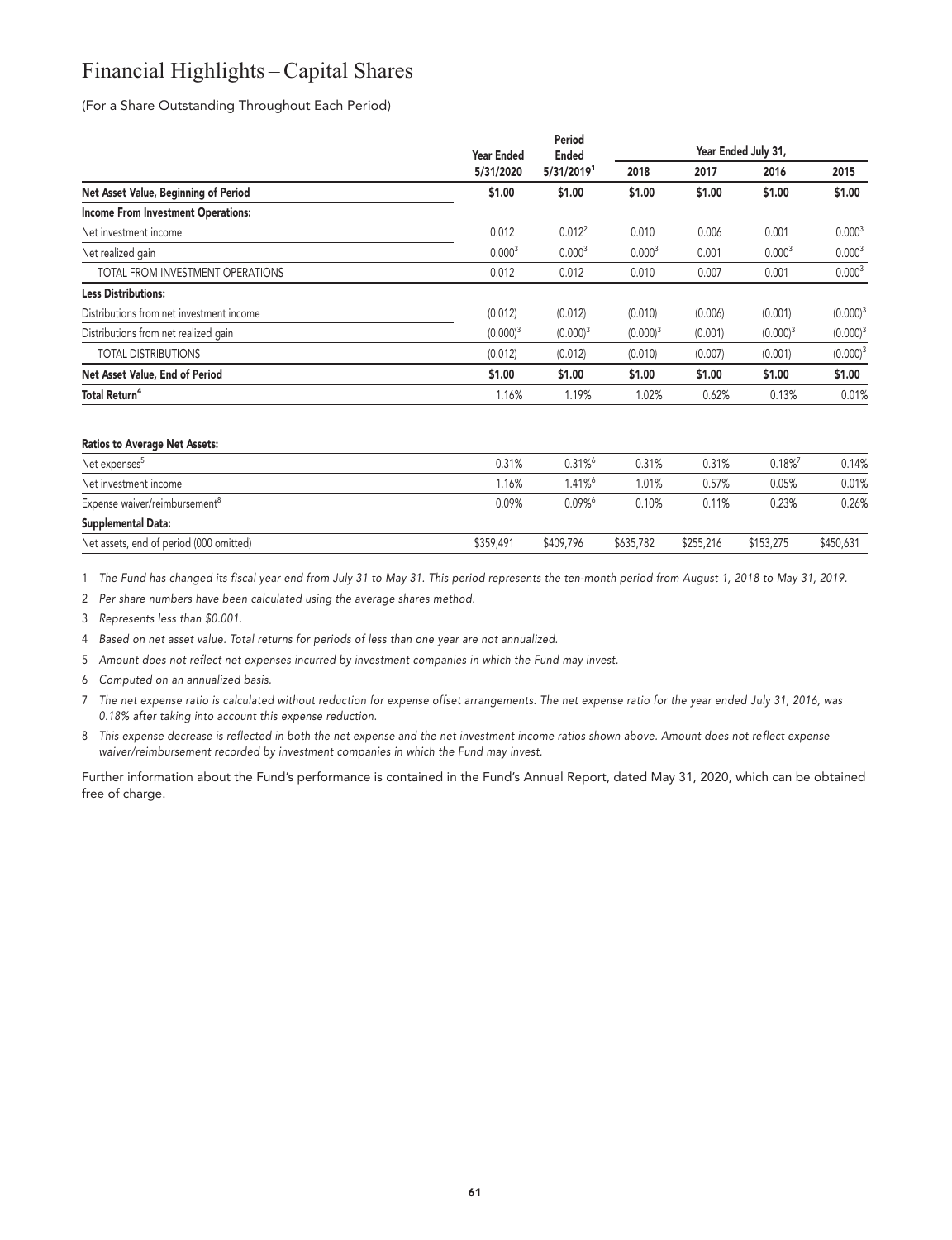# Financial Highlights – Capital Shares

(For a Share Outstanding Throughout Each Period)

| | Year Ended | Period Ended | Year Ended July 31, | | | |
|---|---|---|---|---|---|---|
| | 5/31/2020 | 5/31/2019[1] | 2018 | 2017 | 2016 | 2015 |
| **Net Asset Value, Beginning of Period** | **$1.00** | **$1.00** | **$1.00** | **$1.00** | **$1.00** | **$1.00** |
| **Income From Investment Operations:** | | | | | | |
| Net investment income | 0.012 | 0.012[2] | 0.010 | 0.006 | 0.001 | 0.000[3] |
| Net realized gain | 0.000[3] | 0.000[3] | 0.000[3] | 0.001 | 0.000[3] | 0.000[3] |
| TOTAL FROM INVESTMENT OPERATIONS | 0.012 | 0.012 | 0.010 | 0.007 | 0.001 | 0.000[3] |
| **Less Distributions:** | | | | | | |
| Distributions from net investment income | (0.012) | (0.012) | (0.010) | (0.006) | (0.001) | (0.000)[3] |
| Distributions from net realized gain | (0.000)[3] | (0.000)[3] | (0.000)[3] | (0.001) | (0.000)[3] | (0.000)[3] |
| TOTAL DISTRIBUTIONS | (0.012) | (0.012) | (0.010) | (0.007) | (0.001) | (0.000)[3] |
| **Net Asset Value, End of Period** | **$1.00** | **$1.00** | **$1.00** | **$1.00** | **$1.00** | **$1.00** |
| **Total Return[4]** | 1.16% | 1.19% | 1.02% | 0.62% | 0.13% | 0.01% |
| | | | | | | |
| **Ratios to Average Net Assets:** | | | | | | |
| Net expenses[5] | 0.31% | 0.31%[6] | 0.31% | 0.31% | 0.18%[7] | 0.14% |
| Net investment income | 1.16% | 1.41%[6] | 1.01% | 0.57% | 0.05% | 0.01% |
| Expense waiver/reimbursement[8] | 0.09% | 0.09%[6] | 0.10% | 0.11% | 0.23% | 0.26% |
| **Supplemental Data:** | | | | | | |
| Net assets, end of period (000 omitted) | $359,491 | $409,796 | $635,782 | $255,216 | $153,275 | $450,631 |

1 *The Fund has changed its fiscal year end from July 31 to May 31. This period represents the ten-month period from August 1, 2018 to May 31, 2019.*

2 *Per share numbers have been calculated using the average shares method.*

3 *Represents less than $0.001.*

4 *Based on net asset value. Total returns for periods of less than one year are not annualized.*

5 *Amount does not reflect net expenses incurred by investment companies in which the Fund may invest.*

6 *Computed on an annualized basis.*

7 *The net expense ratio is calculated without reduction for expense offset arrangements. The net expense ratio for the year ended July 31, 2016, was 0.18% after taking into account this expense reduction.*

8 *This expense decrease is reflected in both the net expense and the net investment income ratios shown above. Amount does not reflect expense waiver/reimbursement recorded by investment companies in which the Fund may invest.*

Further information about the Fund's performance is contained in the Fund's Annual Report, dated May 31, 2020, which can be obtained free of charge.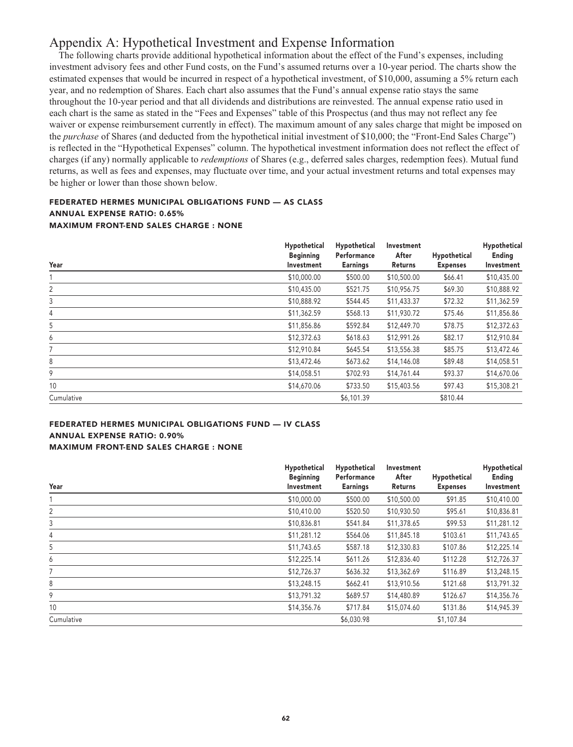# Appendix A: Hypothetical Investment and Expense Information

The following charts provide additional hypothetical information about the effect of the Fund's expenses, including investment advisory fees and other Fund costs, on the Fund's assumed returns over a 10-year period. The charts show the estimated expenses that would be incurred in respect of a hypothetical investment, of $10,000, assuming a 5% return each year, and no redemption of Shares. Each chart also assumes that the Fund's annual expense ratio stays the same throughout the 10-year period and that all dividends and distributions are reinvested. The annual expense ratio used in each chart is the same as stated in the "Fees and Expenses" table of this Prospectus (and thus may not reflect any fee waiver or expense reimbursement currently in effect). The maximum amount of any sales charge that might be imposed on the *purchase* of Shares (and deducted from the hypothetical initial investment of $10,000; the "Front-End Sales Charge") is reflected in the "Hypothetical Expenses" column. The hypothetical investment information does not reflect the effect of charges (if any) normally applicable to *redemptions* of Shares (e.g., deferred sales charges, redemption fees). Mutual fund returns, as well as fees and expenses, may fluctuate over time, and your actual investment returns and total expenses may be higher or lower than those shown below.

**FEDERATED HERMES MUNICIPAL OBLIGATIONS FUND — AS CLASS**
**ANNUAL EXPENSE RATIO: 0.65%**
**MAXIMUM FRONT-END SALES CHARGE : NONE**

| Year | Hypothetical Beginning Investment | Hypothetical Performance Earnings | Investment After Returns | Hypothetical Expenses | Hypothetical Ending Investment |
|---|---|---|---|---|---|
| 1 | $10,000.00 | $500.00 | $10,500.00 | $66.41 | $10,435.00 |
| 2 | $10,435.00 | $521.75 | $10,956.75 | $69.30 | $10,888.92 |
| 3 | $10,888.92 | $544.45 | $11,433.37 | $72.32 | $11,362.59 |
| 4 | $11,362.59 | $568.13 | $11,930.72 | $75.46 | $11,856.86 |
| 5 | $11,856.86 | $592.84 | $12,449.70 | $78.75 | $12,372.63 |
| 6 | $12,372.63 | $618.63 | $12,991.26 | $82.17 | $12,910.84 |
| 7 | $12,910.84 | $645.54 | $13,556.38 | $85.75 | $13,472.46 |
| 8 | $13,472.46 | $673.62 | $14,146.08 | $89.48 | $14,058.51 |
| 9 | $14,058.51 | $702.93 | $14,761.44 | $93.37 | $14,670.06 |
| 10 | $14,670.06 | $733.50 | $15,403.56 | $97.43 | $15,308.21 |
| Cumulative | | $6,101.39 | | $810.44 | |

**FEDERATED HERMES MUNICIPAL OBLIGATIONS FUND — IV CLASS**
**ANNUAL EXPENSE RATIO: 0.90%**
**MAXIMUM FRONT-END SALES CHARGE : NONE**

| Year | Hypothetical Beginning Investment | Hypothetical Performance Earnings | Investment After Returns | Hypothetical Expenses | Hypothetical Ending Investment |
|---|---|---|---|---|---|
| 1 | $10,000.00 | $500.00 | $10,500.00 | $91.85 | $10,410.00 |
| 2 | $10,410.00 | $520.50 | $10,930.50 | $95.61 | $10,836.81 |
| 3 | $10,836.81 | $541.84 | $11,378.65 | $99.53 | $11,281.12 |
| 4 | $11,281.12 | $564.06 | $11,845.18 | $103.61 | $11,743.65 |
| 5 | $11,743.65 | $587.18 | $12,330.83 | $107.86 | $12,225.14 |
| 6 | $12,225.14 | $611.26 | $12,836.40 | $112.28 | $12,726.37 |
| 7 | $12,726.37 | $636.32 | $13,362.69 | $116.89 | $13,248.15 |
| 8 | $13,248.15 | $662.41 | $13,910.56 | $121.68 | $13,791.32 |
| 9 | $13,791.32 | $689.57 | $14,480.89 | $126.67 | $14,356.76 |
| 10 | $14,356.76 | $717.84 | $15,074.60 | $131.86 | $14,945.39 |
| Cumulative | | $6,030.98 | | $1,107.84 | |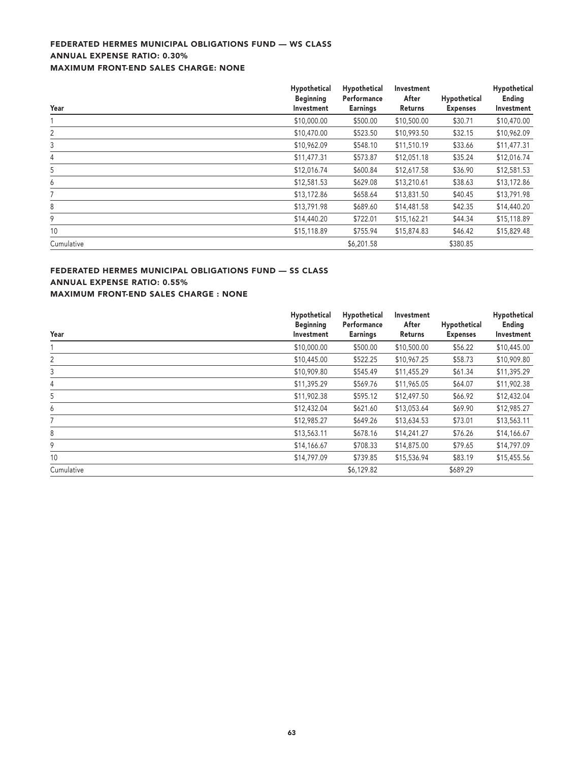### FEDERATED HERMES MUNICIPAL OBLIGATIONS FUND — WS CLASS
### ANNUAL EXPENSE RATIO: 0.30%
### MAXIMUM FRONT-END SALES CHARGE: NONE

| Year | Hypothetical Beginning Investment | Hypothetical Performance Earnings | Investment After Returns | Hypothetical Expenses | Hypothetical Ending Investment |
|---|---|---|---|---|---|
| 1 | $10,000.00 | $500.00 | $10,500.00 | $30.71 | $10,470.00 |
| 2 | $10,470.00 | $523.50 | $10,993.50 | $32.15 | $10,962.09 |
| 3 | $10,962.09 | $548.10 | $11,510.19 | $33.66 | $11,477.31 |
| 4 | $11,477.31 | $573.87 | $12,051.18 | $35.24 | $12,016.74 |
| 5 | $12,016.74 | $600.84 | $12,617.58 | $36.90 | $12,581.53 |
| 6 | $12,581.53 | $629.08 | $13,210.61 | $38.63 | $13,172.86 |
| 7 | $13,172.86 | $658.64 | $13,831.50 | $40.45 | $13,791.98 |
| 8 | $13,791.98 | $689.60 | $14,481.58 | $42.35 | $14,440.20 |
| 9 | $14,440.20 | $722.01 | $15,162.21 | $44.34 | $15,118.89 |
| 10 | $15,118.89 | $755.94 | $15,874.83 | $46.42 | $15,829.48 |
| Cumulative | | $6,201.58 | | $380.85 | |

### FEDERATED HERMES MUNICIPAL OBLIGATIONS FUND — SS CLASS
### ANNUAL EXPENSE RATIO: 0.55%
### MAXIMUM FRONT-END SALES CHARGE : NONE

| Year | Hypothetical Beginning Investment | Hypothetical Performance Earnings | Investment After Returns | Hypothetical Expenses | Hypothetical Ending Investment |
|---|---|---|---|---|---|
| 1 | $10,000.00 | $500.00 | $10,500.00 | $56.22 | $10,445.00 |
| 2 | $10,445.00 | $522.25 | $10,967.25 | $58.73 | $10,909.80 |
| 3 | $10,909.80 | $545.49 | $11,455.29 | $61.34 | $11,395.29 |
| 4 | $11,395.29 | $569.76 | $11,965.05 | $64.07 | $11,902.38 |
| 5 | $11,902.38 | $595.12 | $12,497.50 | $66.92 | $12,432.04 |
| 6 | $12,432.04 | $621.60 | $13,053.64 | $69.90 | $12,985.27 |
| 7 | $12,985.27 | $649.26 | $13,634.53 | $73.01 | $13,563.11 |
| 8 | $13,563.11 | $678.16 | $14,241.27 | $76.26 | $14,166.67 |
| 9 | $14,166.67 | $708.33 | $14,875.00 | $79.65 | $14,797.09 |
| 10 | $14,797.09 | $739.85 | $15,536.94 | $83.19 | $15,455.56 |
| Cumulative | | $6,129.82 | | $689.29 | |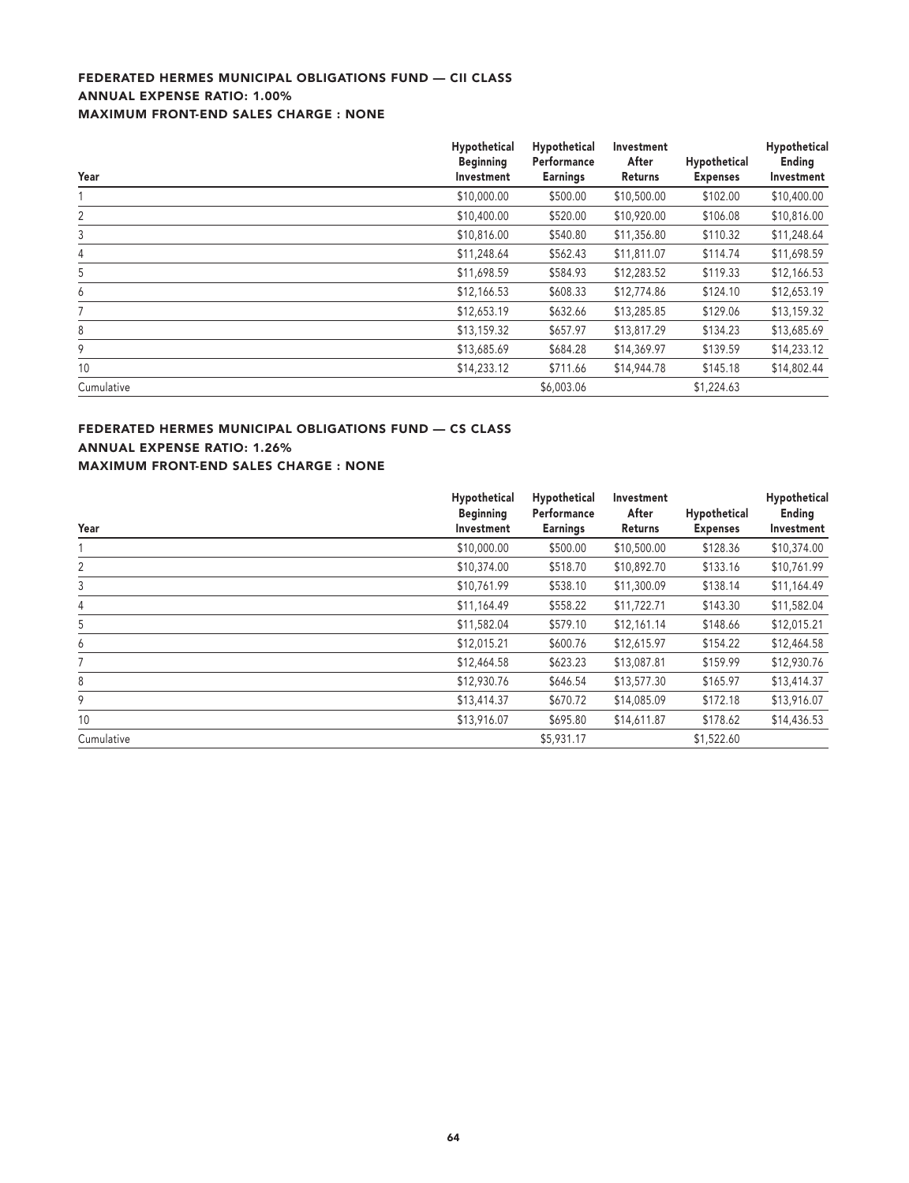### FEDERATED HERMES MUNICIPAL OBLIGATIONS FUND — CII CLASS
### ANNUAL EXPENSE RATIO: 1.00%
### MAXIMUM FRONT-END SALES CHARGE : NONE

| Year | Hypothetical Beginning Investment | Hypothetical Performance Earnings | Investment After Returns | Hypothetical Expenses | Hypothetical Ending Investment |
|---|---|---|---|---|---|
| 1 | $10,000.00 | $500.00 | $10,500.00 | $102.00 | $10,400.00 |
| 2 | $10,400.00 | $520.00 | $10,920.00 | $106.08 | $10,816.00 |
| 3 | $10,816.00 | $540.80 | $11,356.80 | $110.32 | $11,248.64 |
| 4 | $11,248.64 | $562.43 | $11,811.07 | $114.74 | $11,698.59 |
| 5 | $11,698.59 | $584.93 | $12,283.52 | $119.33 | $12,166.53 |
| 6 | $12,166.53 | $608.33 | $12,774.86 | $124.10 | $12,653.19 |
| 7 | $12,653.19 | $632.66 | $13,285.85 | $129.06 | $13,159.32 |
| 8 | $13,159.32 | $657.97 | $13,817.29 | $134.23 | $13,685.69 |
| 9 | $13,685.69 | $684.28 | $14,369.97 | $139.59 | $14,233.12 |
| 10 | $14,233.12 | $711.66 | $14,944.78 | $145.18 | $14,802.44 |
| Cumulative | | $6,003.06 | | $1,224.63 | |

### FEDERATED HERMES MUNICIPAL OBLIGATIONS FUND — CS CLASS
### ANNUAL EXPENSE RATIO: 1.26%
### MAXIMUM FRONT-END SALES CHARGE : NONE

| Year | Hypothetical Beginning Investment | Hypothetical Performance Earnings | Investment After Returns | Hypothetical Expenses | Hypothetical Ending Investment |
|---|---|---|---|---|---|
| 1 | $10,000.00 | $500.00 | $10,500.00 | $128.36 | $10,374.00 |
| 2 | $10,374.00 | $518.70 | $10,892.70 | $133.16 | $10,761.99 |
| 3 | $10,761.99 | $538.10 | $11,300.09 | $138.14 | $11,164.49 |
| 4 | $11,164.49 | $558.22 | $11,722.71 | $143.30 | $11,582.04 |
| 5 | $11,582.04 | $579.10 | $12,161.14 | $148.66 | $12,015.21 |
| 6 | $12,015.21 | $600.76 | $12,615.97 | $154.22 | $12,464.58 |
| 7 | $12,464.58 | $623.23 | $13,087.81 | $159.99 | $12,930.76 |
| 8 | $12,930.76 | $646.54 | $13,577.30 | $165.97 | $13,414.37 |
| 9 | $13,414.37 | $670.72 | $14,085.09 | $172.18 | $13,916.07 |
| 10 | $13,916.07 | $695.80 | $14,611.87 | $178.62 | $14,436.53 |
| Cumulative | | $5,931.17 | | $1,522.60 | |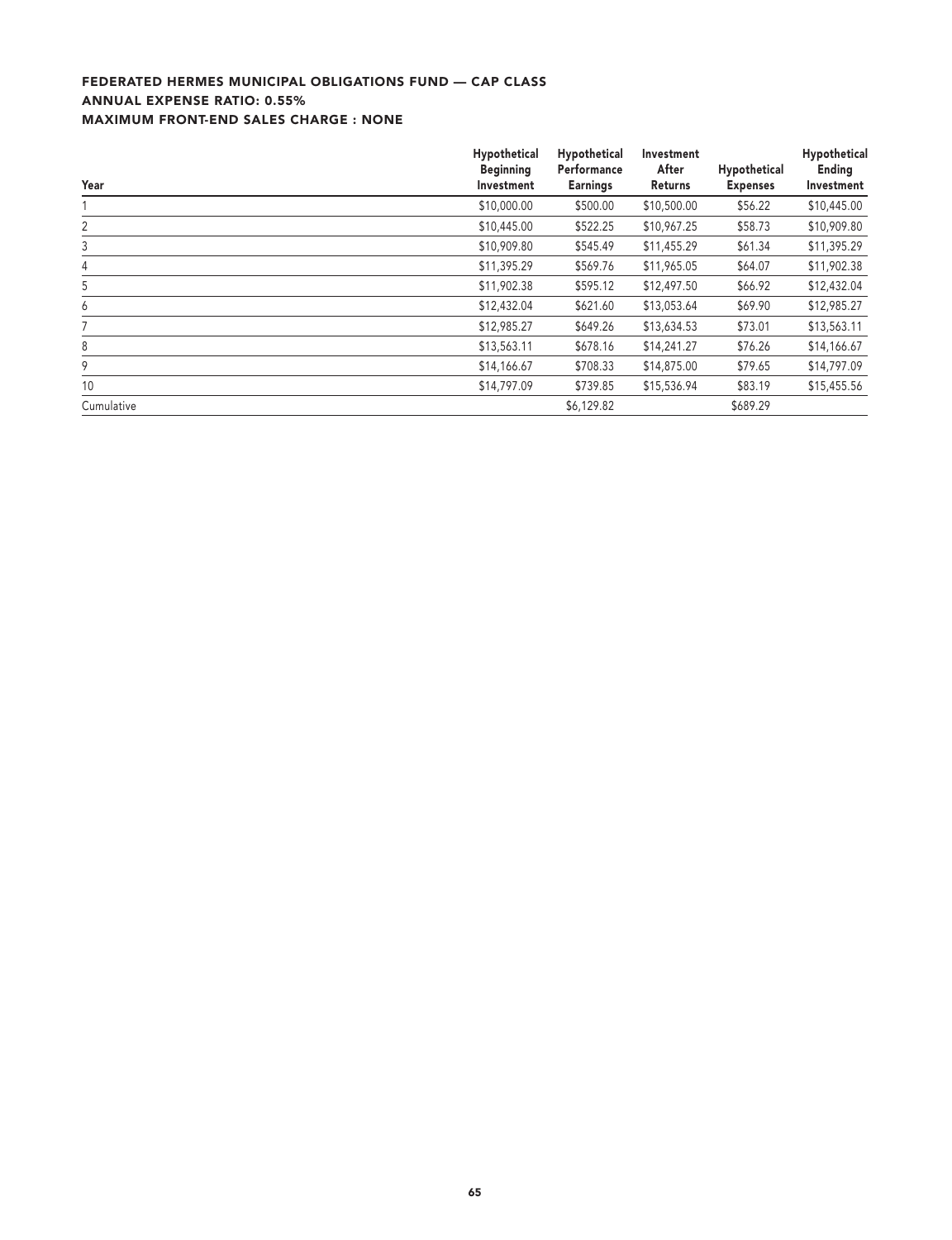### FEDERATED HERMES MUNICIPAL OBLIGATIONS FUND — CAP CLASS
### ANNUAL EXPENSE RATIO: 0.55%
### MAXIMUM FRONT-END SALES CHARGE : NONE

| Year | Hypothetical Beginning Investment | Hypothetical Performance Earnings | Investment After Returns | Hypothetical Expenses | Hypothetical Ending Investment |
|---|---|---|---|---|---|
| 1 | $10,000.00 | $500.00 | $10,500.00 | $56.22 | $10,445.00 |
| 2 | $10,445.00 | $522.25 | $10,967.25 | $58.73 | $10,909.80 |
| 3 | $10,909.80 | $545.49 | $11,455.29 | $61.34 | $11,395.29 |
| 4 | $11,395.29 | $569.76 | $11,965.05 | $64.07 | $11,902.38 |
| 5 | $11,902.38 | $595.12 | $12,497.50 | $66.92 | $12,432.04 |
| 6 | $12,432.04 | $621.60 | $13,053.64 | $69.90 | $12,985.27 |
| 7 | $12,985.27 | $649.26 | $13,634.53 | $73.01 | $13,563.11 |
| 8 | $13,563.11 | $678.16 | $14,241.27 | $76.26 | $14,166.67 |
| 9 | $14,166.67 | $708.33 | $14,875.00 | $79.65 | $14,797.09 |
| 10 | $14,797.09 | $739.85 | $15,536.94 | $83.19 | $15,455.56 |
| Cumulative | | $6,129.82 | | $689.29 | |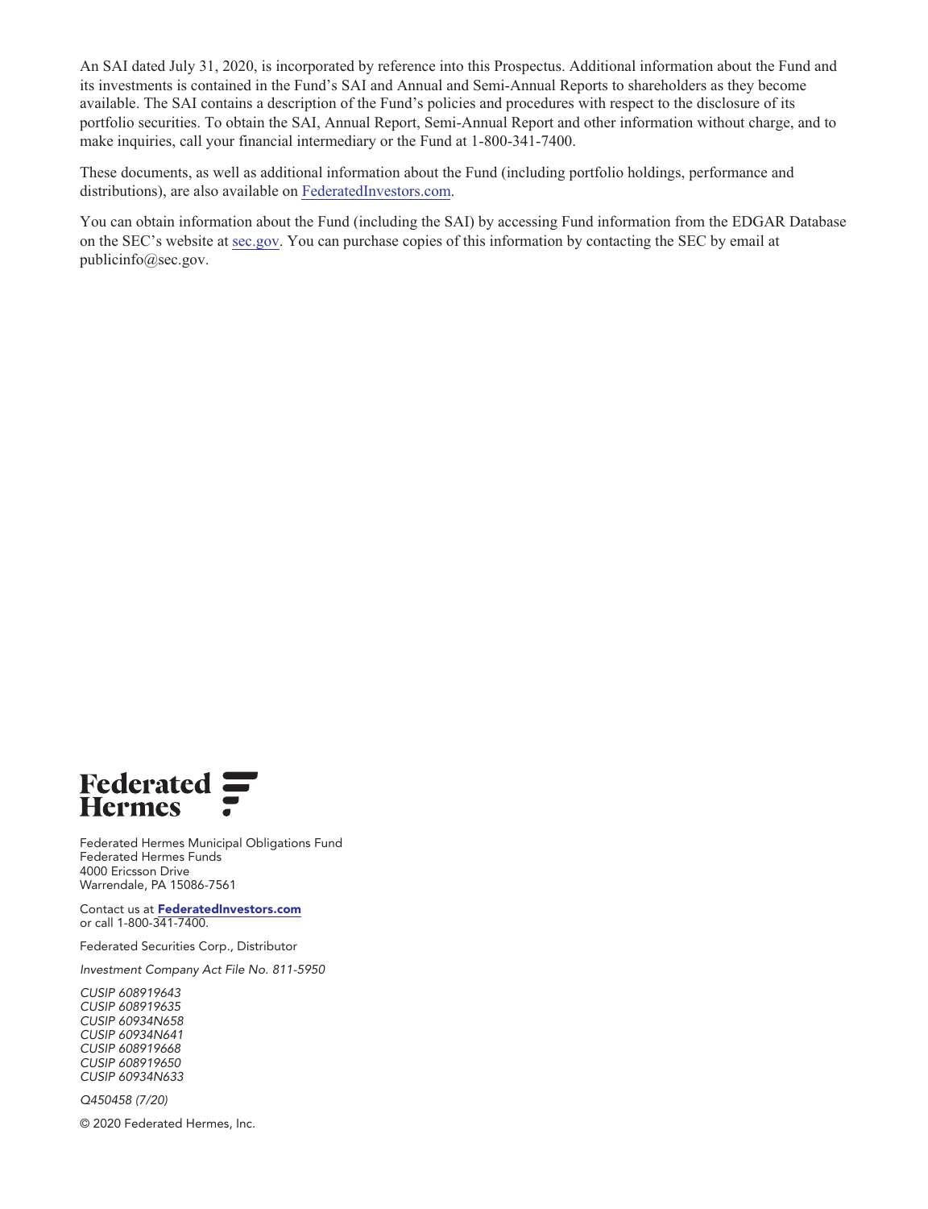An SAI dated July 31, 2020, is incorporated by reference into this Prospectus. Additional information about the Fund and its investments is contained in the Fund's SAI and Annual and Semi-Annual Reports to shareholders as they become available. The SAI contains a description of the Fund's policies and procedures with respect to the disclosure of its portfolio securities. To obtain the SAI, Annual Report, Semi-Annual Report and other information without charge, and to make inquiries, call your financial intermediary or the Fund at 1-800-341-7400.

These documents, as well as additional information about the Fund (including portfolio holdings, performance and distributions), are also available on FederatedInvestors.com.

You can obtain information about the Fund (including the SAI) by accessing Fund information from the EDGAR Database on the SEC's website at sec.gov. You can purchase copies of this information by contacting the SEC by email at publicinfo@sec.gov.

**Federated Hermes**

Federated Hermes Municipal Obligations Fund
Federated Hermes Funds
4000 Ericsson Drive
Warrendale, PA 15086-7561

Contact us at **FederatedInvestors.com**
or call 1-800-341-7400.

Federated Securities Corp., Distributor

*Investment Company Act File No. 811-5950*

*CUSIP 608919643*
*CUSIP 608919635*
*CUSIP 60934N658*
*CUSIP 60934N641*
*CUSIP 608919668*
*CUSIP 608919650*
*CUSIP 60934N633*

*Q450458 (7/20)*

© 2020 Federated Hermes, Inc.